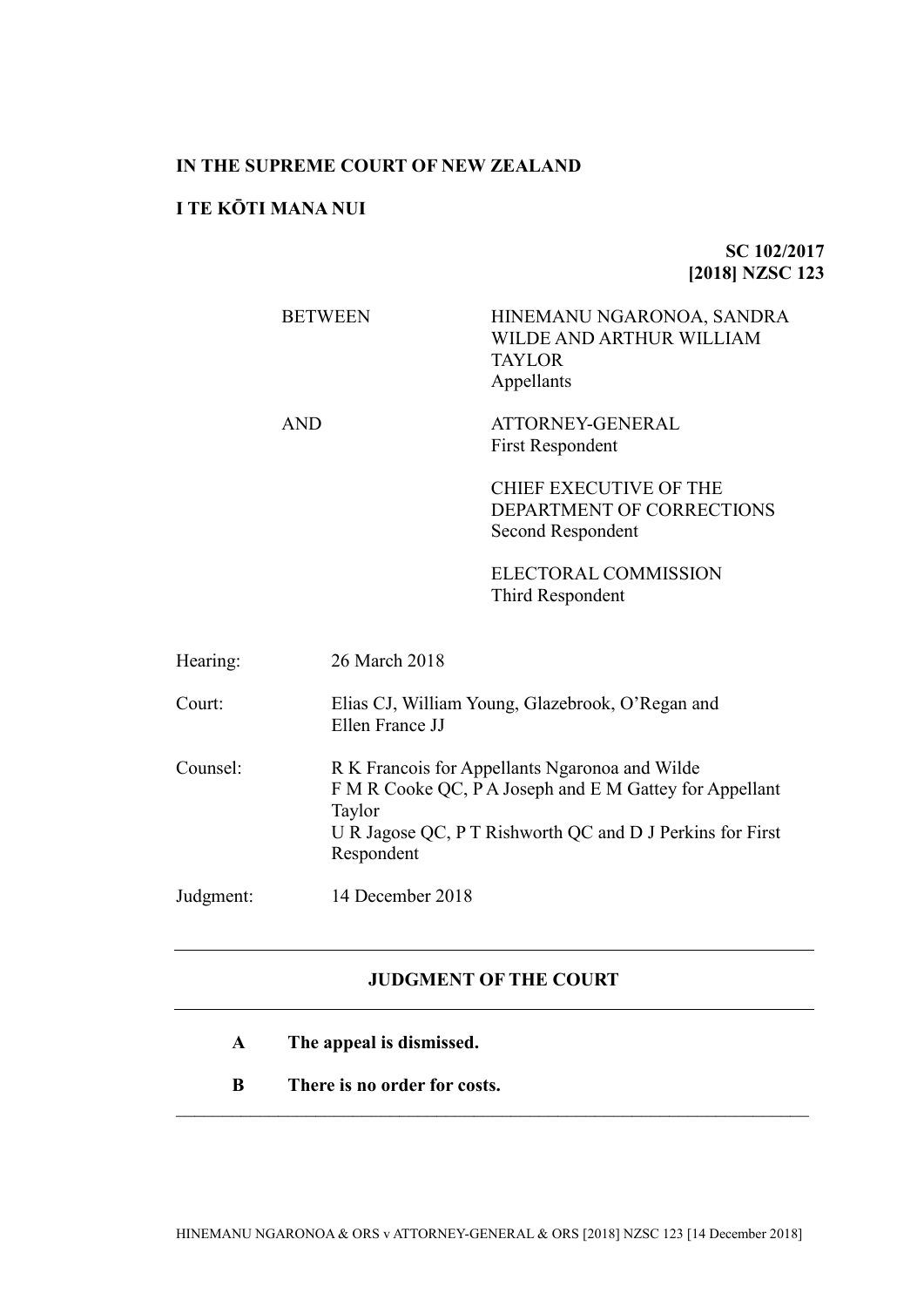**IN THE SUPREME COURT OF NEW ZEALAND**

**I TE KŌTI MANA NUI**

**SC 102/2017**
**[2018] NZSC 123**

| | |
|---|---|
| BETWEEN | HINEMANU NGARONOA, SANDRA WILDE AND ARTHUR WILLIAM TAYLOR<br>Appellants |
| AND | ATTORNEY-GENERAL<br>First Respondent |
| | CHIEF EXECUTIVE OF THE DEPARTMENT OF CORRECTIONS<br>Second Respondent |
| | ELECTORAL COMMISSION<br>Third Respondent |

| | |
|---|---|
| Hearing: | 26 March 2018 |
| Court: | Elias CJ, William Young, Glazebrook, O'Regan and Ellen France JJ |
| Counsel: | R K Francois for Appellants Ngaronoa and Wilde<br>F M R Cooke QC, P A Joseph and E M Gattey for Appellant Taylor<br>U R Jagose QC, P T Rishworth QC and D J Perkins for First Respondent |
| Judgment: | 14 December 2018 |

---

**JUDGMENT OF THE COURT**

---

**A The appeal is dismissed.**

**B There is no order for costs.**

---

HINEMANU NGARONOA & ORS v ATTORNEY-GENERAL & ORS [2018] NZSC 123 [14 December 2018]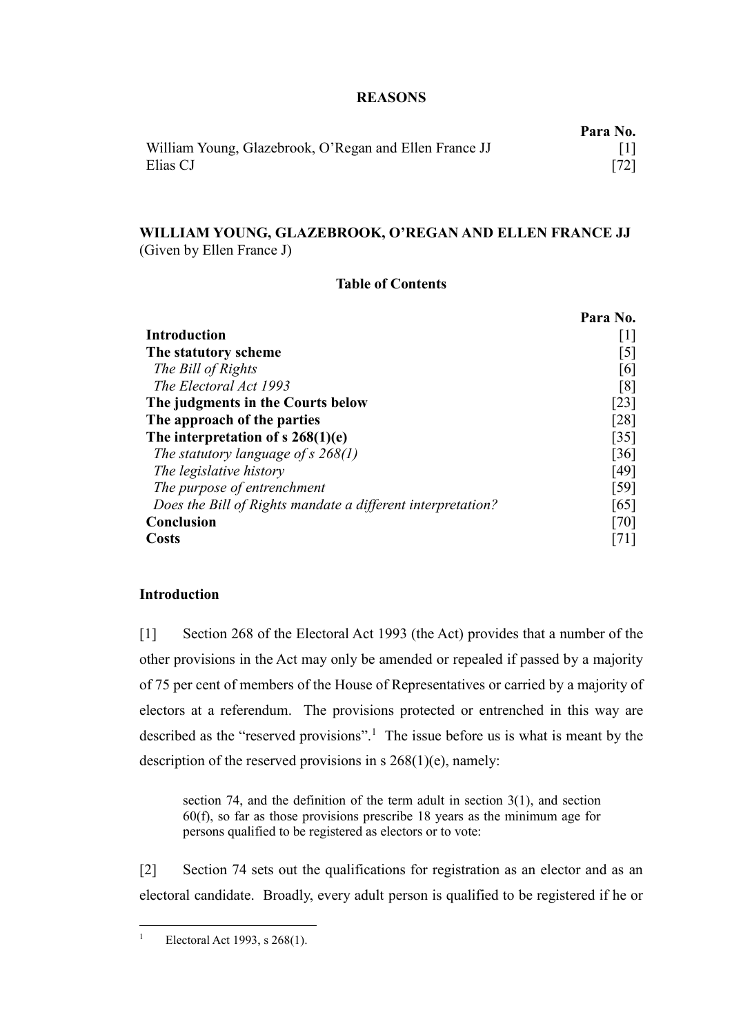**REASONS**

| | Para No. |
|---|---|
| William Young, Glazebrook, O'Regan and Ellen France JJ | [1] |
| Elias CJ | [72] |

**WILLIAM YOUNG, GLAZEBROOK, O'REGAN AND ELLEN FRANCE JJ**
(Given by Ellen France J)

**Table of Contents**

| | Para No. |
|---|---|
| **Introduction** | [1] |
| **The statutory scheme** | [5] |
| *The Bill of Rights* | [6] |
| *The Electoral Act 1993* | [8] |
| **The judgments in the Courts below** | [23] |
| **The approach of the parties** | [28] |
| **The interpretation of s 268(1)(e)** | [35] |
| *The statutory language of s 268(1)* | [36] |
| *The legislative history* | [49] |
| *The purpose of entrenchment* | [59] |
| *Does the Bill of Rights mandate a different interpretation?* | [65] |
| **Conclusion** | [70] |
| **Costs** | [71] |

**Introduction**

[1] Section 268 of the Electoral Act 1993 (the Act) provides that a number of the other provisions in the Act may only be amended or repealed if passed by a majority of 75 per cent of members of the House of Representatives or carried by a majority of electors at a referendum. The provisions protected or entrenched in this way are described as the "reserved provisions".[1] The issue before us is what is meant by the description of the reserved provisions in s 268(1)(e), namely:

> section 74, and the definition of the term adult in section 3(1), and section 60(f), so far as those provisions prescribe 18 years as the minimum age for persons qualified to be registered as electors or to vote:

[2] Section 74 sets out the qualifications for registration as an elector and as an electoral candidate. Broadly, every adult person is qualified to be registered if he or

---

[1] Electoral Act 1993, s 268(1).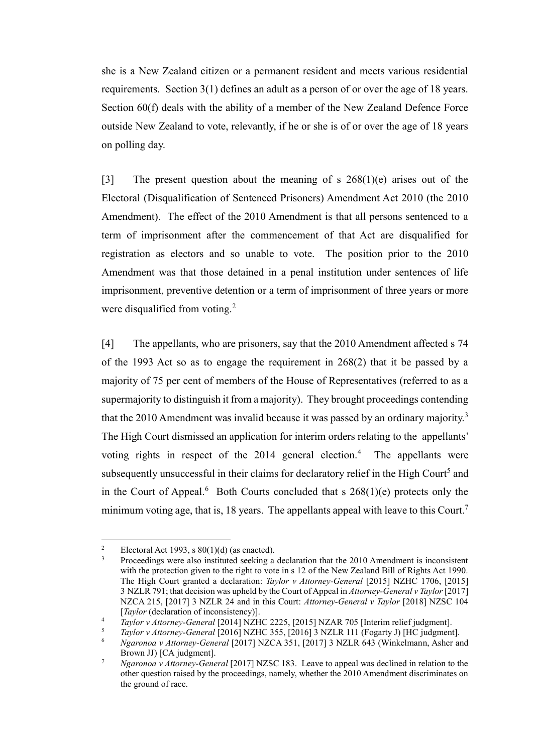she is a New Zealand citizen or a permanent resident and meets various residential requirements. Section 3(1) defines an adult as a person of or over the age of 18 years. Section 60(f) deals with the ability of a member of the New Zealand Defence Force outside New Zealand to vote, relevantly, if he or she is of or over the age of 18 years on polling day.

[3] The present question about the meaning of s 268(1)(e) arises out of the Electoral (Disqualification of Sentenced Prisoners) Amendment Act 2010 (the 2010 Amendment). The effect of the 2010 Amendment is that all persons sentenced to a term of imprisonment after the commencement of that Act are disqualified for registration as electors and so unable to vote. The position prior to the 2010 Amendment was that those detained in a penal institution under sentences of life imprisonment, preventive detention or a term of imprisonment of three years or more were disqualified from voting.[2]

[4] The appellants, who are prisoners, say that the 2010 Amendment affected s 74 of the 1993 Act so as to engage the requirement in 268(2) that it be passed by a majority of 75 per cent of members of the House of Representatives (referred to as a supermajority to distinguish it from a majority). They brought proceedings contending that the 2010 Amendment was invalid because it was passed by an ordinary majority.[3] The High Court dismissed an application for interim orders relating to the appellants' voting rights in respect of the 2014 general election.[4] The appellants were subsequently unsuccessful in their claims for declaratory relief in the High Court[5] and in the Court of Appeal.[6] Both Courts concluded that s 268(1)(e) protects only the minimum voting age, that is, 18 years. The appellants appeal with leave to this Court.[7]

---

[2] Electoral Act 1993, s 80(1)(d) (as enacted).

[3] Proceedings were also instituted seeking a declaration that the 2010 Amendment is inconsistent with the protection given to the right to vote in s 12 of the New Zealand Bill of Rights Act 1990. The High Court granted a declaration: *Taylor v Attorney-General* [2015] NZHC 1706, [2015] 3 NZLR 791; that decision was upheld by the Court of Appeal in *Attorney-General v Taylor* [2017] NZCA 215, [2017] 3 NZLR 24 and in this Court: *Attorney-General v Taylor* [2018] NZSC 104 [*Taylor* (declaration of inconsistency)].

[4] *Taylor v Attorney-General* [2014] NZHC 2225, [2015] NZAR 705 [Interim relief judgment].

[5] *Taylor v Attorney-General* [2016] NZHC 355, [2016] 3 NZLR 111 (Fogarty J) [HC judgment].

[6] *Ngaronoa v Attorney-General* [2017] NZCA 351, [2017] 3 NZLR 643 (Winkelmann, Asher and Brown JJ) [CA judgment].

[7] *Ngaronoa v Attorney-General* [2017] NZSC 183. Leave to appeal was declined in relation to the other question raised by the proceedings, namely, whether the 2010 Amendment discriminates on the ground of race.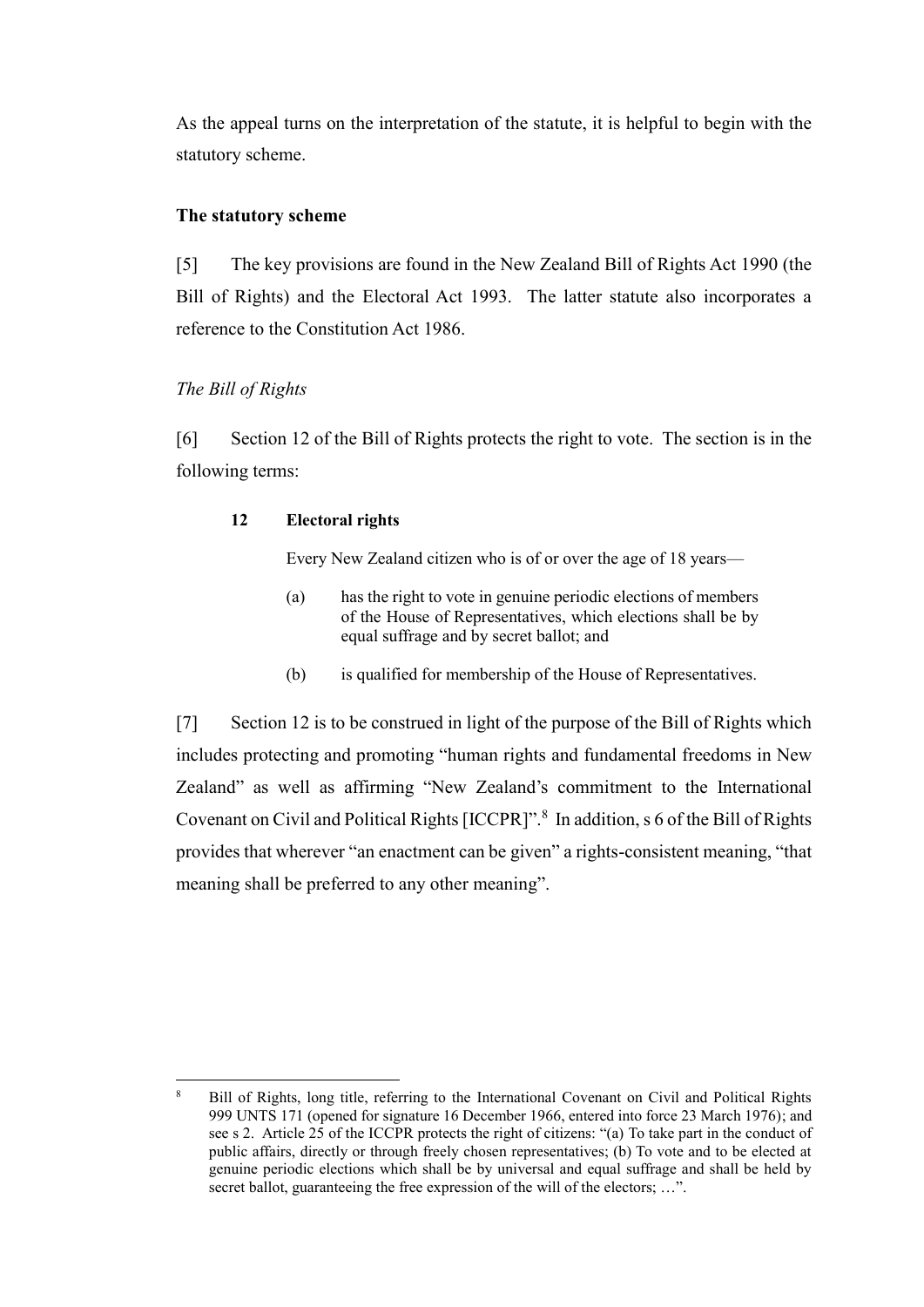As the appeal turns on the interpretation of the statute, it is helpful to begin with the statutory scheme.

**The statutory scheme**

[5] The key provisions are found in the New Zealand Bill of Rights Act 1990 (the Bill of Rights) and the Electoral Act 1993. The latter statute also incorporates a reference to the Constitution Act 1986.

*The Bill of Rights*

[6] Section 12 of the Bill of Rights protects the right to vote. The section is in the following terms:

> **12 Electoral rights**
>
> Every New Zealand citizen who is of or over the age of 18 years—
>
> (a) has the right to vote in genuine periodic elections of members of the House of Representatives, which elections shall be by equal suffrage and by secret ballot; and
>
> (b) is qualified for membership of the House of Representatives.

[7] Section 12 is to be construed in light of the purpose of the Bill of Rights which includes protecting and promoting "human rights and fundamental freedoms in New Zealand" as well as affirming "New Zealand's commitment to the International Covenant on Civil and Political Rights [ICCPR]".[8] In addition, s 6 of the Bill of Rights provides that wherever "an enactment can be given" a rights-consistent meaning, "that meaning shall be preferred to any other meaning".

---

[8] Bill of Rights, long title, referring to the International Covenant on Civil and Political Rights 999 UNTS 171 (opened for signature 16 December 1966, entered into force 23 March 1976); and see s 2. Article 25 of the ICCPR protects the right of citizens: "(a) To take part in the conduct of public affairs, directly or through freely chosen representatives; (b) To vote and to be elected at genuine periodic elections which shall be by universal and equal suffrage and shall be held by secret ballot, guaranteeing the free expression of the will of the electors; …".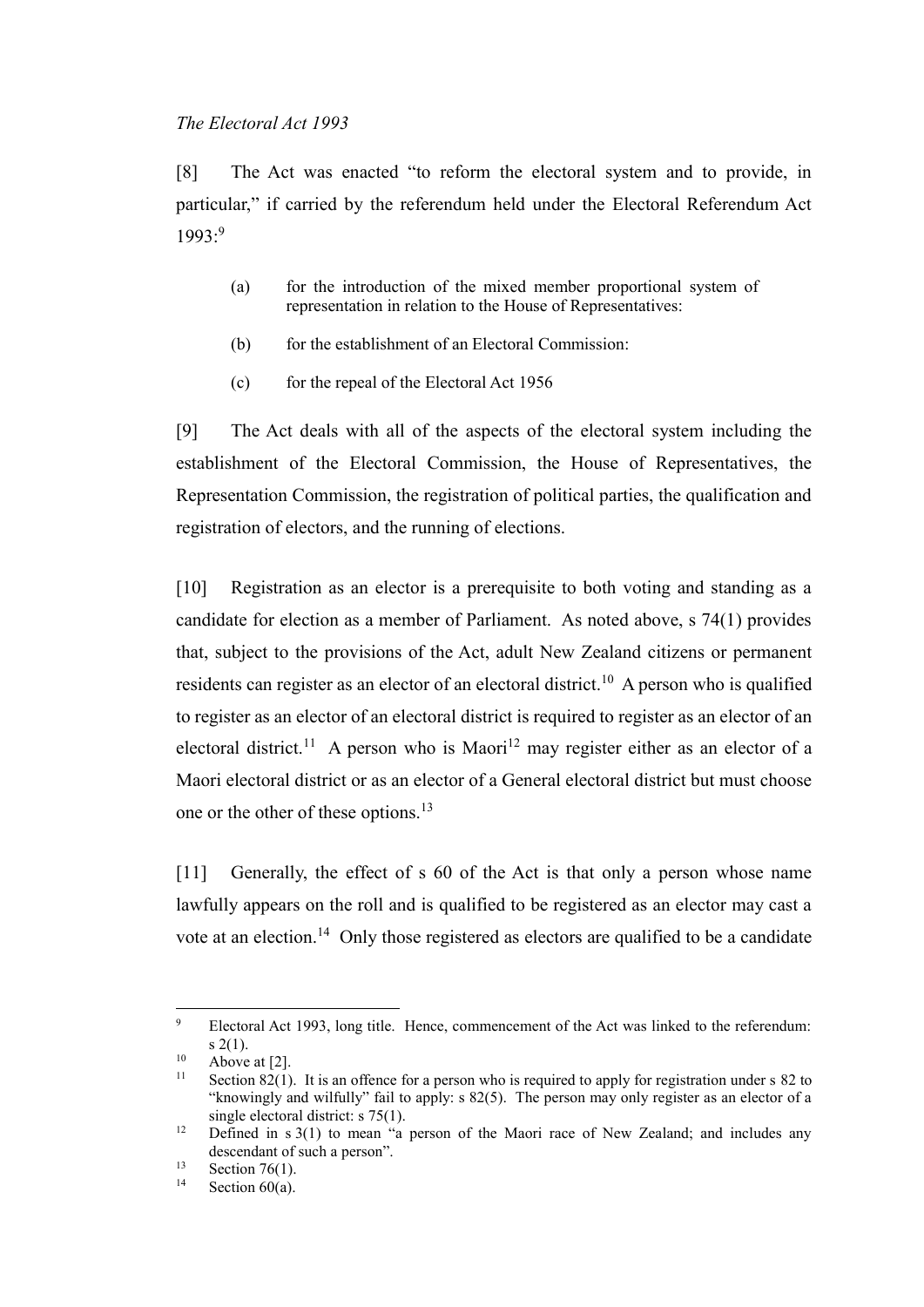*The Electoral Act 1993*

[8] The Act was enacted "to reform the electoral system and to provide, in particular," if carried by the referendum held under the Electoral Referendum Act 1993:[9]

> (a) for the introduction of the mixed member proportional system of representation in relation to the House of Representatives:
>
> (b) for the establishment of an Electoral Commission:
>
> (c) for the repeal of the Electoral Act 1956

[9] The Act deals with all of the aspects of the electoral system including the establishment of the Electoral Commission, the House of Representatives, the Representation Commission, the registration of political parties, the qualification and registration of electors, and the running of elections.

[10] Registration as an elector is a prerequisite to both voting and standing as a candidate for election as a member of Parliament. As noted above, s 74(1) provides that, subject to the provisions of the Act, adult New Zealand citizens or permanent residents can register as an elector of an electoral district.[10] A person who is qualified to register as an elector of an electoral district is required to register as an elector of an electoral district.[11] A person who is Maori[12] may register either as an elector of a Maori electoral district or as an elector of a General electoral district but must choose one or the other of these options.[13]

[11] Generally, the effect of s 60 of the Act is that only a person whose name lawfully appears on the roll and is qualified to be registered as an elector may cast a vote at an election.[14] Only those registered as electors are qualified to be a candidate

---

[9] Electoral Act 1993, long title. Hence, commencement of the Act was linked to the referendum: s 2(1).

[10] Above at [2].

[11] Section 82(1). It is an offence for a person who is required to apply for registration under s 82 to "knowingly and wilfully" fail to apply: s 82(5). The person may only register as an elector of a single electoral district: s 75(1).

[12] Defined in s 3(1) to mean "a person of the Maori race of New Zealand; and includes any descendant of such a person".

[13] Section 76(1).

[14] Section 60(a).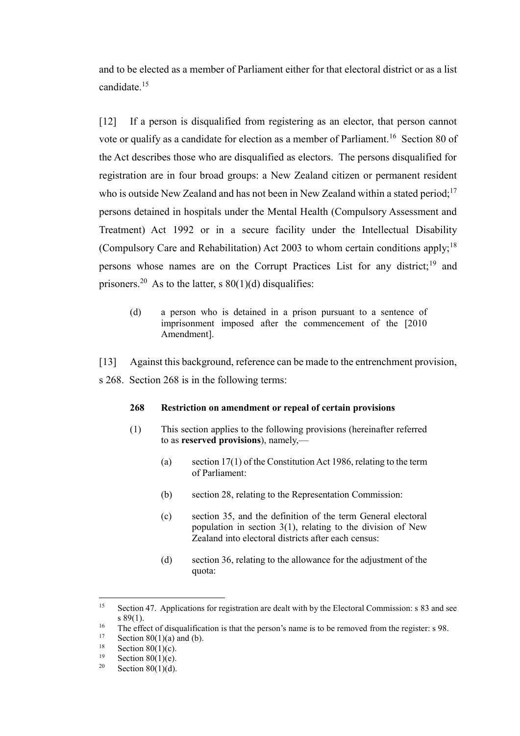and to be elected as a member of Parliament either for that electoral district or as a list candidate.[15]

[12] If a person is disqualified from registering as an elector, that person cannot vote or qualify as a candidate for election as a member of Parliament.[16] Section 80 of the Act describes those who are disqualified as electors. The persons disqualified for registration are in four broad groups: a New Zealand citizen or permanent resident who is outside New Zealand and has not been in New Zealand within a stated period;[17] persons detained in hospitals under the Mental Health (Compulsory Assessment and Treatment) Act 1992 or in a secure facility under the Intellectual Disability (Compulsory Care and Rehabilitation) Act 2003 to whom certain conditions apply;[18] persons whose names are on the Corrupt Practices List for any district;[19] and prisoners.[20] As to the latter, s 80(1)(d) disqualifies:

> (d) a person who is detained in a prison pursuant to a sentence of imprisonment imposed after the commencement of the [2010 Amendment].

[13] Against this background, reference can be made to the entrenchment provision, s 268. Section 268 is in the following terms:

> **268 Restriction on amendment or repeal of certain provisions**
>
> (1) This section applies to the following provisions (hereinafter referred to as **reserved provisions**), namely,—
>
> (a) section 17(1) of the Constitution Act 1986, relating to the term of Parliament:
>
> (b) section 28, relating to the Representation Commission:
>
> (c) section 35, and the definition of the term General electoral population in section 3(1), relating to the division of New Zealand into electoral districts after each census:
>
> (d) section 36, relating to the allowance for the adjustment of the quota:

---

[15] Section 47. Applications for registration are dealt with by the Electoral Commission: s 83 and see s 89(1).

[16] The effect of disqualification is that the person's name is to be removed from the register: s 98.

[17] Section 80(1)(a) and (b).

[18] Section 80(1)(c).

[19] Section 80(1)(e).

[20] Section 80(1)(d).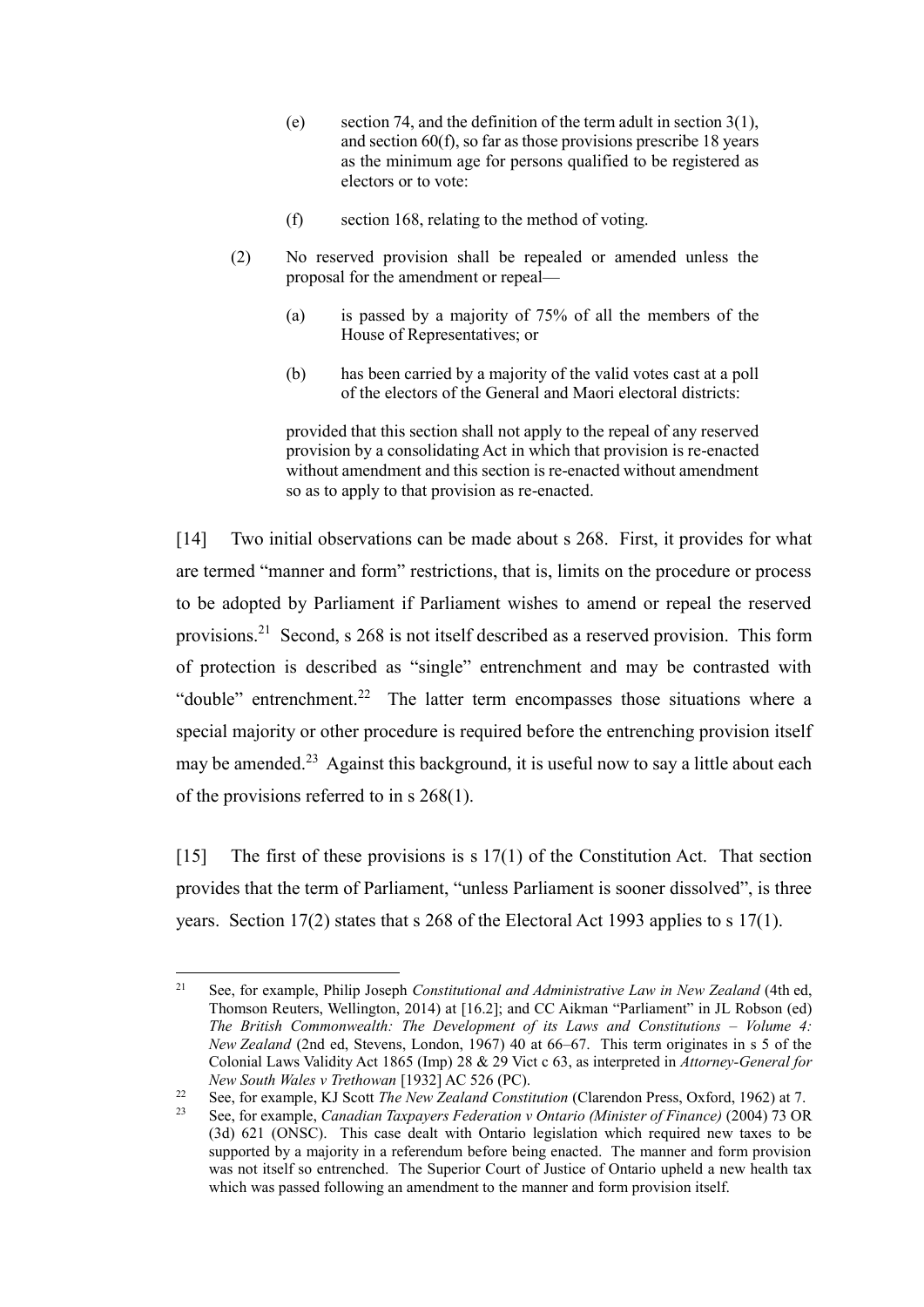(e) section 74, and the definition of the term adult in section 3(1), and section 60(f), so far as those provisions prescribe 18 years as the minimum age for persons qualified to be registered as electors or to vote:

(f) section 168, relating to the method of voting.

(2) No reserved provision shall be repealed or amended unless the proposal for the amendment or repeal—

(a) is passed by a majority of 75% of all the members of the House of Representatives; or

(b) has been carried by a majority of the valid votes cast at a poll of the electors of the General and Maori electoral districts:

provided that this section shall not apply to the repeal of any reserved provision by a consolidating Act in which that provision is re-enacted without amendment and this section is re-enacted without amendment so as to apply to that provision as re-enacted.

[14] Two initial observations can be made about s 268. First, it provides for what are termed "manner and form" restrictions, that is, limits on the procedure or process to be adopted by Parliament if Parliament wishes to amend or repeal the reserved provisions.[21] Second, s 268 is not itself described as a reserved provision. This form of protection is described as "single" entrenchment and may be contrasted with "double" entrenchment.[22] The latter term encompasses those situations where a special majority or other procedure is required before the entrenching provision itself may be amended.[23] Against this background, it is useful now to say a little about each of the provisions referred to in s 268(1).

[15] The first of these provisions is s 17(1) of the Constitution Act. That section provides that the term of Parliament, "unless Parliament is sooner dissolved", is three years. Section 17(2) states that s 268 of the Electoral Act 1993 applies to s 17(1).

---

[21] See, for example, Philip Joseph *Constitutional and Administrative Law in New Zealand* (4th ed, Thomson Reuters, Wellington, 2014) at [16.2]; and CC Aikman "Parliament" in JL Robson (ed) *The British Commonwealth: The Development of its Laws and Constitutions – Volume 4: New Zealand* (2nd ed, Stevens, London, 1967) 40 at 66–67. This term originates in s 5 of the Colonial Laws Validity Act 1865 (Imp) 28 & 29 Vict c 63, as interpreted in *Attorney-General for New South Wales v Trethowan* [1932] AC 526 (PC).

[22] See, for example, KJ Scott *The New Zealand Constitution* (Clarendon Press, Oxford, 1962) at 7.

[23] See, for example, *Canadian Taxpayers Federation v Ontario (Minister of Finance)* (2004) 73 OR (3d) 621 (ONSC). This case dealt with Ontario legislation which required new taxes to be supported by a majority in a referendum before being enacted. The manner and form provision was not itself so entrenched. The Superior Court of Justice of Ontario upheld a new health tax which was passed following an amendment to the manner and form provision itself.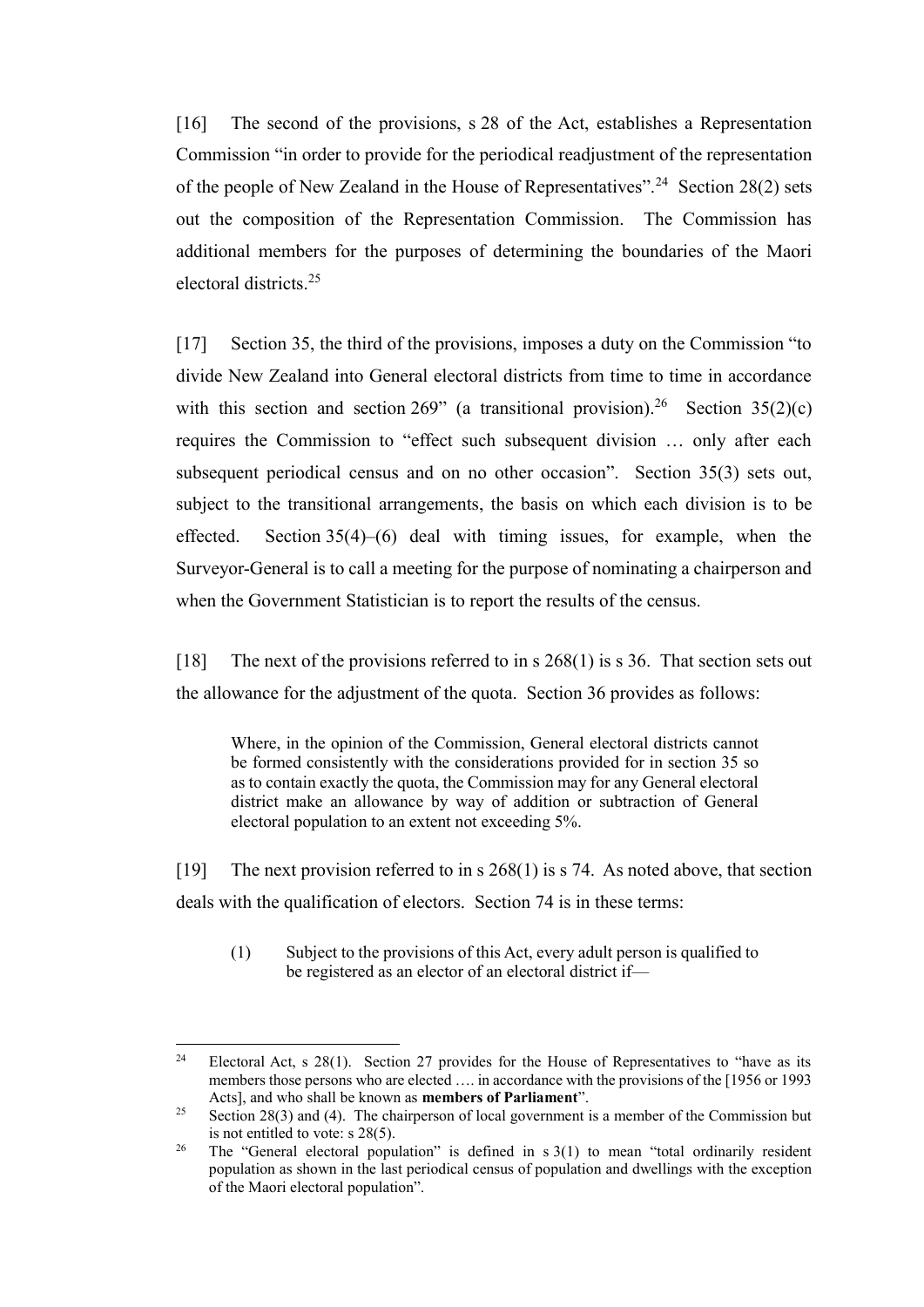[16] The second of the provisions, s 28 of the Act, establishes a Representation Commission "in order to provide for the periodical readjustment of the representation of the people of New Zealand in the House of Representatives".[24] Section 28(2) sets out the composition of the Representation Commission. The Commission has additional members for the purposes of determining the boundaries of the Maori electoral districts.[25]

[17] Section 35, the third of the provisions, imposes a duty on the Commission "to divide New Zealand into General electoral districts from time to time in accordance with this section and section 269" (a transitional provision).[26] Section 35(2)(c) requires the Commission to "effect such subsequent division … only after each subsequent periodical census and on no other occasion". Section 35(3) sets out, subject to the transitional arrangements, the basis on which each division is to be effected. Section 35(4)–(6) deal with timing issues, for example, when the Surveyor-General is to call a meeting for the purpose of nominating a chairperson and when the Government Statistician is to report the results of the census.

[18] The next of the provisions referred to in s 268(1) is s 36. That section sets out the allowance for the adjustment of the quota. Section 36 provides as follows:

> Where, in the opinion of the Commission, General electoral districts cannot be formed consistently with the considerations provided for in section 35 so as to contain exactly the quota, the Commission may for any General electoral district make an allowance by way of addition or subtraction of General electoral population to an extent not exceeding 5%.

[19] The next provision referred to in s 268(1) is s 74. As noted above, that section deals with the qualification of electors. Section 74 is in these terms:

> (1) Subject to the provisions of this Act, every adult person is qualified to be registered as an elector of an electoral district if—

---

[24] Electoral Act, s 28(1). Section 27 provides for the House of Representatives to "have as its members those persons who are elected …. in accordance with the provisions of the [1956 or 1993 Acts], and who shall be known as **members of Parliament**".

[25] Section 28(3) and (4). The chairperson of local government is a member of the Commission but is not entitled to vote: s 28(5).

[26] The "General electoral population" is defined in s 3(1) to mean "total ordinarily resident population as shown in the last periodical census of population and dwellings with the exception of the Maori electoral population".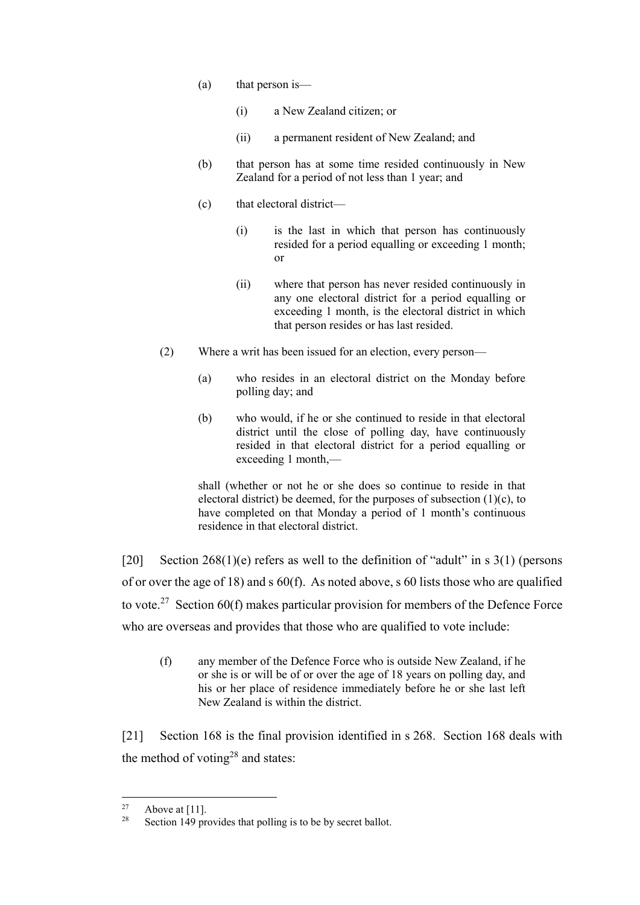> (a) that person is—
>
> > (i) a New Zealand citizen; or
> >
> > (ii) a permanent resident of New Zealand; and
>
> (b) that person has at some time resided continuously in New Zealand for a period of not less than 1 year; and
>
> (c) that electoral district—
>
> > (i) is the last in which that person has continuously resided for a period equalling or exceeding 1 month; or
> >
> > (ii) where that person has never resided continuously in any one electoral district for a period equalling or exceeding 1 month, is the electoral district in which that person resides or has last resided.
>
> (2) Where a writ has been issued for an election, every person—
>
> > (a) who resides in an electoral district on the Monday before polling day; and
> >
> > (b) who would, if he or she continued to reside in that electoral district until the close of polling day, have continuously resided in that electoral district for a period equalling or exceeding 1 month,—
>
> shall (whether or not he or she does so continue to reside in that electoral district) be deemed, for the purposes of subsection (1)(c), to have completed on that Monday a period of 1 month's continuous residence in that electoral district.

[20] Section 268(1)(e) refers as well to the definition of "adult" in s 3(1) (persons of or over the age of 18) and s 60(f). As noted above, s 60 lists those who are qualified to vote.[27] Section 60(f) makes particular provision for members of the Defence Force who are overseas and provides that those who are qualified to vote include:

> (f) any member of the Defence Force who is outside New Zealand, if he or she is or will be of or over the age of 18 years on polling day, and his or her place of residence immediately before he or she last left New Zealand is within the district.

[21] Section 168 is the final provision identified in s 268. Section 168 deals with the method of voting[28] and states:

---

[27] Above at [11].

[28] Section 149 provides that polling is to be by secret ballot.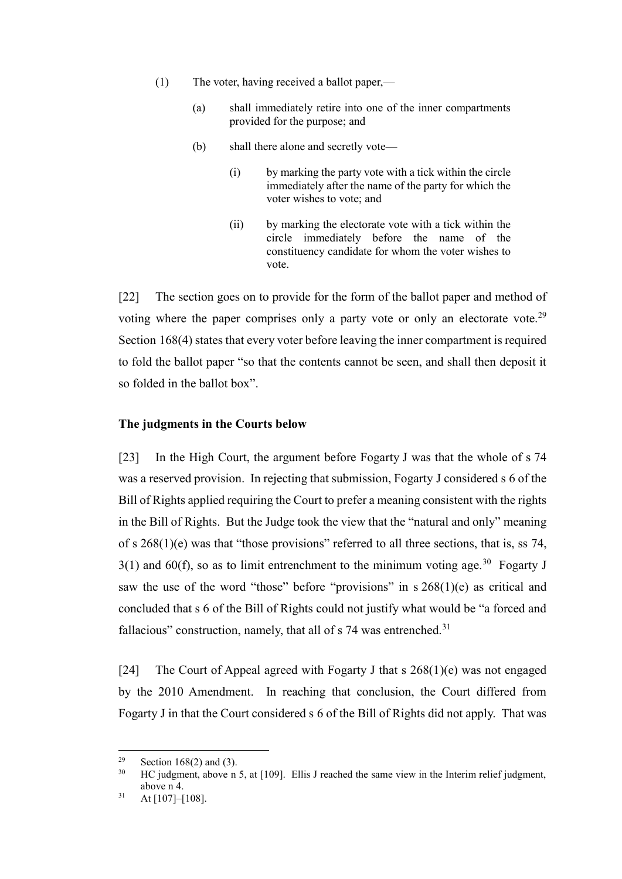(1) The voter, having received a ballot paper,—

(a) shall immediately retire into one of the inner compartments provided for the purpose; and

(b) shall there alone and secretly vote—

(i) by marking the party vote with a tick within the circle immediately after the name of the party for which the voter wishes to vote; and

(ii) by marking the electorate vote with a tick within the circle immediately before the name of the constituency candidate for whom the voter wishes to vote.

[22] The section goes on to provide for the form of the ballot paper and method of voting where the paper comprises only a party vote or only an electorate vote.[29] Section 168(4) states that every voter before leaving the inner compartment is required to fold the ballot paper "so that the contents cannot be seen, and shall then deposit it so folded in the ballot box".

## The judgments in the Courts below

[23] In the High Court, the argument before Fogarty J was that the whole of s 74 was a reserved provision. In rejecting that submission, Fogarty J considered s 6 of the Bill of Rights applied requiring the Court to prefer a meaning consistent with the rights in the Bill of Rights. But the Judge took the view that the "natural and only" meaning of s 268(1)(e) was that "those provisions" referred to all three sections, that is, ss 74, 3(1) and 60(f), so as to limit entrenchment to the minimum voting age.[30] Fogarty J saw the use of the word "those" before "provisions" in s 268(1)(e) as critical and concluded that s 6 of the Bill of Rights could not justify what would be "a forced and fallacious" construction, namely, that all of s 74 was entrenched.[31]

[24] The Court of Appeal agreed with Fogarty J that s 268(1)(e) was not engaged by the 2010 Amendment. In reaching that conclusion, the Court differed from Fogarty J in that the Court considered s 6 of the Bill of Rights did not apply. That was

---

[29] Section 168(2) and (3).

[30] HC judgment, above n 5, at [109]. Ellis J reached the same view in the Interim relief judgment, above n 4.

[31] At [107]–[108].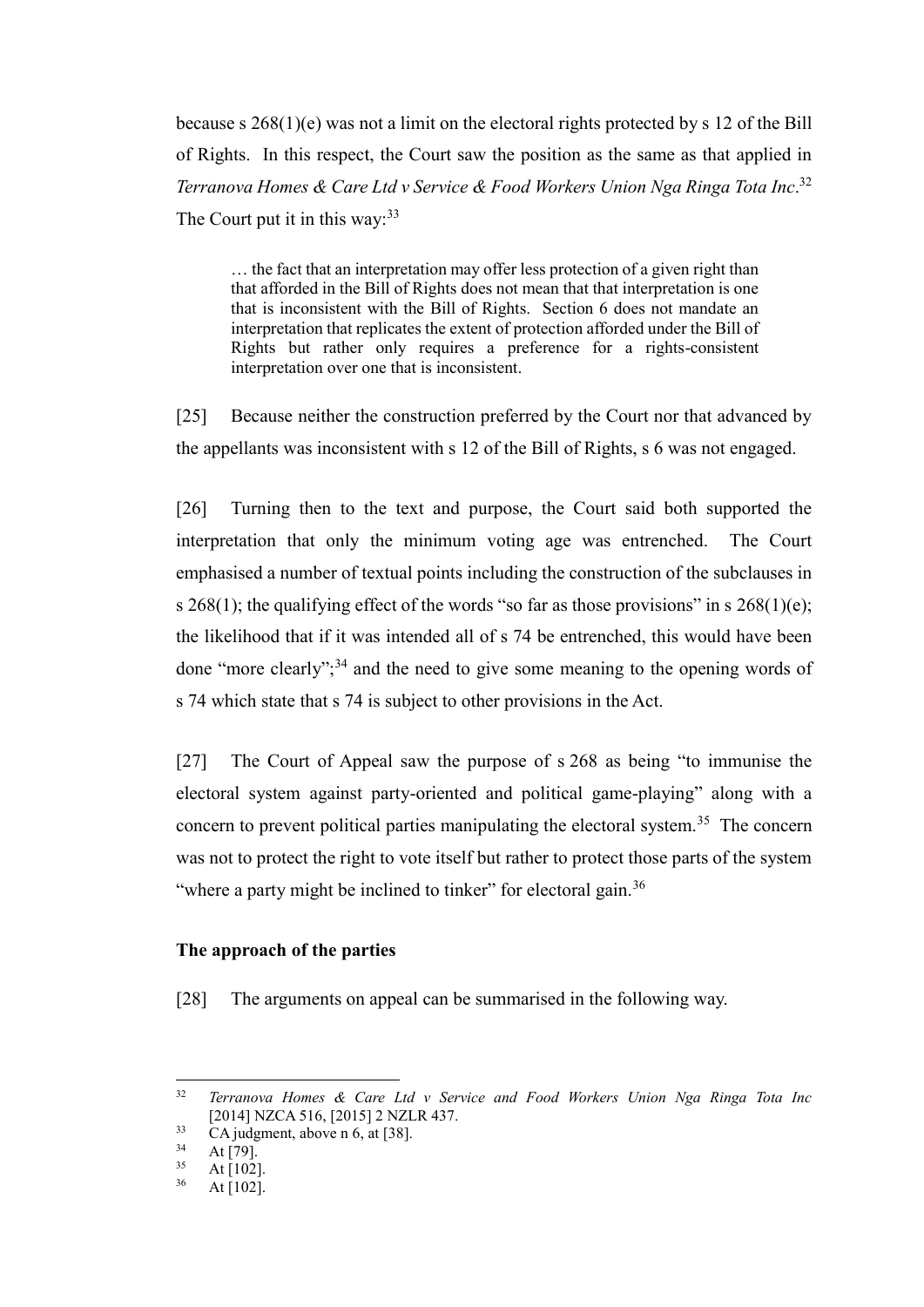because s 268(1)(e) was not a limit on the electoral rights protected by s 12 of the Bill of Rights. In this respect, the Court saw the position as the same as that applied in *Terranova Homes & Care Ltd v Service & Food Workers Union Nga Ringa Tota Inc*.[32] The Court put it in this way:[33]

> … the fact that an interpretation may offer less protection of a given right than that afforded in the Bill of Rights does not mean that that interpretation is one that is inconsistent with the Bill of Rights. Section 6 does not mandate an interpretation that replicates the extent of protection afforded under the Bill of Rights but rather only requires a preference for a rights-consistent interpretation over one that is inconsistent.

[25] Because neither the construction preferred by the Court nor that advanced by the appellants was inconsistent with s 12 of the Bill of Rights, s 6 was not engaged.

[26] Turning then to the text and purpose, the Court said both supported the interpretation that only the minimum voting age was entrenched. The Court emphasised a number of textual points including the construction of the subclauses in s 268(1); the qualifying effect of the words "so far as those provisions" in s 268(1)(e); the likelihood that if it was intended all of s 74 be entrenched, this would have been done "more clearly";[34] and the need to give some meaning to the opening words of s 74 which state that s 74 is subject to other provisions in the Act.

[27] The Court of Appeal saw the purpose of s 268 as being "to immunise the electoral system against party-oriented and political game-playing" along with a concern to prevent political parties manipulating the electoral system.[35] The concern was not to protect the right to vote itself but rather to protect those parts of the system "where a party might be inclined to tinker" for electoral gain.[36]

### The approach of the parties

[28] The arguments on appeal can be summarised in the following way.

---

[32] *Terranova Homes & Care Ltd v Service and Food Workers Union Nga Ringa Tota Inc* [2014] NZCA 516, [2015] 2 NZLR 437.

[33] CA judgment, above n 6, at [38].

[34] At [79].

[35] At [102].

[36] At [102].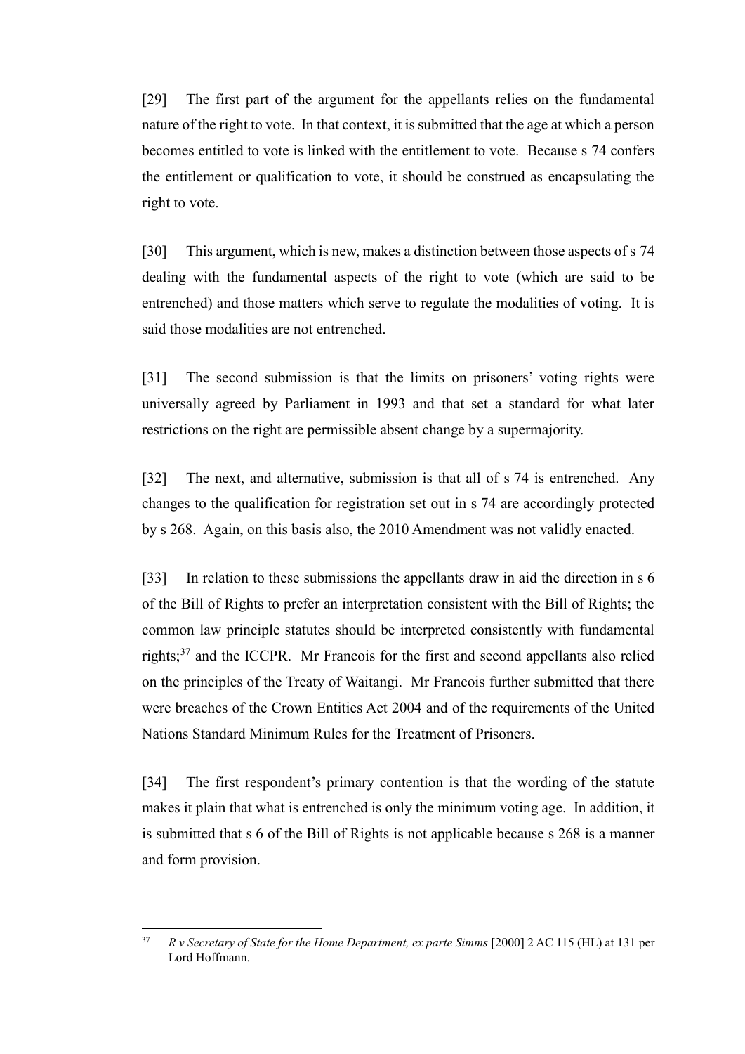[29] The first part of the argument for the appellants relies on the fundamental nature of the right to vote. In that context, it is submitted that the age at which a person becomes entitled to vote is linked with the entitlement to vote. Because s 74 confers the entitlement or qualification to vote, it should be construed as encapsulating the right to vote.

[30] This argument, which is new, makes a distinction between those aspects of s 74 dealing with the fundamental aspects of the right to vote (which are said to be entrenched) and those matters which serve to regulate the modalities of voting. It is said those modalities are not entrenched.

[31] The second submission is that the limits on prisoners' voting rights were universally agreed by Parliament in 1993 and that set a standard for what later restrictions on the right are permissible absent change by a supermajority.

[32] The next, and alternative, submission is that all of s 74 is entrenched. Any changes to the qualification for registration set out in s 74 are accordingly protected by s 268. Again, on this basis also, the 2010 Amendment was not validly enacted.

[33] In relation to these submissions the appellants draw in aid the direction in s 6 of the Bill of Rights to prefer an interpretation consistent with the Bill of Rights; the common law principle statutes should be interpreted consistently with fundamental rights;[37] and the ICCPR. Mr Francois for the first and second appellants also relied on the principles of the Treaty of Waitangi. Mr Francois further submitted that there were breaches of the Crown Entities Act 2004 and of the requirements of the United Nations Standard Minimum Rules for the Treatment of Prisoners.

[34] The first respondent's primary contention is that the wording of the statute makes it plain that what is entrenched is only the minimum voting age. In addition, it is submitted that s 6 of the Bill of Rights is not applicable because s 268 is a manner and form provision.

---

[37] *R v Secretary of State for the Home Department, ex parte Simms* [2000] 2 AC 115 (HL) at 131 per Lord Hoffmann.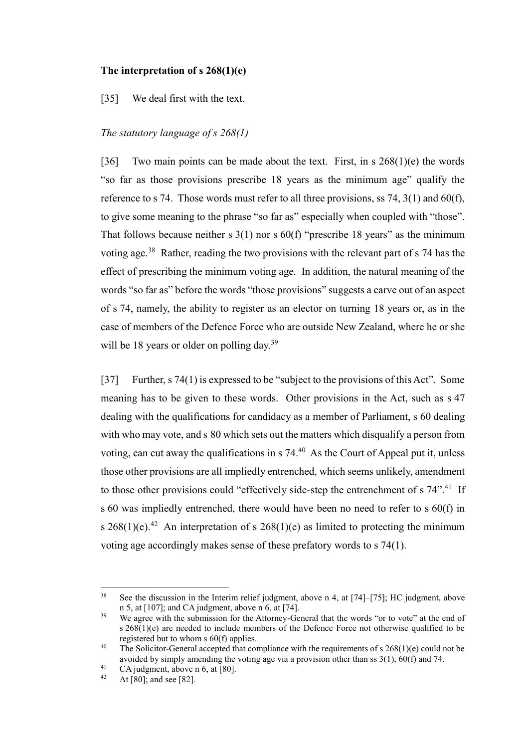**The interpretation of s 268(1)(e)**

[35] We deal first with the text.

*The statutory language of s 268(1)*

[36] Two main points can be made about the text. First, in s 268(1)(e) the words "so far as those provisions prescribe 18 years as the minimum age" qualify the reference to s 74. Those words must refer to all three provisions, ss 74, 3(1) and 60(f), to give some meaning to the phrase "so far as" especially when coupled with "those". That follows because neither s 3(1) nor s 60(f) "prescribe 18 years" as the minimum voting age.[38] Rather, reading the two provisions with the relevant part of s 74 has the effect of prescribing the minimum voting age. In addition, the natural meaning of the words "so far as" before the words "those provisions" suggests a carve out of an aspect of s 74, namely, the ability to register as an elector on turning 18 years or, as in the case of members of the Defence Force who are outside New Zealand, where he or she will be 18 years or older on polling day.[39]

[37] Further, s 74(1) is expressed to be "subject to the provisions of this Act". Some meaning has to be given to these words. Other provisions in the Act, such as s 47 dealing with the qualifications for candidacy as a member of Parliament, s 60 dealing with who may vote, and s 80 which sets out the matters which disqualify a person from voting, can cut away the qualifications in s 74.[40] As the Court of Appeal put it, unless those other provisions are all impliedly entrenched, which seems unlikely, amendment to those other provisions could "effectively side-step the entrenchment of s 74".[41] If s 60 was impliedly entrenched, there would have been no need to refer to s 60(f) in s 268(1)(e).[42] An interpretation of s 268(1)(e) as limited to protecting the minimum voting age accordingly makes sense of these prefatory words to s 74(1).

---

[38] See the discussion in the Interim relief judgment, above n 4, at [74]–[75]; HC judgment, above n 5, at [107]; and CA judgment, above n 6, at [74].

[39] We agree with the submission for the Attorney-General that the words "or to vote" at the end of s 268(1)(e) are needed to include members of the Defence Force not otherwise qualified to be registered but to whom s 60(f) applies.

[40] The Solicitor-General accepted that compliance with the requirements of s 268(1)(e) could not be avoided by simply amending the voting age via a provision other than ss 3(1), 60(f) and 74.

[41] CA judgment, above n 6, at [80].

[42] At [80]; and see [82].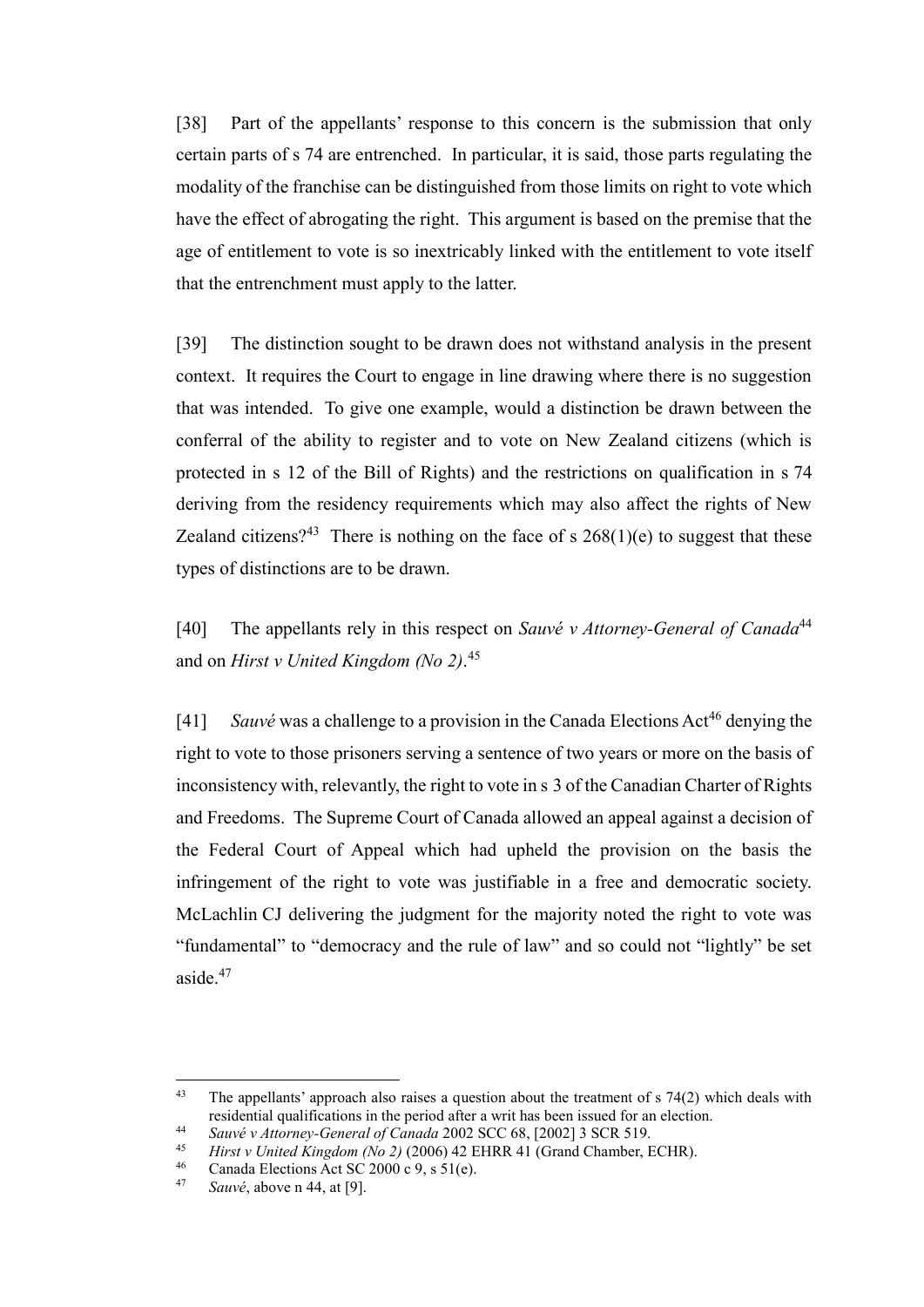[38] Part of the appellants' response to this concern is the submission that only certain parts of s 74 are entrenched. In particular, it is said, those parts regulating the modality of the franchise can be distinguished from those limits on right to vote which have the effect of abrogating the right. This argument is based on the premise that the age of entitlement to vote is so inextricably linked with the entitlement to vote itself that the entrenchment must apply to the latter.

[39] The distinction sought to be drawn does not withstand analysis in the present context. It requires the Court to engage in line drawing where there is no suggestion that was intended. To give one example, would a distinction be drawn between the conferral of the ability to register and to vote on New Zealand citizens (which is protected in s 12 of the Bill of Rights) and the restrictions on qualification in s 74 deriving from the residency requirements which may also affect the rights of New Zealand citizens?[43] There is nothing on the face of s 268(1)(e) to suggest that these types of distinctions are to be drawn.

[40] The appellants rely in this respect on *Sauvé v Attorney-General of Canada*[44] and on *Hirst v United Kingdom (No 2)*.[45]

[41] *Sauvé* was a challenge to a provision in the Canada Elections Act[46] denying the right to vote to those prisoners serving a sentence of two years or more on the basis of inconsistency with, relevantly, the right to vote in s 3 of the Canadian Charter of Rights and Freedoms. The Supreme Court of Canada allowed an appeal against a decision of the Federal Court of Appeal which had upheld the provision on the basis the infringement of the right to vote was justifiable in a free and democratic society. McLachlin CJ delivering the judgment for the majority noted the right to vote was "fundamental" to "democracy and the rule of law" and so could not "lightly" be set aside.[47]

---

[43] The appellants' approach also raises a question about the treatment of s 74(2) which deals with residential qualifications in the period after a writ has been issued for an election.

[44] *Sauvé v Attorney-General of Canada* 2002 SCC 68, [2002] 3 SCR 519.

[45] *Hirst v United Kingdom (No 2)* (2006) 42 EHRR 41 (Grand Chamber, ECHR).

[46] Canada Elections Act SC 2000 c 9, s 51(e).

[47] *Sauvé*, above n 44, at [9].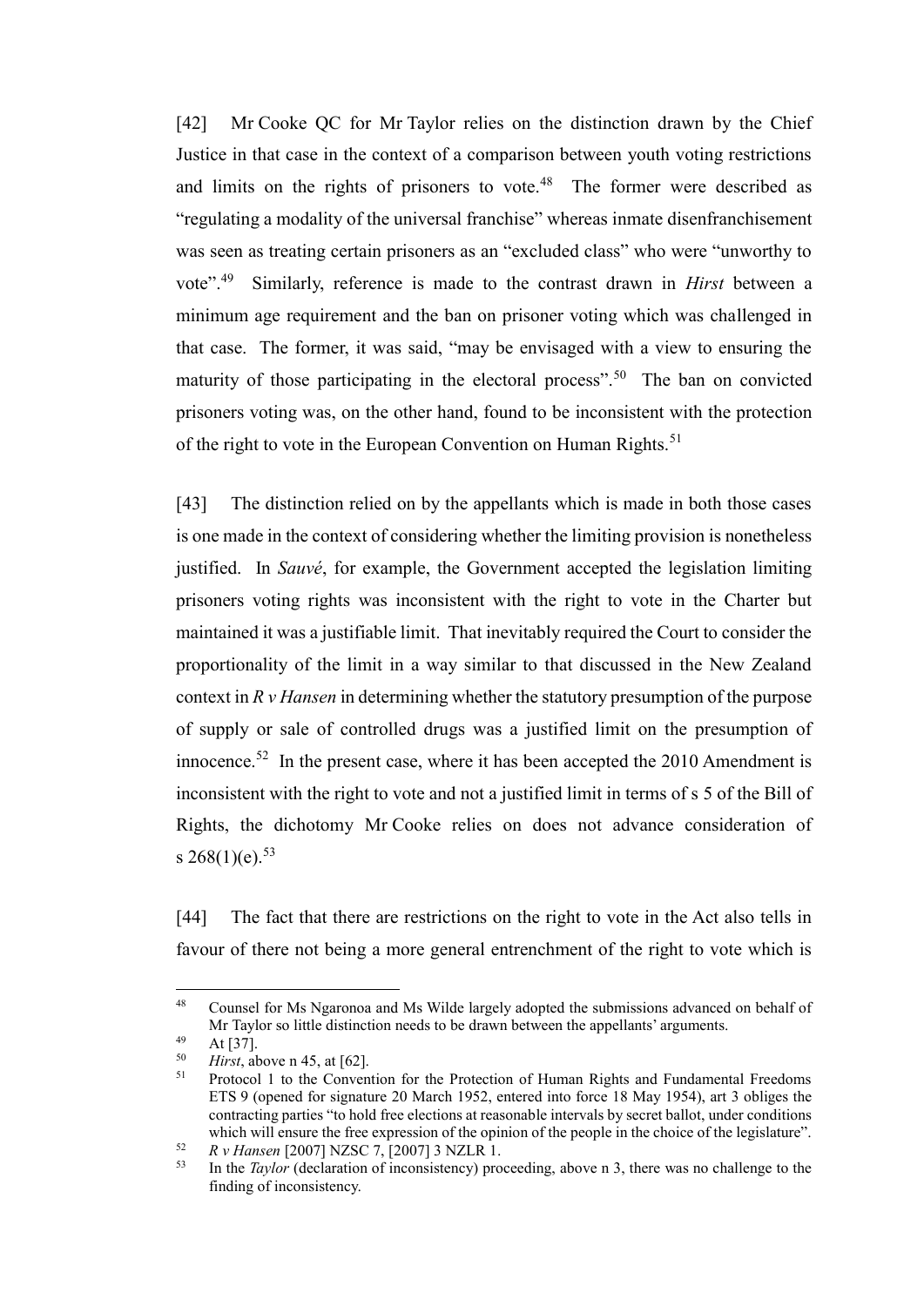[42] Mr Cooke QC for Mr Taylor relies on the distinction drawn by the Chief Justice in that case in the context of a comparison between youth voting restrictions and limits on the rights of prisoners to vote.[48] The former were described as "regulating a modality of the universal franchise" whereas inmate disenfranchisement was seen as treating certain prisoners as an "excluded class" who were "unworthy to vote".[49] Similarly, reference is made to the contrast drawn in *Hirst* between a minimum age requirement and the ban on prisoner voting which was challenged in that case. The former, it was said, "may be envisaged with a view to ensuring the maturity of those participating in the electoral process".[50] The ban on convicted prisoners voting was, on the other hand, found to be inconsistent with the protection of the right to vote in the European Convention on Human Rights.[51]

[43] The distinction relied on by the appellants which is made in both those cases is one made in the context of considering whether the limiting provision is nonetheless justified. In *Sauvé*, for example, the Government accepted the legislation limiting prisoners voting rights was inconsistent with the right to vote in the Charter but maintained it was a justifiable limit. That inevitably required the Court to consider the proportionality of the limit in a way similar to that discussed in the New Zealand context in *R v Hansen* in determining whether the statutory presumption of the purpose of supply or sale of controlled drugs was a justified limit on the presumption of innocence.[52] In the present case, where it has been accepted the 2010 Amendment is inconsistent with the right to vote and not a justified limit in terms of s 5 of the Bill of Rights, the dichotomy Mr Cooke relies on does not advance consideration of s 268(1)(e).[53]

[44] The fact that there are restrictions on the right to vote in the Act also tells in favour of there not being a more general entrenchment of the right to vote which is

---

[48] Counsel for Ms Ngaronoa and Ms Wilde largely adopted the submissions advanced on behalf of Mr Taylor so little distinction needs to be drawn between the appellants' arguments.

[49] At [37].

[50] *Hirst*, above n 45, at [62].

[51] Protocol 1 to the Convention for the Protection of Human Rights and Fundamental Freedoms ETS 9 (opened for signature 20 March 1952, entered into force 18 May 1954), art 3 obliges the contracting parties "to hold free elections at reasonable intervals by secret ballot, under conditions which will ensure the free expression of the opinion of the people in the choice of the legislature".

[52] *R v Hansen* [2007] NZSC 7, [2007] 3 NZLR 1.

[53] In the *Taylor* (declaration of inconsistency) proceeding, above n 3, there was no challenge to the finding of inconsistency.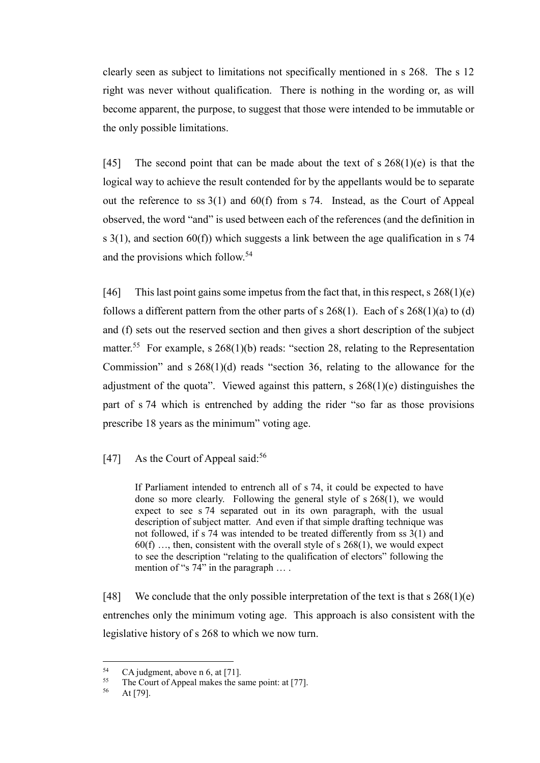clearly seen as subject to limitations not specifically mentioned in s 268. The s 12 right was never without qualification. There is nothing in the wording or, as will become apparent, the purpose, to suggest that those were intended to be immutable or the only possible limitations.

[45] The second point that can be made about the text of s 268(1)(e) is that the logical way to achieve the result contended for by the appellants would be to separate out the reference to ss 3(1) and 60(f) from s 74. Instead, as the Court of Appeal observed, the word "and" is used between each of the references (and the definition in s 3(1), and section 60(f)) which suggests a link between the age qualification in s 74 and the provisions which follow.[54]

[46] This last point gains some impetus from the fact that, in this respect, s 268(1)(e) follows a different pattern from the other parts of s 268(1). Each of s 268(1)(a) to (d) and (f) sets out the reserved section and then gives a short description of the subject matter.[55] For example, s 268(1)(b) reads: "section 28, relating to the Representation Commission" and s 268(1)(d) reads "section 36, relating to the allowance for the adjustment of the quota". Viewed against this pattern, s 268(1)(e) distinguishes the part of s 74 which is entrenched by adding the rider "so far as those provisions prescribe 18 years as the minimum" voting age.

[47] As the Court of Appeal said:[56]

> If Parliament intended to entrench all of s 74, it could be expected to have done so more clearly. Following the general style of s 268(1), we would expect to see s 74 separated out in its own paragraph, with the usual description of subject matter. And even if that simple drafting technique was not followed, if s 74 was intended to be treated differently from ss 3(1) and 60(f) …, then, consistent with the overall style of s 268(1), we would expect to see the description "relating to the qualification of electors" following the mention of "s 74" in the paragraph … .

[48] We conclude that the only possible interpretation of the text is that s 268(1)(e) entrenches only the minimum voting age. This approach is also consistent with the legislative history of s 268 to which we now turn.

---

[54] CA judgment, above n 6, at [71].
[55] The Court of Appeal makes the same point: at [77].
[56] At [79].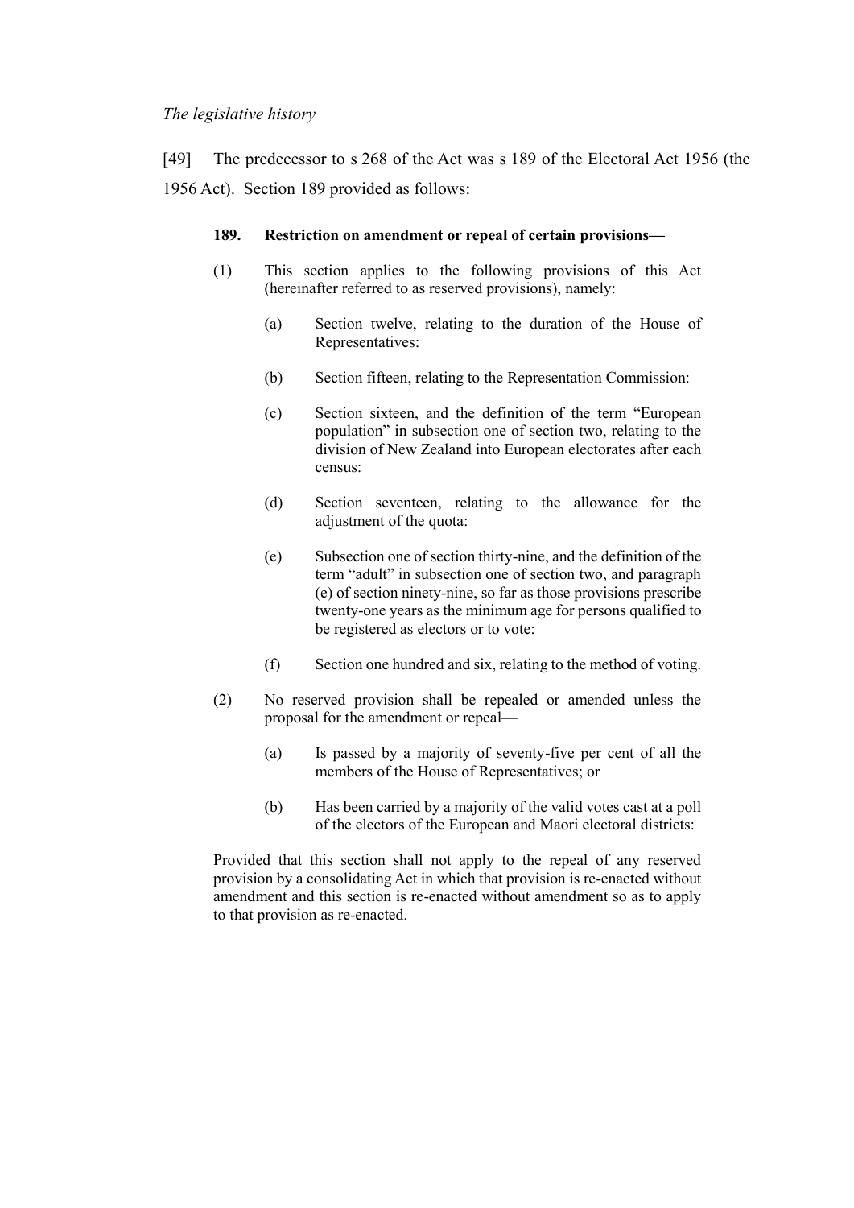*The legislative history*

[49] The predecessor to s 268 of the Act was s 189 of the Electoral Act 1956 (the 1956 Act). Section 189 provided as follows:

> **189. Restriction on amendment or repeal of certain provisions—**
>
> (1) This section applies to the following provisions of this Act (hereinafter referred to as reserved provisions), namely:
>
> (a) Section twelve, relating to the duration of the House of Representatives:
>
> (b) Section fifteen, relating to the Representation Commission:
>
> (c) Section sixteen, and the definition of the term "European population" in subsection one of section two, relating to the division of New Zealand into European electorates after each census:
>
> (d) Section seventeen, relating to the allowance for the adjustment of the quota:
>
> (e) Subsection one of section thirty-nine, and the definition of the term "adult" in subsection one of section two, and paragraph (e) of section ninety-nine, so far as those provisions prescribe twenty-one years as the minimum age for persons qualified to be registered as electors or to vote:
>
> (f) Section one hundred and six, relating to the method of voting.
>
> (2) No reserved provision shall be repealed or amended unless the proposal for the amendment or repeal—
>
> (a) Is passed by a majority of seventy-five per cent of all the members of the House of Representatives; or
>
> (b) Has been carried by a majority of the valid votes cast at a poll of the electors of the European and Maori electoral districts:
>
> Provided that this section shall not apply to the repeal of any reserved provision by a consolidating Act in which that provision is re-enacted without amendment and this section is re-enacted without amendment so as to apply to that provision as re-enacted.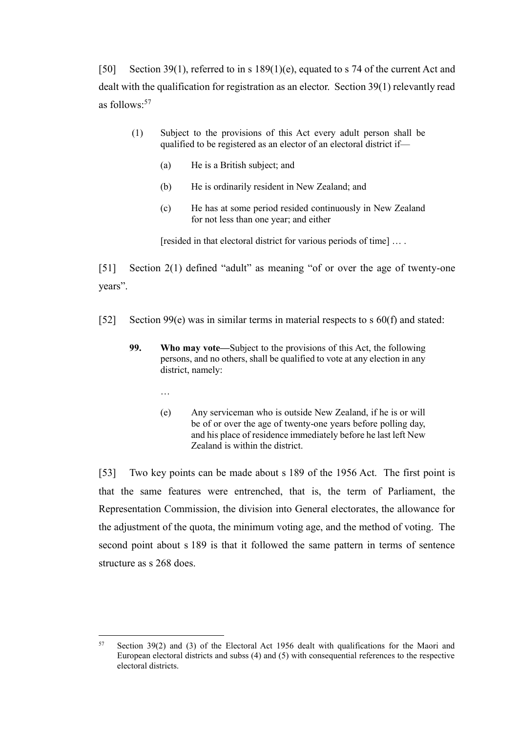[50] Section 39(1), referred to in s 189(1)(e), equated to s 74 of the current Act and dealt with the qualification for registration as an elector. Section 39(1) relevantly read as follows:[57]

> (1) Subject to the provisions of this Act every adult person shall be qualified to be registered as an elector of an electoral district if—
>
> (a) He is a British subject; and
>
> (b) He is ordinarily resident in New Zealand; and
>
> (c) He has at some period resided continuously in New Zealand for not less than one year; and either
>
> [resided in that electoral district for various periods of time] … .

[51] Section 2(1) defined "adult" as meaning "of or over the age of twenty-one years".

[52] Section 99(e) was in similar terms in material respects to s 60(f) and stated:

> **99. Who may vote—**Subject to the provisions of this Act, the following persons, and no others, shall be qualified to vote at any election in any district, namely:
>
> …
>
> (e) Any serviceman who is outside New Zealand, if he is or will be of or over the age of twenty-one years before polling day, and his place of residence immediately before he last left New Zealand is within the district.

[53] Two key points can be made about s 189 of the 1956 Act. The first point is that the same features were entrenched, that is, the term of Parliament, the Representation Commission, the division into General electorates, the allowance for the adjustment of the quota, the minimum voting age, and the method of voting. The second point about s 189 is that it followed the same pattern in terms of sentence structure as s 268 does.

---

[57] Section 39(2) and (3) of the Electoral Act 1956 dealt with qualifications for the Maori and European electoral districts and subss (4) and (5) with consequential references to the respective electoral districts.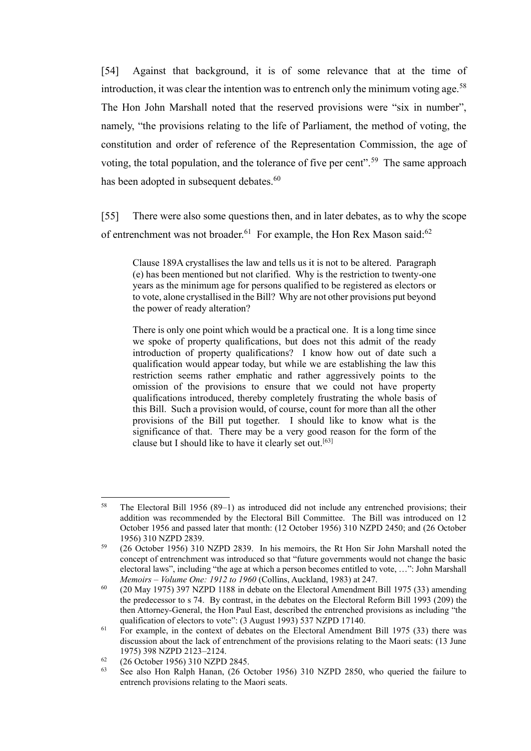[54] Against that background, it is of some relevance that at the time of introduction, it was clear the intention was to entrench only the minimum voting age.[58] The Hon John Marshall noted that the reserved provisions were "six in number", namely, "the provisions relating to the life of Parliament, the method of voting, the constitution and order of reference of the Representation Commission, the age of voting, the total population, and the tolerance of five per cent".[59] The same approach has been adopted in subsequent debates.[60]

[55] There were also some questions then, and in later debates, as to why the scope of entrenchment was not broader.[61] For example, the Hon Rex Mason said:[62]

> Clause 189A crystallises the law and tells us it is not to be altered. Paragraph (e) has been mentioned but not clarified. Why is the restriction to twenty-one years as the minimum age for persons qualified to be registered as electors or to vote, alone crystallised in the Bill? Why are not other provisions put beyond the power of ready alteration?
>
> There is only one point which would be a practical one. It is a long time since we spoke of property qualifications, but does not this admit of the ready introduction of property qualifications? I know how out of date such a qualification would appear today, but while we are establishing the law this restriction seems rather emphatic and rather aggressively points to the omission of the provisions to ensure that we could not have property qualifications introduced, thereby completely frustrating the whole basis of this Bill. Such a provision would, of course, count for more than all the other provisions of the Bill put together. I should like to know what is the significance of that. There may be a very good reason for the form of the clause but I should like to have it clearly set out.[63]

---

[58] The Electoral Bill 1956 (89–1) as introduced did not include any entrenched provisions; their addition was recommended by the Electoral Bill Committee. The Bill was introduced on 12 October 1956 and passed later that month: (12 October 1956) 310 NZPD 2450; and (26 October 1956) 310 NZPD 2839.

[59] (26 October 1956) 310 NZPD 2839. In his memoirs, the Rt Hon Sir John Marshall noted the concept of entrenchment was introduced so that "future governments would not change the basic electoral laws", including "the age at which a person becomes entitled to vote, …": John Marshall *Memoirs – Volume One: 1912 to 1960* (Collins, Auckland, 1983) at 247.

[60] (20 May 1975) 397 NZPD 1188 in debate on the Electoral Amendment Bill 1975 (33) amending the predecessor to s 74. By contrast, in the debates on the Electoral Reform Bill 1993 (209) the then Attorney-General, the Hon Paul East, described the entrenched provisions as including "the qualification of electors to vote": (3 August 1993) 537 NZPD 17140.

[61] For example, in the context of debates on the Electoral Amendment Bill 1975 (33) there was discussion about the lack of entrenchment of the provisions relating to the Maori seats: (13 June 1975) 398 NZPD 2123–2124.

[62] (26 October 1956) 310 NZPD 2845.

[63] See also Hon Ralph Hanan, (26 October 1956) 310 NZPD 2850, who queried the failure to entrench provisions relating to the Maori seats.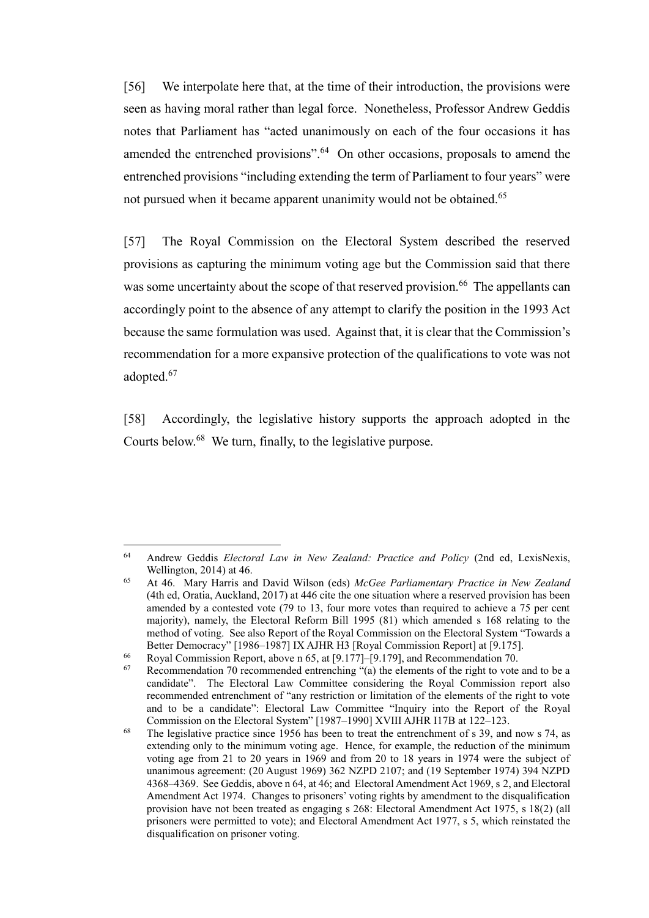[56] We interpolate here that, at the time of their introduction, the provisions were seen as having moral rather than legal force. Nonetheless, Professor Andrew Geddis notes that Parliament has "acted unanimously on each of the four occasions it has amended the entrenched provisions".[64] On other occasions, proposals to amend the entrenched provisions "including extending the term of Parliament to four years" were not pursued when it became apparent unanimity would not be obtained.[65]

[57] The Royal Commission on the Electoral System described the reserved provisions as capturing the minimum voting age but the Commission said that there was some uncertainty about the scope of that reserved provision.[66] The appellants can accordingly point to the absence of any attempt to clarify the position in the 1993 Act because the same formulation was used. Against that, it is clear that the Commission's recommendation for a more expansive protection of the qualifications to vote was not adopted.[67]

[58] Accordingly, the legislative history supports the approach adopted in the Courts below.[68] We turn, finally, to the legislative purpose.

---

[64] Andrew Geddis *Electoral Law in New Zealand: Practice and Policy* (2nd ed, LexisNexis, Wellington, 2014) at 46.

[65] At 46. Mary Harris and David Wilson (eds) *McGee Parliamentary Practice in New Zealand* (4th ed, Oratia, Auckland, 2017) at 446 cite the one situation where a reserved provision has been amended by a contested vote (79 to 13, four more votes than required to achieve a 75 per cent majority), namely, the Electoral Reform Bill 1995 (81) which amended s 168 relating to the method of voting. See also Report of the Royal Commission on the Electoral System "Towards a Better Democracy" [1986–1987] IX AJHR H3 [Royal Commission Report] at [9.175].

[66] Royal Commission Report, above n 65, at [9.177]–[9.179], and Recommendation 70.

[67] Recommendation 70 recommended entrenching "(a) the elements of the right to vote and to be a candidate". The Electoral Law Committee considering the Royal Commission report also recommended entrenchment of "any restriction or limitation of the elements of the right to vote and to be a candidate": Electoral Law Committee "Inquiry into the Report of the Royal Commission on the Electoral System" [1987–1990] XVIII AJHR I17B at 122–123.

[68] The legislative practice since 1956 has been to treat the entrenchment of s 39, and now s 74, as extending only to the minimum voting age. Hence, for example, the reduction of the minimum voting age from 21 to 20 years in 1969 and from 20 to 18 years in 1974 were the subject of unanimous agreement: (20 August 1969) 362 NZPD 2107; and (19 September 1974) 394 NZPD 4368–4369. See Geddis, above n 64, at 46; and Electoral Amendment Act 1969, s 2, and Electoral Amendment Act 1974. Changes to prisoners' voting rights by amendment to the disqualification provision have not been treated as engaging s 268: Electoral Amendment Act 1975, s 18(2) (all prisoners were permitted to vote); and Electoral Amendment Act 1977, s 5, which reinstated the disqualification on prisoner voting.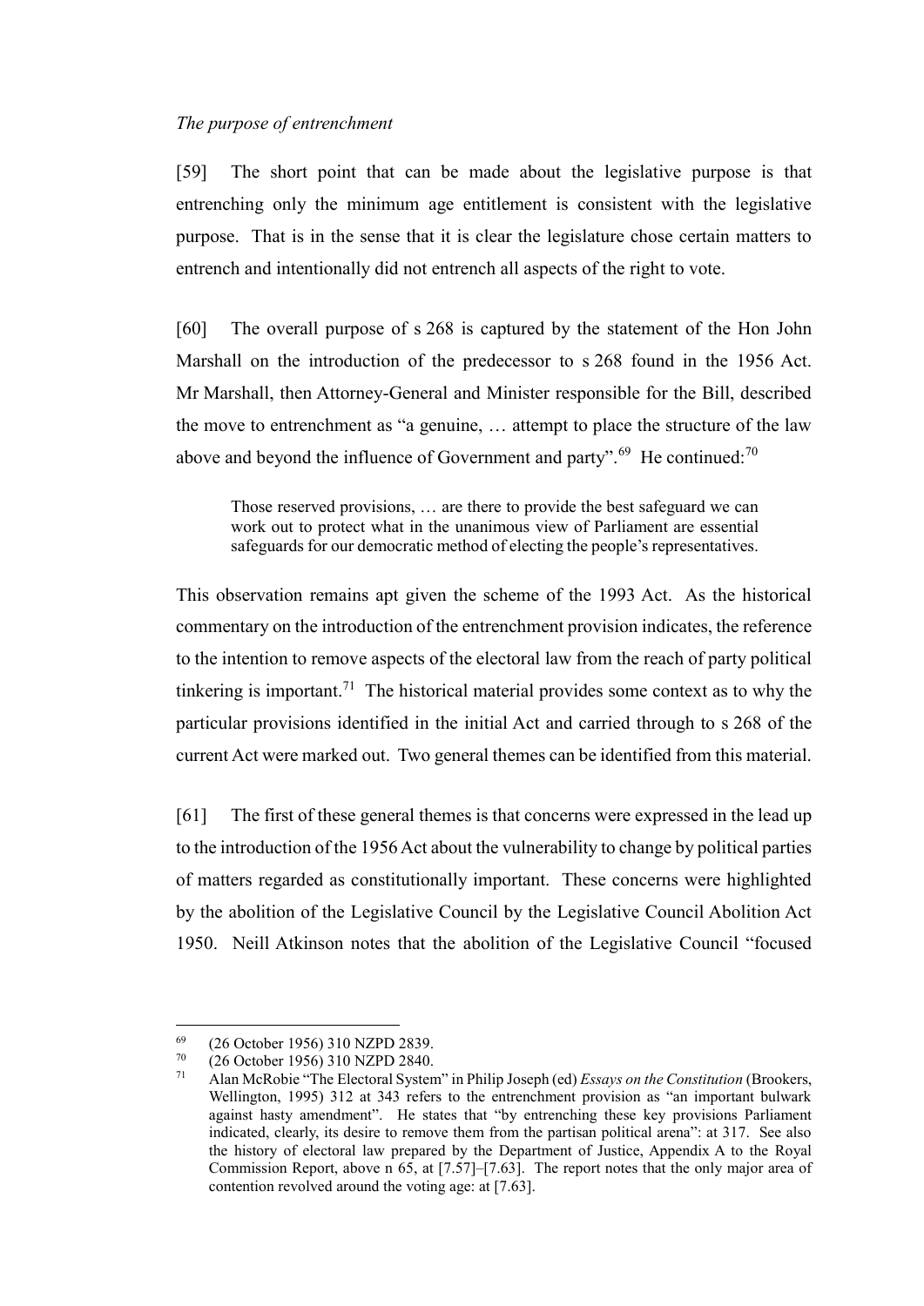*The purpose of entrenchment*

[59] The short point that can be made about the legislative purpose is that entrenching only the minimum age entitlement is consistent with the legislative purpose. That is in the sense that it is clear the legislature chose certain matters to entrench and intentionally did not entrench all aspects of the right to vote.

[60] The overall purpose of s 268 is captured by the statement of the Hon John Marshall on the introduction of the predecessor to s 268 found in the 1956 Act. Mr Marshall, then Attorney-General and Minister responsible for the Bill, described the move to entrenchment as "a genuine, … attempt to place the structure of the law above and beyond the influence of Government and party".[69] He continued:[70]

> Those reserved provisions, … are there to provide the best safeguard we can work out to protect what in the unanimous view of Parliament are essential safeguards for our democratic method of electing the people's representatives.

This observation remains apt given the scheme of the 1993 Act. As the historical commentary on the introduction of the entrenchment provision indicates, the reference to the intention to remove aspects of the electoral law from the reach of party political tinkering is important.[71] The historical material provides some context as to why the particular provisions identified in the initial Act and carried through to s 268 of the current Act were marked out. Two general themes can be identified from this material.

[61] The first of these general themes is that concerns were expressed in the lead up to the introduction of the 1956 Act about the vulnerability to change by political parties of matters regarded as constitutionally important. These concerns were highlighted by the abolition of the Legislative Council by the Legislative Council Abolition Act 1950. Neill Atkinson notes that the abolition of the Legislative Council "focused

---

[69] (26 October 1956) 310 NZPD 2839.

[70] (26 October 1956) 310 NZPD 2840.

[71] Alan McRobie "The Electoral System" in Philip Joseph (ed) *Essays on the Constitution* (Brookers, Wellington, 1995) 312 at 343 refers to the entrenchment provision as "an important bulwark against hasty amendment". He states that "by entrenching these key provisions Parliament indicated, clearly, its desire to remove them from the partisan political arena": at 317. See also the history of electoral law prepared by the Department of Justice, Appendix A to the Royal Commission Report, above n 65, at [7.57]–[7.63]. The report notes that the only major area of contention revolved around the voting age: at [7.63].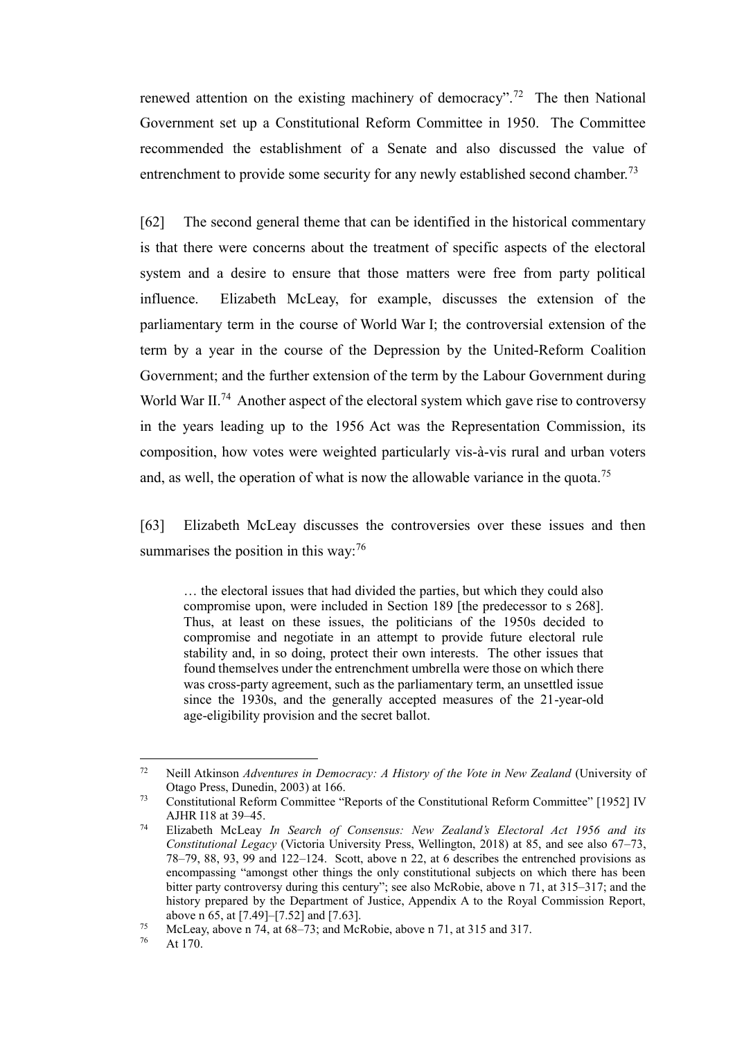renewed attention on the existing machinery of democracy".[72] The then National Government set up a Constitutional Reform Committee in 1950. The Committee recommended the establishment of a Senate and also discussed the value of entrenchment to provide some security for any newly established second chamber.[73]

[62] The second general theme that can be identified in the historical commentary is that there were concerns about the treatment of specific aspects of the electoral system and a desire to ensure that those matters were free from party political influence. Elizabeth McLeay, for example, discusses the extension of the parliamentary term in the course of World War I; the controversial extension of the term by a year in the course of the Depression by the United-Reform Coalition Government; and the further extension of the term by the Labour Government during World War II.[74] Another aspect of the electoral system which gave rise to controversy in the years leading up to the 1956 Act was the Representation Commission, its composition, how votes were weighted particularly vis-à-vis rural and urban voters and, as well, the operation of what is now the allowable variance in the quota.[75]

[63] Elizabeth McLeay discusses the controversies over these issues and then summarises the position in this way:[76]

> … the electoral issues that had divided the parties, but which they could also compromise upon, were included in Section 189 [the predecessor to s 268]. Thus, at least on these issues, the politicians of the 1950s decided to compromise and negotiate in an attempt to provide future electoral rule stability and, in so doing, protect their own interests. The other issues that found themselves under the entrenchment umbrella were those on which there was cross-party agreement, such as the parliamentary term, an unsettled issue since the 1930s, and the generally accepted measures of the 21-year-old age-eligibility provision and the secret ballot.

---

[72] Neill Atkinson *Adventures in Democracy: A History of the Vote in New Zealand* (University of Otago Press, Dunedin, 2003) at 166.

[73] Constitutional Reform Committee "Reports of the Constitutional Reform Committee" [1952] IV AJHR I18 at 39–45.

[74] Elizabeth McLeay *In Search of Consensus: New Zealand's Electoral Act 1956 and its Constitutional Legacy* (Victoria University Press, Wellington, 2018) at 85, and see also 67–73, 78–79, 88, 93, 99 and 122–124. Scott, above n 22, at 6 describes the entrenched provisions as encompassing "amongst other things the only constitutional subjects on which there has been bitter party controversy during this century"; see also McRobie, above n 71, at 315–317; and the history prepared by the Department of Justice, Appendix A to the Royal Commission Report, above n 65, at [7.49]–[7.52] and [7.63].

[75] McLeay, above n 74, at 68–73; and McRobie, above n 71, at 315 and 317.

[76] At 170.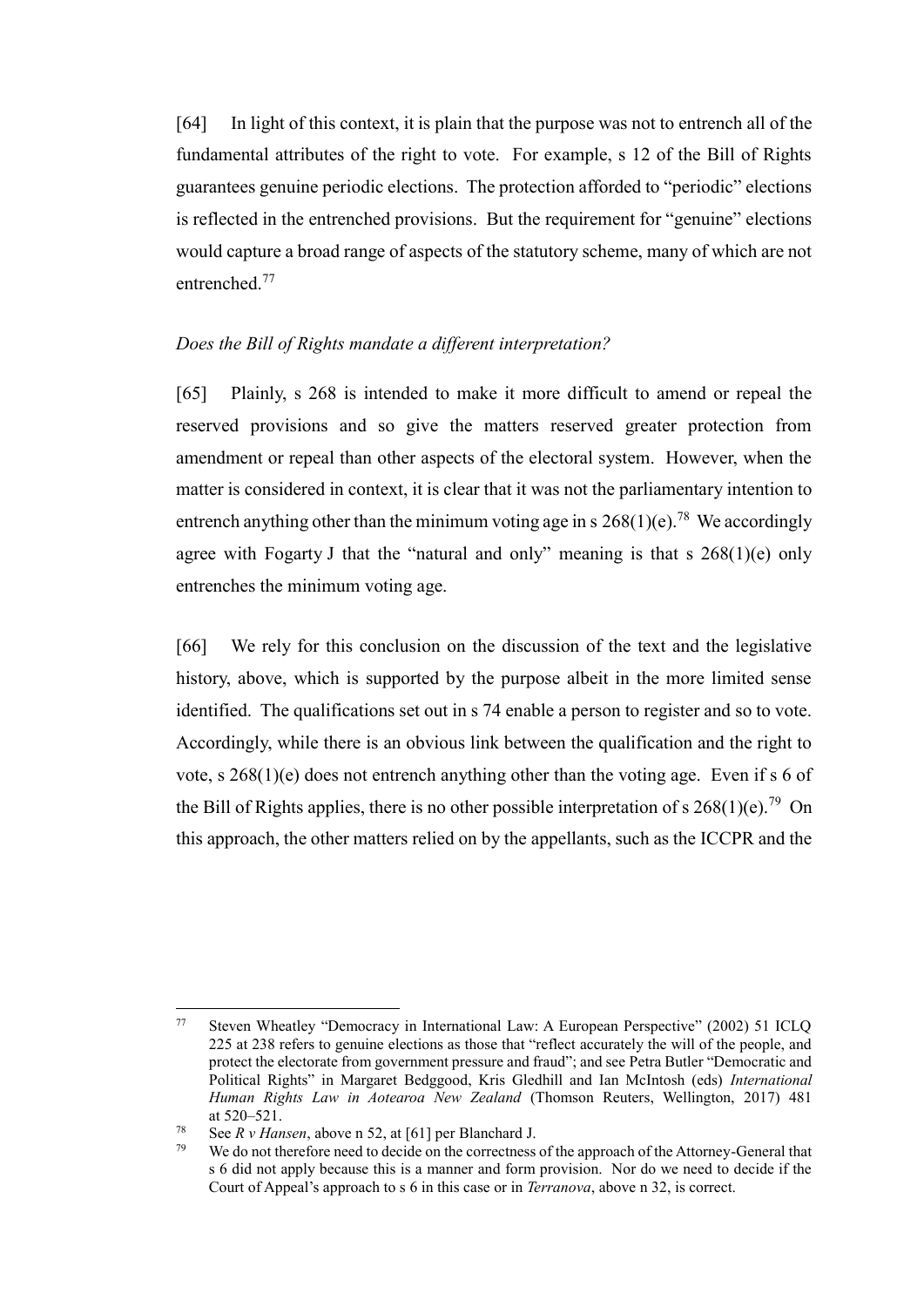[64] In light of this context, it is plain that the purpose was not to entrench all of the fundamental attributes of the right to vote. For example, s 12 of the Bill of Rights guarantees genuine periodic elections. The protection afforded to "periodic" elections is reflected in the entrenched provisions. But the requirement for "genuine" elections would capture a broad range of aspects of the statutory scheme, many of which are not entrenched.[77]

*Does the Bill of Rights mandate a different interpretation?*

[65] Plainly, s 268 is intended to make it more difficult to amend or repeal the reserved provisions and so give the matters reserved greater protection from amendment or repeal than other aspects of the electoral system. However, when the matter is considered in context, it is clear that it was not the parliamentary intention to entrench anything other than the minimum voting age in s 268(1)(e).[78] We accordingly agree with Fogarty J that the "natural and only" meaning is that s 268(1)(e) only entrenches the minimum voting age.

[66] We rely for this conclusion on the discussion of the text and the legislative history, above, which is supported by the purpose albeit in the more limited sense identified. The qualifications set out in s 74 enable a person to register and so to vote. Accordingly, while there is an obvious link between the qualification and the right to vote, s 268(1)(e) does not entrench anything other than the voting age. Even if s 6 of the Bill of Rights applies, there is no other possible interpretation of s 268(1)(e).[79] On this approach, the other matters relied on by the appellants, such as the ICCPR and the

---

[77] Steven Wheatley "Democracy in International Law: A European Perspective" (2002) 51 ICLQ 225 at 238 refers to genuine elections as those that "reflect accurately the will of the people, and protect the electorate from government pressure and fraud"; and see Petra Butler "Democratic and Political Rights" in Margaret Bedggood, Kris Gledhill and Ian McIntosh (eds) *International Human Rights Law in Aotearoa New Zealand* (Thomson Reuters, Wellington, 2017) 481 at 520–521.

[78] See *R v Hansen*, above n 52, at [61] per Blanchard J.

[79] We do not therefore need to decide on the correctness of the approach of the Attorney-General that s 6 did not apply because this is a manner and form provision. Nor do we need to decide if the Court of Appeal's approach to s 6 in this case or in *Terranova*, above n 32, is correct.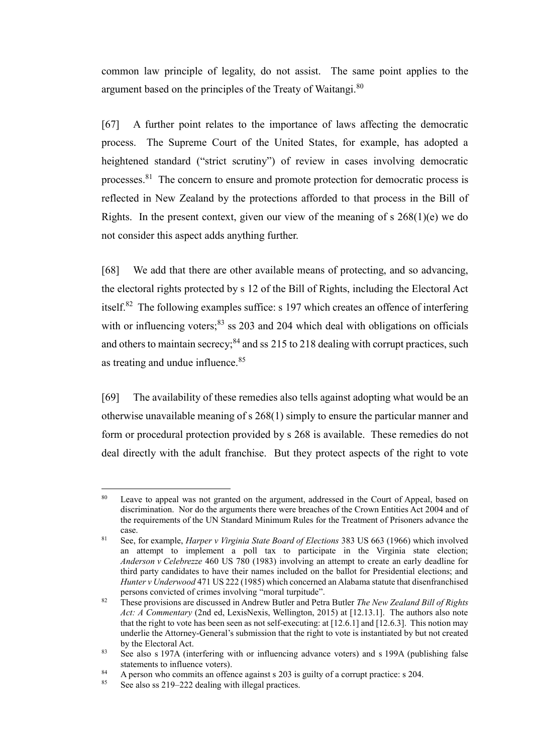common law principle of legality, do not assist. The same point applies to the argument based on the principles of the Treaty of Waitangi.[80]

[67] A further point relates to the importance of laws affecting the democratic process. The Supreme Court of the United States, for example, has adopted a heightened standard ("strict scrutiny") of review in cases involving democratic processes.[81] The concern to ensure and promote protection for democratic process is reflected in New Zealand by the protections afforded to that process in the Bill of Rights. In the present context, given our view of the meaning of s 268(1)(e) we do not consider this aspect adds anything further.

[68] We add that there are other available means of protecting, and so advancing, the electoral rights protected by s 12 of the Bill of Rights, including the Electoral Act itself.[82] The following examples suffice: s 197 which creates an offence of interfering with or influencing voters;[83] ss 203 and 204 which deal with obligations on officials and others to maintain secrecy;[84] and ss 215 to 218 dealing with corrupt practices, such as treating and undue influence.[85]

[69] The availability of these remedies also tells against adopting what would be an otherwise unavailable meaning of s 268(1) simply to ensure the particular manner and form or procedural protection provided by s 268 is available. These remedies do not deal directly with the adult franchise. But they protect aspects of the right to vote

---

[80] Leave to appeal was not granted on the argument, addressed in the Court of Appeal, based on discrimination. Nor do the arguments there were breaches of the Crown Entities Act 2004 and of the requirements of the UN Standard Minimum Rules for the Treatment of Prisoners advance the case.

[81] See, for example, *Harper v Virginia State Board of Elections* 383 US 663 (1966) which involved an attempt to implement a poll tax to participate in the Virginia state election; *Anderson v Celebrezze* 460 US 780 (1983) involving an attempt to create an early deadline for third party candidates to have their names included on the ballot for Presidential elections; and *Hunter v Underwood* 471 US 222 (1985) which concerned an Alabama statute that disenfranchised persons convicted of crimes involving "moral turpitude".

[82] These provisions are discussed in Andrew Butler and Petra Butler *The New Zealand Bill of Rights Act: A Commentary* (2nd ed, LexisNexis, Wellington, 2015) at [12.13.1]. The authors also note that the right to vote has been seen as not self-executing: at [12.6.1] and [12.6.3]. This notion may underlie the Attorney-General's submission that the right to vote is instantiated by but not created by the Electoral Act.

[83] See also s 197A (interfering with or influencing advance voters) and s 199A (publishing false statements to influence voters).

[84] A person who commits an offence against s 203 is guilty of a corrupt practice: s 204.

[85] See also ss 219–222 dealing with illegal practices.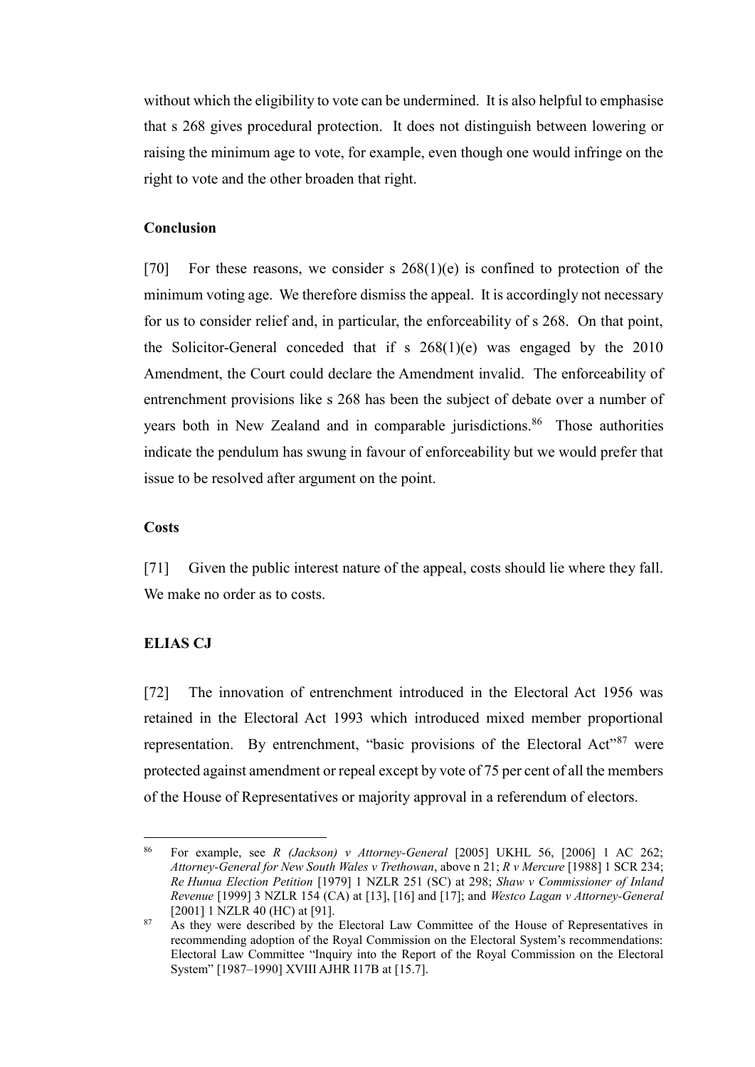without which the eligibility to vote can be undermined. It is also helpful to emphasise that s 268 gives procedural protection. It does not distinguish between lowering or raising the minimum age to vote, for example, even though one would infringe on the right to vote and the other broaden that right.

### Conclusion

[70] For these reasons, we consider s 268(1)(e) is confined to protection of the minimum voting age. We therefore dismiss the appeal. It is accordingly not necessary for us to consider relief and, in particular, the enforceability of s 268. On that point, the Solicitor-General conceded that if s 268(1)(e) was engaged by the 2010 Amendment, the Court could declare the Amendment invalid. The enforceability of entrenchment provisions like s 268 has been the subject of debate over a number of years both in New Zealand and in comparable jurisdictions.[86] Those authorities indicate the pendulum has swung in favour of enforceability but we would prefer that issue to be resolved after argument on the point.

### Costs

[71] Given the public interest nature of the appeal, costs should lie where they fall. We make no order as to costs.

### ELIAS CJ

[72] The innovation of entrenchment introduced in the Electoral Act 1956 was retained in the Electoral Act 1993 which introduced mixed member proportional representation. By entrenchment, "basic provisions of the Electoral Act"[87] were protected against amendment or repeal except by vote of 75 per cent of all the members of the House of Representatives or majority approval in a referendum of electors.

---

[86] For example, see *R (Jackson) v Attorney-General* [2005] UKHL 56, [2006] 1 AC 262; *Attorney-General for New South Wales v Trethowan*, above n 21; *R v Mercure* [1988] 1 SCR 234; *Re Hunua Election Petition* [1979] 1 NZLR 251 (SC) at 298; *Shaw v Commissioner of Inland Revenue* [1999] 3 NZLR 154 (CA) at [13], [16] and [17]; and *Westco Lagan v Attorney-General* [2001] 1 NZLR 40 (HC) at [91].

[87] As they were described by the Electoral Law Committee of the House of Representatives in recommending adoption of the Royal Commission on the Electoral System's recommendations: Electoral Law Committee "Inquiry into the Report of the Royal Commission on the Electoral System" [1987–1990] XVIII AJHR I17B at [15.7].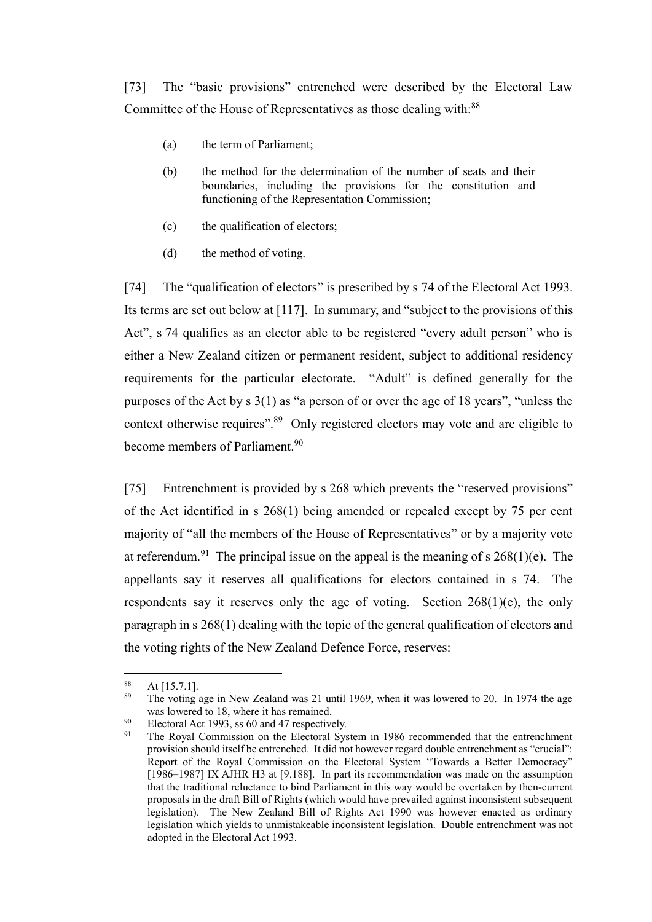[73] The "basic provisions" entrenched were described by the Electoral Law Committee of the House of Representatives as those dealing with:[88]

> (a) the term of Parliament;
>
> (b) the method for the determination of the number of seats and their boundaries, including the provisions for the constitution and functioning of the Representation Commission;
>
> (c) the qualification of electors;
>
> (d) the method of voting.

[74] The "qualification of electors" is prescribed by s 74 of the Electoral Act 1993. Its terms are set out below at [117]. In summary, and "subject to the provisions of this Act", s 74 qualifies as an elector able to be registered "every adult person" who is either a New Zealand citizen or permanent resident, subject to additional residency requirements for the particular electorate. "Adult" is defined generally for the purposes of the Act by s 3(1) as "a person of or over the age of 18 years", "unless the context otherwise requires".[89] Only registered electors may vote and are eligible to become members of Parliament.[90]

[75] Entrenchment is provided by s 268 which prevents the "reserved provisions" of the Act identified in s 268(1) being amended or repealed except by 75 per cent majority of "all the members of the House of Representatives" or by a majority vote at referendum.[91] The principal issue on the appeal is the meaning of s 268(1)(e). The appellants say it reserves all qualifications for electors contained in s 74. The respondents say it reserves only the age of voting. Section 268(1)(e), the only paragraph in s 268(1) dealing with the topic of the general qualification of electors and the voting rights of the New Zealand Defence Force, reserves:

---

[88] At [15.7.1].

[89] The voting age in New Zealand was 21 until 1969, when it was lowered to 20. In 1974 the age was lowered to 18, where it has remained.

[90] Electoral Act 1993, ss 60 and 47 respectively.

[91] The Royal Commission on the Electoral System in 1986 recommended that the entrenchment provision should itself be entrenched. It did not however regard double entrenchment as "crucial": Report of the Royal Commission on the Electoral System "Towards a Better Democracy" [1986–1987] IX AJHR H3 at [9.188]. In part its recommendation was made on the assumption that the traditional reluctance to bind Parliament in this way would be overtaken by then-current proposals in the draft Bill of Rights (which would have prevailed against inconsistent subsequent legislation). The New Zealand Bill of Rights Act 1990 was however enacted as ordinary legislation which yields to unmistakeable inconsistent legislation. Double entrenchment was not adopted in the Electoral Act 1993.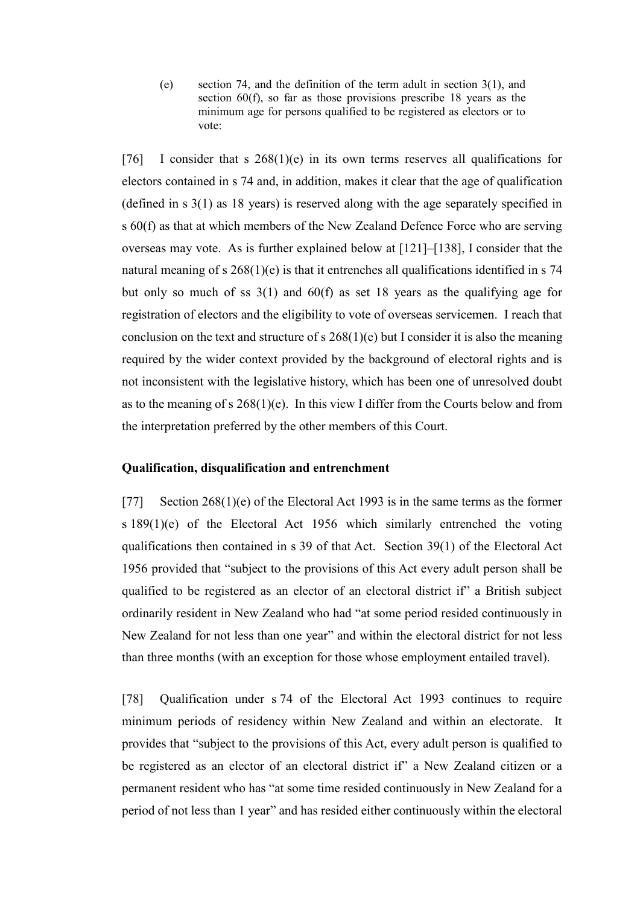(e) section 74, and the definition of the term adult in section 3(1), and section 60(f), so far as those provisions prescribe 18 years as the minimum age for persons qualified to be registered as electors or to vote:

[76] I consider that s 268(1)(e) in its own terms reserves all qualifications for electors contained in s 74 and, in addition, makes it clear that the age of qualification (defined in s 3(1) as 18 years) is reserved along with the age separately specified in s 60(f) as that at which members of the New Zealand Defence Force who are serving overseas may vote. As is further explained below at [121]–[138], I consider that the natural meaning of s 268(1)(e) is that it entrenches all qualifications identified in s 74 but only so much of ss 3(1) and 60(f) as set 18 years as the qualifying age for registration of electors and the eligibility to vote of overseas servicemen. I reach that conclusion on the text and structure of s 268(1)(e) but I consider it is also the meaning required by the wider context provided by the background of electoral rights and is not inconsistent with the legislative history, which has been one of unresolved doubt as to the meaning of s 268(1)(e). In this view I differ from the Courts below and from the interpretation preferred by the other members of this Court.

**Qualification, disqualification and entrenchment**

[77] Section 268(1)(e) of the Electoral Act 1993 is in the same terms as the former s 189(1)(e) of the Electoral Act 1956 which similarly entrenched the voting qualifications then contained in s 39 of that Act. Section 39(1) of the Electoral Act 1956 provided that "subject to the provisions of this Act every adult person shall be qualified to be registered as an elector of an electoral district if" a British subject ordinarily resident in New Zealand who had "at some period resided continuously in New Zealand for not less than one year" and within the electoral district for not less than three months (with an exception for those whose employment entailed travel).

[78] Qualification under s 74 of the Electoral Act 1993 continues to require minimum periods of residency within New Zealand and within an electorate. It provides that "subject to the provisions of this Act, every adult person is qualified to be registered as an elector of an electoral district if" a New Zealand citizen or a permanent resident who has "at some time resided continuously in New Zealand for a period of not less than 1 year" and has resided either continuously within the electoral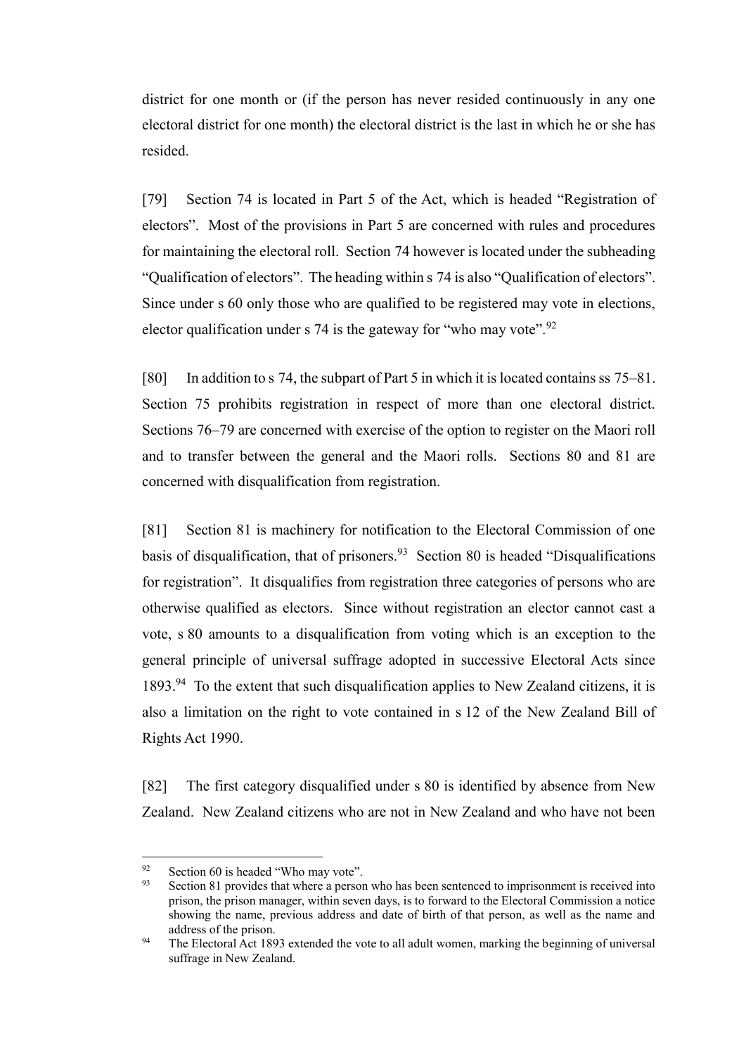district for one month or (if the person has never resided continuously in any one electoral district for one month) the electoral district is the last in which he or she has resided.

[79] Section 74 is located in Part 5 of the Act, which is headed "Registration of electors". Most of the provisions in Part 5 are concerned with rules and procedures for maintaining the electoral roll. Section 74 however is located under the subheading "Qualification of electors". The heading within s 74 is also "Qualification of electors". Since under s 60 only those who are qualified to be registered may vote in elections, elector qualification under s 74 is the gateway for "who may vote".[92]

[80] In addition to s 74, the subpart of Part 5 in which it is located contains ss 75–81. Section 75 prohibits registration in respect of more than one electoral district. Sections 76–79 are concerned with exercise of the option to register on the Maori roll and to transfer between the general and the Maori rolls. Sections 80 and 81 are concerned with disqualification from registration.

[81] Section 81 is machinery for notification to the Electoral Commission of one basis of disqualification, that of prisoners.[93] Section 80 is headed "Disqualifications for registration". It disqualifies from registration three categories of persons who are otherwise qualified as electors. Since without registration an elector cannot cast a vote, s 80 amounts to a disqualification from voting which is an exception to the general principle of universal suffrage adopted in successive Electoral Acts since 1893.[94] To the extent that such disqualification applies to New Zealand citizens, it is also a limitation on the right to vote contained in s 12 of the New Zealand Bill of Rights Act 1990.

[82] The first category disqualified under s 80 is identified by absence from New Zealand. New Zealand citizens who are not in New Zealand and who have not been

---

[92] Section 60 is headed "Who may vote".

[93] Section 81 provides that where a person who has been sentenced to imprisonment is received into prison, the prison manager, within seven days, is to forward to the Electoral Commission a notice showing the name, previous address and date of birth of that person, as well as the name and address of the prison.

[94] The Electoral Act 1893 extended the vote to all adult women, marking the beginning of universal suffrage in New Zealand.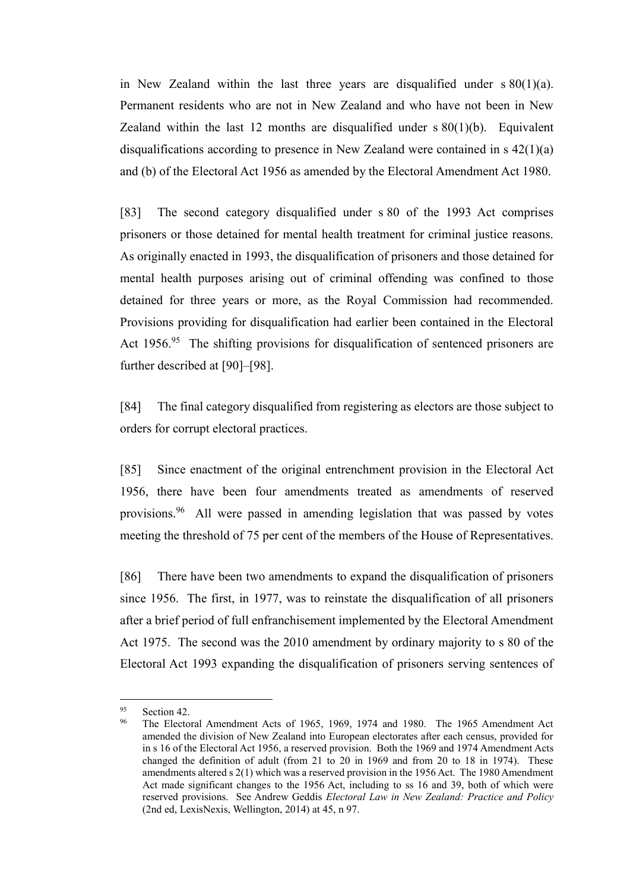in New Zealand within the last three years are disqualified under s 80(1)(a). Permanent residents who are not in New Zealand and who have not been in New Zealand within the last 12 months are disqualified under s 80(1)(b). Equivalent disqualifications according to presence in New Zealand were contained in s 42(1)(a) and (b) of the Electoral Act 1956 as amended by the Electoral Amendment Act 1980.

[83] The second category disqualified under s 80 of the 1993 Act comprises prisoners or those detained for mental health treatment for criminal justice reasons. As originally enacted in 1993, the disqualification of prisoners and those detained for mental health purposes arising out of criminal offending was confined to those detained for three years or more, as the Royal Commission had recommended. Provisions providing for disqualification had earlier been contained in the Electoral Act 1956.[95] The shifting provisions for disqualification of sentenced prisoners are further described at [90]–[98].

[84] The final category disqualified from registering as electors are those subject to orders for corrupt electoral practices.

[85] Since enactment of the original entrenchment provision in the Electoral Act 1956, there have been four amendments treated as amendments of reserved provisions.[96] All were passed in amending legislation that was passed by votes meeting the threshold of 75 per cent of the members of the House of Representatives.

[86] There have been two amendments to expand the disqualification of prisoners since 1956. The first, in 1977, was to reinstate the disqualification of all prisoners after a brief period of full enfranchisement implemented by the Electoral Amendment Act 1975. The second was the 2010 amendment by ordinary majority to s 80 of the Electoral Act 1993 expanding the disqualification of prisoners serving sentences of

---

[95] Section 42.

[96] The Electoral Amendment Acts of 1965, 1969, 1974 and 1980. The 1965 Amendment Act amended the division of New Zealand into European electorates after each census, provided for in s 16 of the Electoral Act 1956, a reserved provision. Both the 1969 and 1974 Amendment Acts changed the definition of adult (from 21 to 20 in 1969 and from 20 to 18 in 1974). These amendments altered s 2(1) which was a reserved provision in the 1956 Act. The 1980 Amendment Act made significant changes to the 1956 Act, including to ss 16 and 39, both of which were reserved provisions. See Andrew Geddis *Electoral Law in New Zealand: Practice and Policy* (2nd ed, LexisNexis, Wellington, 2014) at 45, n 97.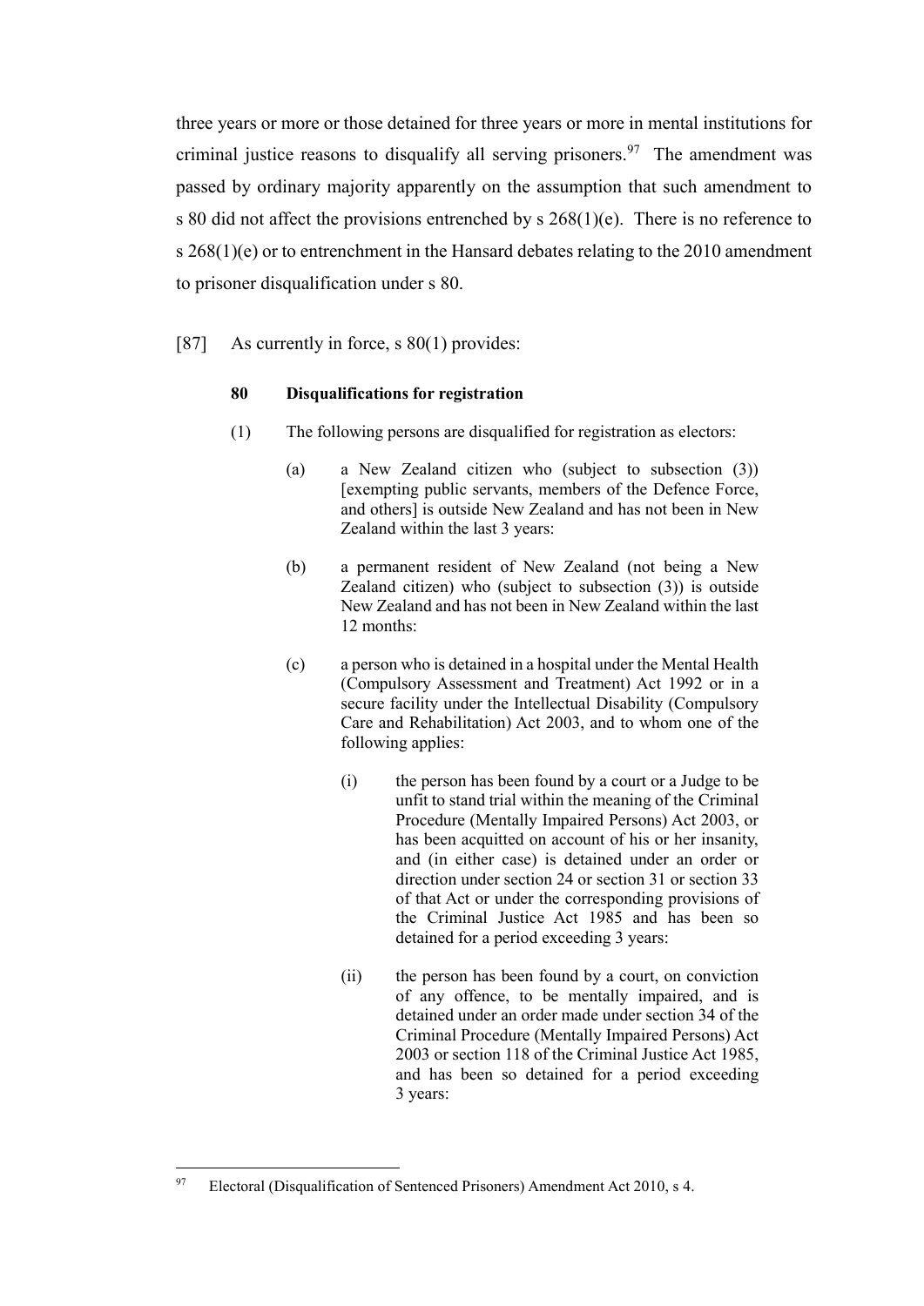three years or more or those detained for three years or more in mental institutions for criminal justice reasons to disqualify all serving prisoners.[97] The amendment was passed by ordinary majority apparently on the assumption that such amendment to s 80 did not affect the provisions entrenched by s 268(1)(e). There is no reference to s 268(1)(e) or to entrenchment in the Hansard debates relating to the 2010 amendment to prisoner disqualification under s 80.

[87] As currently in force, s 80(1) provides:

> **80 Disqualifications for registration**
>
> (1) The following persons are disqualified for registration as electors:
>
> (a) a New Zealand citizen who (subject to subsection (3)) [exempting public servants, members of the Defence Force, and others] is outside New Zealand and has not been in New Zealand within the last 3 years:
>
> (b) a permanent resident of New Zealand (not being a New Zealand citizen) who (subject to subsection (3)) is outside New Zealand and has not been in New Zealand within the last 12 months:
>
> (c) a person who is detained in a hospital under the Mental Health (Compulsory Assessment and Treatment) Act 1992 or in a secure facility under the Intellectual Disability (Compulsory Care and Rehabilitation) Act 2003, and to whom one of the following applies:
>
> (i) the person has been found by a court or a Judge to be unfit to stand trial within the meaning of the Criminal Procedure (Mentally Impaired Persons) Act 2003, or has been acquitted on account of his or her insanity, and (in either case) is detained under an order or direction under section 24 or section 31 or section 33 of that Act or under the corresponding provisions of the Criminal Justice Act 1985 and has been so detained for a period exceeding 3 years:
>
> (ii) the person has been found by a court, on conviction of any offence, to be mentally impaired, and is detained under an order made under section 34 of the Criminal Procedure (Mentally Impaired Persons) Act 2003 or section 118 of the Criminal Justice Act 1985, and has been so detained for a period exceeding 3 years:

[97] Electoral (Disqualification of Sentenced Prisoners) Amendment Act 2010, s 4.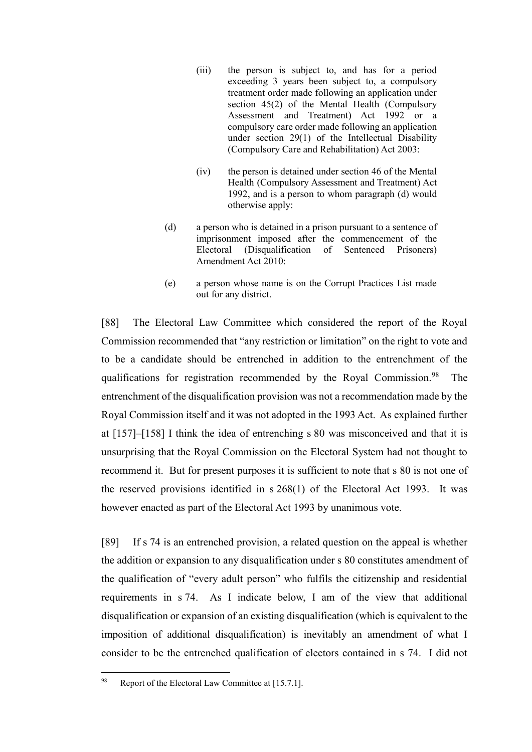> (iii) the person is subject to, and has for a period exceeding 3 years been subject to, a compulsory treatment order made following an application under section 45(2) of the Mental Health (Compulsory Assessment and Treatment) Act 1992 or a compulsory care order made following an application under section 29(1) of the Intellectual Disability (Compulsory Care and Rehabilitation) Act 2003:
>
> (iv) the person is detained under section 46 of the Mental Health (Compulsory Assessment and Treatment) Act 1992, and is a person to whom paragraph (d) would otherwise apply:
>
> (d) a person who is detained in a prison pursuant to a sentence of imprisonment imposed after the commencement of the Electoral (Disqualification of Sentenced Prisoners) Amendment Act 2010:
>
> (e) a person whose name is on the Corrupt Practices List made out for any district.

[88] The Electoral Law Committee which considered the report of the Royal Commission recommended that "any restriction or limitation" on the right to vote and to be a candidate should be entrenched in addition to the entrenchment of the qualifications for registration recommended by the Royal Commission.[98] The entrenchment of the disqualification provision was not a recommendation made by the Royal Commission itself and it was not adopted in the 1993 Act. As explained further at [157]–[158] I think the idea of entrenching s 80 was misconceived and that it is unsurprising that the Royal Commission on the Electoral System had not thought to recommend it. But for present purposes it is sufficient to note that s 80 is not one of the reserved provisions identified in s 268(1) of the Electoral Act 1993. It was however enacted as part of the Electoral Act 1993 by unanimous vote.

[89] If s 74 is an entrenched provision, a related question on the appeal is whether the addition or expansion to any disqualification under s 80 constitutes amendment of the qualification of "every adult person" who fulfils the citizenship and residential requirements in s 74. As I indicate below, I am of the view that additional disqualification or expansion of an existing disqualification (which is equivalent to the imposition of additional disqualification) is inevitably an amendment of what I consider to be the entrenched qualification of electors contained in s 74. I did not

---

[98] Report of the Electoral Law Committee at [15.7.1].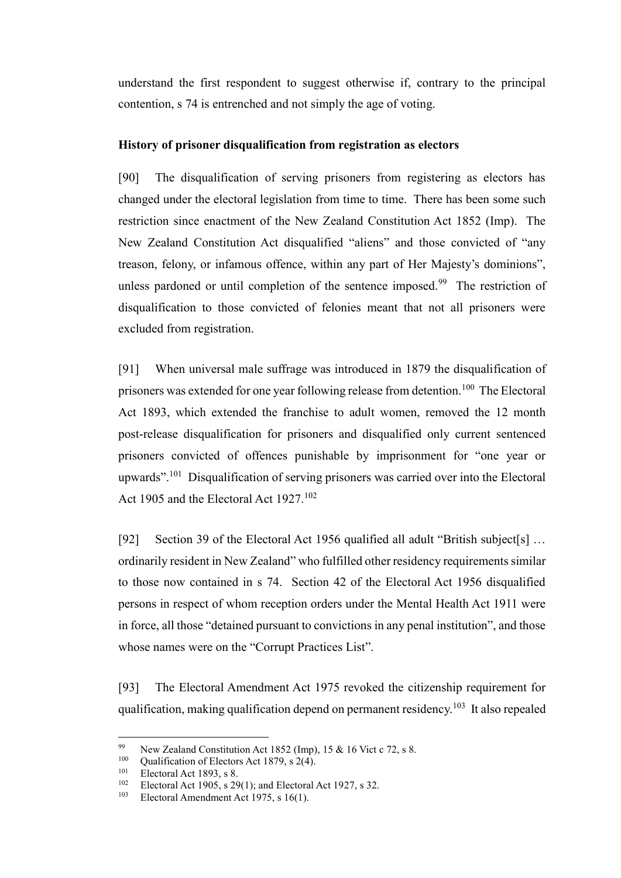understand the first respondent to suggest otherwise if, contrary to the principal contention, s 74 is entrenched and not simply the age of voting.

**History of prisoner disqualification from registration as electors**

[90] The disqualification of serving prisoners from registering as electors has changed under the electoral legislation from time to time. There has been some such restriction since enactment of the New Zealand Constitution Act 1852 (Imp). The New Zealand Constitution Act disqualified "aliens" and those convicted of "any treason, felony, or infamous offence, within any part of Her Majesty's dominions", unless pardoned or until completion of the sentence imposed.[99] The restriction of disqualification to those convicted of felonies meant that not all prisoners were excluded from registration.

[91] When universal male suffrage was introduced in 1879 the disqualification of prisoners was extended for one year following release from detention.[100] The Electoral Act 1893, which extended the franchise to adult women, removed the 12 month post-release disqualification for prisoners and disqualified only current sentenced prisoners convicted of offences punishable by imprisonment for "one year or upwards".[101] Disqualification of serving prisoners was carried over into the Electoral Act 1905 and the Electoral Act 1927.[102]

[92] Section 39 of the Electoral Act 1956 qualified all adult "British subject[s] … ordinarily resident in New Zealand" who fulfilled other residency requirements similar to those now contained in s 74. Section 42 of the Electoral Act 1956 disqualified persons in respect of whom reception orders under the Mental Health Act 1911 were in force, all those "detained pursuant to convictions in any penal institution", and those whose names were on the "Corrupt Practices List".

[93] The Electoral Amendment Act 1975 revoked the citizenship requirement for qualification, making qualification depend on permanent residency.[103] It also repealed

---

[99] New Zealand Constitution Act 1852 (Imp), 15 & 16 Vict c 72, s 8.
[100] Qualification of Electors Act 1879, s 2(4).
[101] Electoral Act 1893, s 8.
[102] Electoral Act 1905, s 29(1); and Electoral Act 1927, s 32.
[103] Electoral Amendment Act 1975, s 16(1).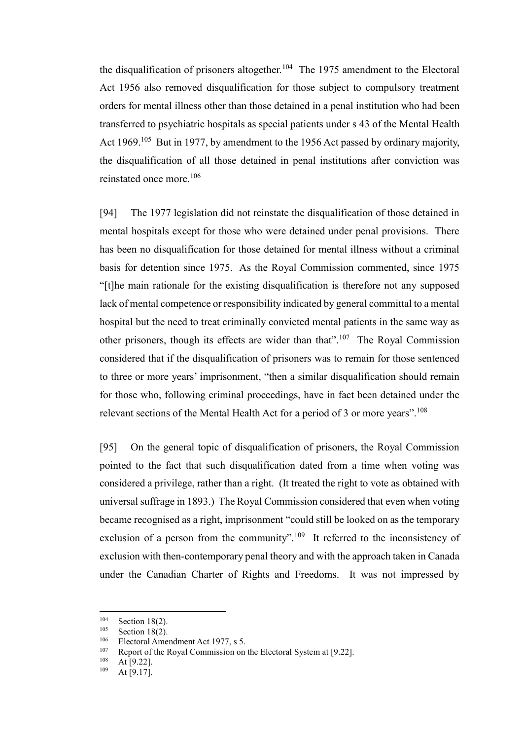the disqualification of prisoners altogether.[104] The 1975 amendment to the Electoral Act 1956 also removed disqualification for those subject to compulsory treatment orders for mental illness other than those detained in a penal institution who had been transferred to psychiatric hospitals as special patients under s 43 of the Mental Health Act 1969.[105] But in 1977, by amendment to the 1956 Act passed by ordinary majority, the disqualification of all those detained in penal institutions after conviction was reinstated once more.[106]

[94] The 1977 legislation did not reinstate the disqualification of those detained in mental hospitals except for those who were detained under penal provisions. There has been no disqualification for those detained for mental illness without a criminal basis for detention since 1975. As the Royal Commission commented, since 1975 "[t]he main rationale for the existing disqualification is therefore not any supposed lack of mental competence or responsibility indicated by general committal to a mental hospital but the need to treat criminally convicted mental patients in the same way as other prisoners, though its effects are wider than that".[107] The Royal Commission considered that if the disqualification of prisoners was to remain for those sentenced to three or more years' imprisonment, "then a similar disqualification should remain for those who, following criminal proceedings, have in fact been detained under the relevant sections of the Mental Health Act for a period of 3 or more years".[108]

[95] On the general topic of disqualification of prisoners, the Royal Commission pointed to the fact that such disqualification dated from a time when voting was considered a privilege, rather than a right. (It treated the right to vote as obtained with universal suffrage in 1893.) The Royal Commission considered that even when voting became recognised as a right, imprisonment "could still be looked on as the temporary exclusion of a person from the community".[109] It referred to the inconsistency of exclusion with then-contemporary penal theory and with the approach taken in Canada under the Canadian Charter of Rights and Freedoms. It was not impressed by

---

[104] Section 18(2).

[105] Section 18(2).

[106] Electoral Amendment Act 1977, s 5.

[107] Report of the Royal Commission on the Electoral System at [9.22].

[108] At [9.22].

[109] At [9.17].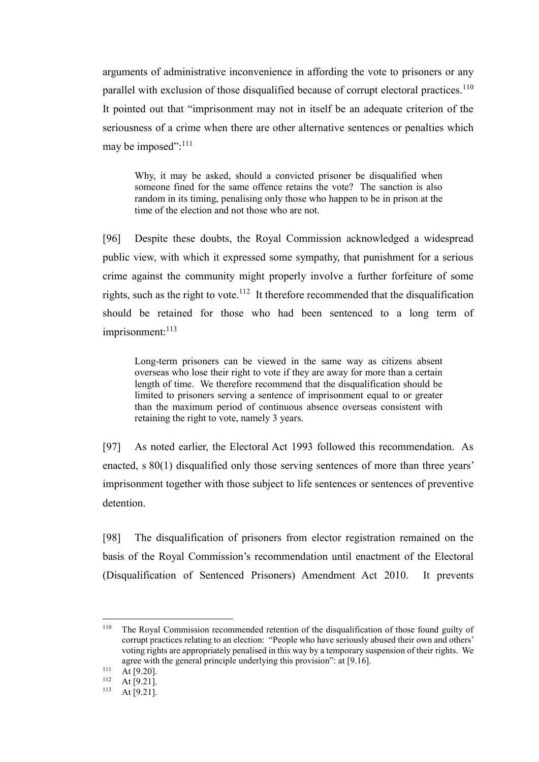arguments of administrative inconvenience in affording the vote to prisoners or any parallel with exclusion of those disqualified because of corrupt electoral practices.[110] It pointed out that "imprisonment may not in itself be an adequate criterion of the seriousness of a crime when there are other alternative sentences or penalties which may be imposed":[111]

> Why, it may be asked, should a convicted prisoner be disqualified when someone fined for the same offence retains the vote? The sanction is also random in its timing, penalising only those who happen to be in prison at the time of the election and not those who are not.

[96] Despite these doubts, the Royal Commission acknowledged a widespread public view, with which it expressed some sympathy, that punishment for a serious crime against the community might properly involve a further forfeiture of some rights, such as the right to vote.[112] It therefore recommended that the disqualification should be retained for those who had been sentenced to a long term of imprisonment:[113]

> Long-term prisoners can be viewed in the same way as citizens absent overseas who lose their right to vote if they are away for more than a certain length of time. We therefore recommend that the disqualification should be limited to prisoners serving a sentence of imprisonment equal to or greater than the maximum period of continuous absence overseas consistent with retaining the right to vote, namely 3 years.

[97] As noted earlier, the Electoral Act 1993 followed this recommendation. As enacted, s 80(1) disqualified only those serving sentences of more than three years' imprisonment together with those subject to life sentences or sentences of preventive detention.

[98] The disqualification of prisoners from elector registration remained on the basis of the Royal Commission's recommendation until enactment of the Electoral (Disqualification of Sentenced Prisoners) Amendment Act 2010. It prevents

---

[110] The Royal Commission recommended retention of the disqualification of those found guilty of corrupt practices relating to an election: "People who have seriously abused their own and others' voting rights are appropriately penalised in this way by a temporary suspension of their rights. We agree with the general principle underlying this provision": at [9.16].

[111] At [9.20].

[112] At [9.21].

[113] At [9.21].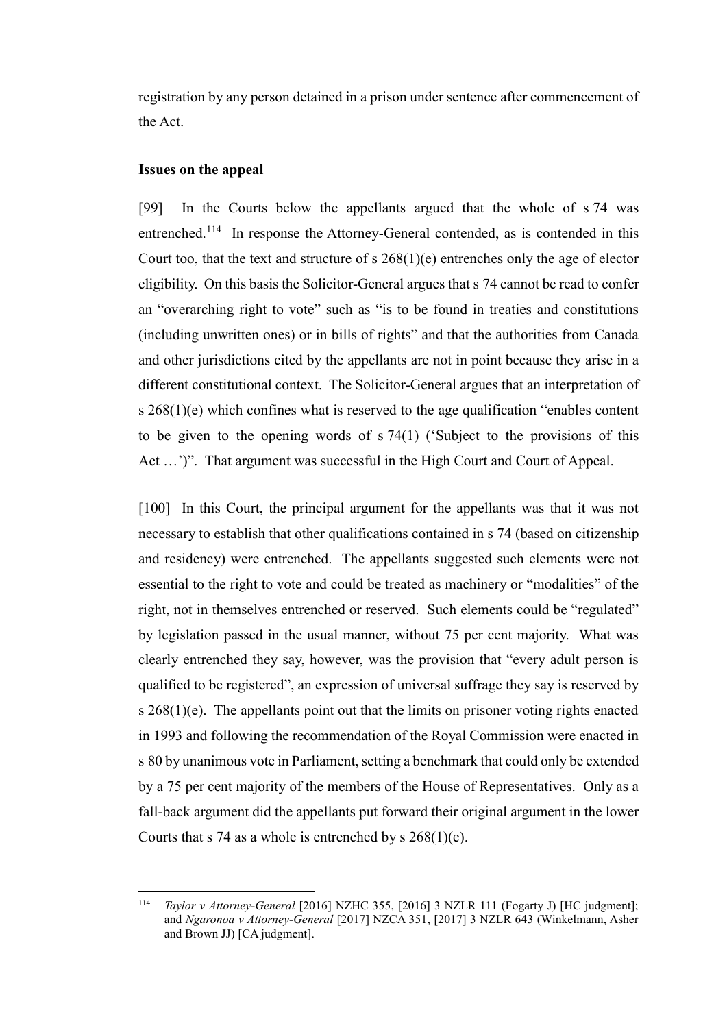registration by any person detained in a prison under sentence after commencement of the Act.

### Issues on the appeal

[99] In the Courts below the appellants argued that the whole of s 74 was entrenched.[114] In response the Attorney-General contended, as is contended in this Court too, that the text and structure of s 268(1)(e) entrenches only the age of elector eligibility. On this basis the Solicitor-General argues that s 74 cannot be read to confer an "overarching right to vote" such as "is to be found in treaties and constitutions (including unwritten ones) or in bills of rights" and that the authorities from Canada and other jurisdictions cited by the appellants are not in point because they arise in a different constitutional context. The Solicitor-General argues that an interpretation of s 268(1)(e) which confines what is reserved to the age qualification "enables content to be given to the opening words of s 74(1) ('Subject to the provisions of this Act …')". That argument was successful in the High Court and Court of Appeal.

[100] In this Court, the principal argument for the appellants was that it was not necessary to establish that other qualifications contained in s 74 (based on citizenship and residency) were entrenched. The appellants suggested such elements were not essential to the right to vote and could be treated as machinery or "modalities" of the right, not in themselves entrenched or reserved. Such elements could be "regulated" by legislation passed in the usual manner, without 75 per cent majority. What was clearly entrenched they say, however, was the provision that "every adult person is qualified to be registered", an expression of universal suffrage they say is reserved by s 268(1)(e). The appellants point out that the limits on prisoner voting rights enacted in 1993 and following the recommendation of the Royal Commission were enacted in s 80 by unanimous vote in Parliament, setting a benchmark that could only be extended by a 75 per cent majority of the members of the House of Representatives. Only as a fall-back argument did the appellants put forward their original argument in the lower Courts that s 74 as a whole is entrenched by s 268(1)(e).

---

[114] *Taylor v Attorney-General* [2016] NZHC 355, [2016] 3 NZLR 111 (Fogarty J) [HC judgment]; and *Ngaronoa v Attorney-General* [2017] NZCA 351, [2017] 3 NZLR 643 (Winkelmann, Asher and Brown JJ) [CA judgment].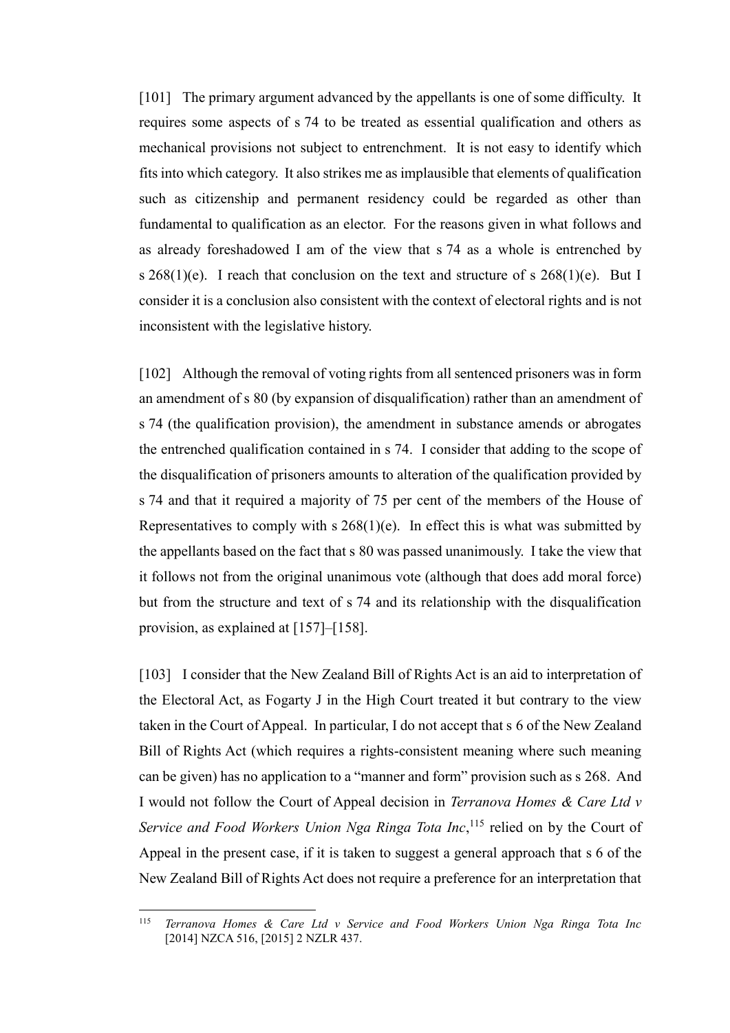[101] The primary argument advanced by the appellants is one of some difficulty. It requires some aspects of s 74 to be treated as essential qualification and others as mechanical provisions not subject to entrenchment. It is not easy to identify which fits into which category. It also strikes me as implausible that elements of qualification such as citizenship and permanent residency could be regarded as other than fundamental to qualification as an elector. For the reasons given in what follows and as already foreshadowed I am of the view that s 74 as a whole is entrenched by s 268(1)(e). I reach that conclusion on the text and structure of s 268(1)(e). But I consider it is a conclusion also consistent with the context of electoral rights and is not inconsistent with the legislative history.

[102] Although the removal of voting rights from all sentenced prisoners was in form an amendment of s 80 (by expansion of disqualification) rather than an amendment of s 74 (the qualification provision), the amendment in substance amends or abrogates the entrenched qualification contained in s 74. I consider that adding to the scope of the disqualification of prisoners amounts to alteration of the qualification provided by s 74 and that it required a majority of 75 per cent of the members of the House of Representatives to comply with s 268(1)(e). In effect this is what was submitted by the appellants based on the fact that s 80 was passed unanimously. I take the view that it follows not from the original unanimous vote (although that does add moral force) but from the structure and text of s 74 and its relationship with the disqualification provision, as explained at [157]–[158].

[103] I consider that the New Zealand Bill of Rights Act is an aid to interpretation of the Electoral Act, as Fogarty J in the High Court treated it but contrary to the view taken in the Court of Appeal. In particular, I do not accept that s 6 of the New Zealand Bill of Rights Act (which requires a rights-consistent meaning where such meaning can be given) has no application to a "manner and form" provision such as s 268. And I would not follow the Court of Appeal decision in *Terranova Homes & Care Ltd v Service and Food Workers Union Nga Ringa Tota Inc*,[115] relied on by the Court of Appeal in the present case, if it is taken to suggest a general approach that s 6 of the New Zealand Bill of Rights Act does not require a preference for an interpretation that

[115] *Terranova Homes & Care Ltd v Service and Food Workers Union Nga Ringa Tota Inc* [2014] NZCA 516, [2015] 2 NZLR 437.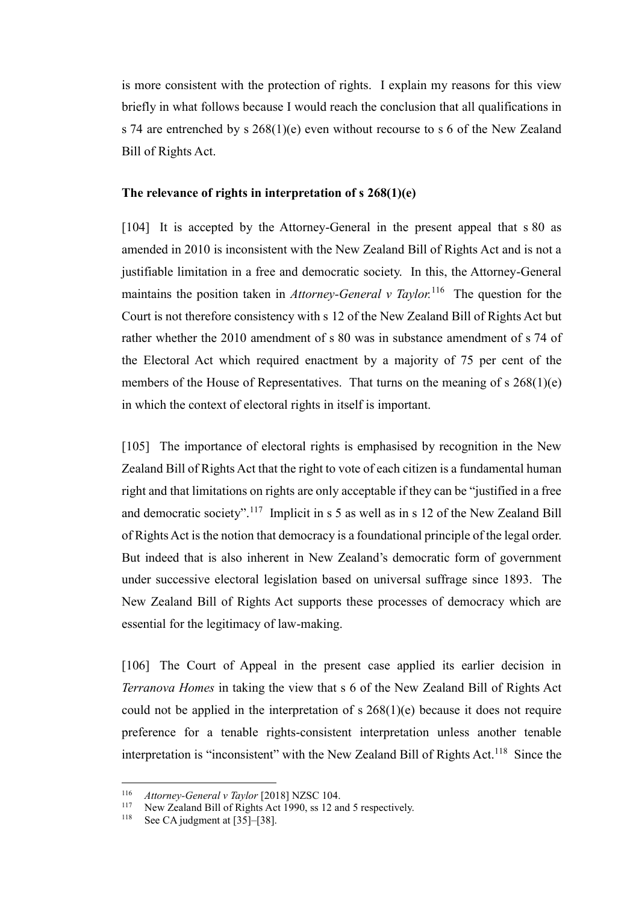is more consistent with the protection of rights. I explain my reasons for this view briefly in what follows because I would reach the conclusion that all qualifications in s 74 are entrenched by s 268(1)(e) even without recourse to s 6 of the New Zealand Bill of Rights Act.

**The relevance of rights in interpretation of s 268(1)(e)**

[104] It is accepted by the Attorney-General in the present appeal that s 80 as amended in 2010 is inconsistent with the New Zealand Bill of Rights Act and is not a justifiable limitation in a free and democratic society. In this, the Attorney-General maintains the position taken in *Attorney-General v Taylor*.[116] The question for the Court is not therefore consistency with s 12 of the New Zealand Bill of Rights Act but rather whether the 2010 amendment of s 80 was in substance amendment of s 74 of the Electoral Act which required enactment by a majority of 75 per cent of the members of the House of Representatives. That turns on the meaning of s 268(1)(e) in which the context of electoral rights in itself is important.

[105] The importance of electoral rights is emphasised by recognition in the New Zealand Bill of Rights Act that the right to vote of each citizen is a fundamental human right and that limitations on rights are only acceptable if they can be "justified in a free and democratic society".[117] Implicit in s 5 as well as in s 12 of the New Zealand Bill of Rights Act is the notion that democracy is a foundational principle of the legal order. But indeed that is also inherent in New Zealand's democratic form of government under successive electoral legislation based on universal suffrage since 1893. The New Zealand Bill of Rights Act supports these processes of democracy which are essential for the legitimacy of law-making.

[106] The Court of Appeal in the present case applied its earlier decision in *Terranova Homes* in taking the view that s 6 of the New Zealand Bill of Rights Act could not be applied in the interpretation of s 268(1)(e) because it does not require preference for a tenable rights-consistent interpretation unless another tenable interpretation is "inconsistent" with the New Zealand Bill of Rights Act.[118] Since the

---

[116] *Attorney-General v Taylor* [2018] NZSC 104.

[117] New Zealand Bill of Rights Act 1990, ss 12 and 5 respectively.

[118] See CA judgment at [35]–[38].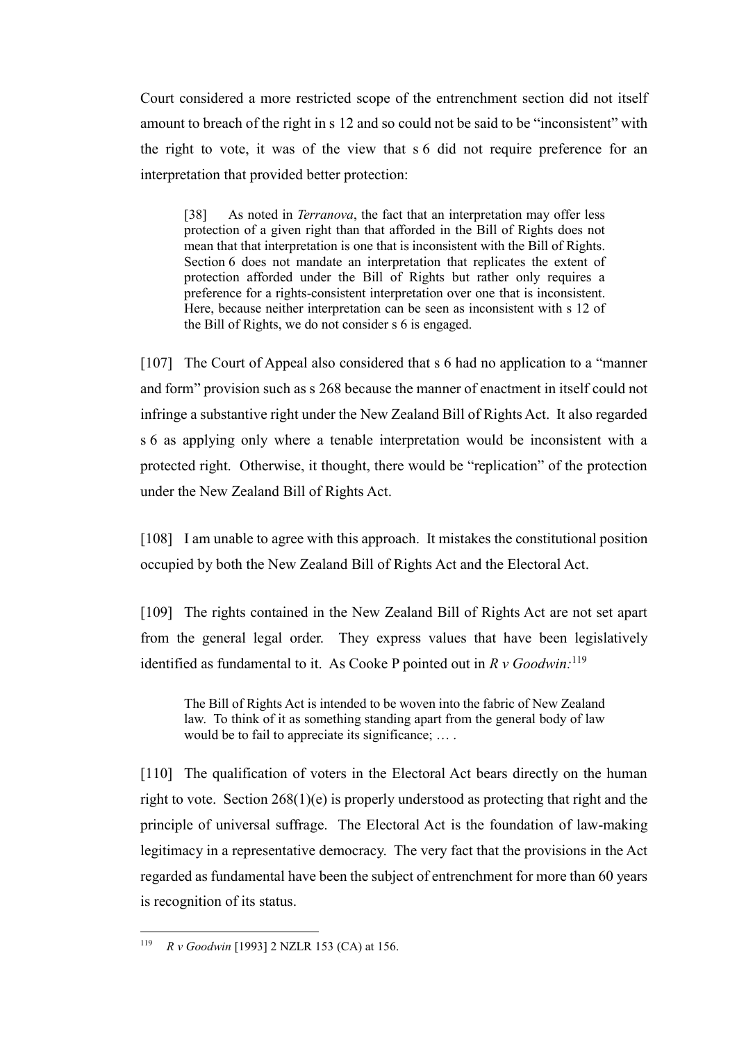Court considered a more restricted scope of the entrenchment section did not itself amount to breach of the right in s 12 and so could not be said to be "inconsistent" with the right to vote, it was of the view that s 6 did not require preference for an interpretation that provided better protection:

> [38] As noted in *Terranova*, the fact that an interpretation may offer less protection of a given right than that afforded in the Bill of Rights does not mean that that interpretation is one that is inconsistent with the Bill of Rights. Section 6 does not mandate an interpretation that replicates the extent of protection afforded under the Bill of Rights but rather only requires a preference for a rights-consistent interpretation over one that is inconsistent. Here, because neither interpretation can be seen as inconsistent with s 12 of the Bill of Rights, we do not consider s 6 is engaged.

[107] The Court of Appeal also considered that s 6 had no application to a "manner and form" provision such as s 268 because the manner of enactment in itself could not infringe a substantive right under the New Zealand Bill of Rights Act. It also regarded s 6 as applying only where a tenable interpretation would be inconsistent with a protected right. Otherwise, it thought, there would be "replication" of the protection under the New Zealand Bill of Rights Act.

[108] I am unable to agree with this approach. It mistakes the constitutional position occupied by both the New Zealand Bill of Rights Act and the Electoral Act.

[109] The rights contained in the New Zealand Bill of Rights Act are not set apart from the general legal order. They express values that have been legislatively identified as fundamental to it. As Cooke P pointed out in *R v Goodwin:*[119]

> The Bill of Rights Act is intended to be woven into the fabric of New Zealand law. To think of it as something standing apart from the general body of law would be to fail to appreciate its significance; … .

[110] The qualification of voters in the Electoral Act bears directly on the human right to vote. Section 268(1)(e) is properly understood as protecting that right and the principle of universal suffrage. The Electoral Act is the foundation of law-making legitimacy in a representative democracy. The very fact that the provisions in the Act regarded as fundamental have been the subject of entrenchment for more than 60 years is recognition of its status.

[119] *R v Goodwin* [1993] 2 NZLR 153 (CA) at 156.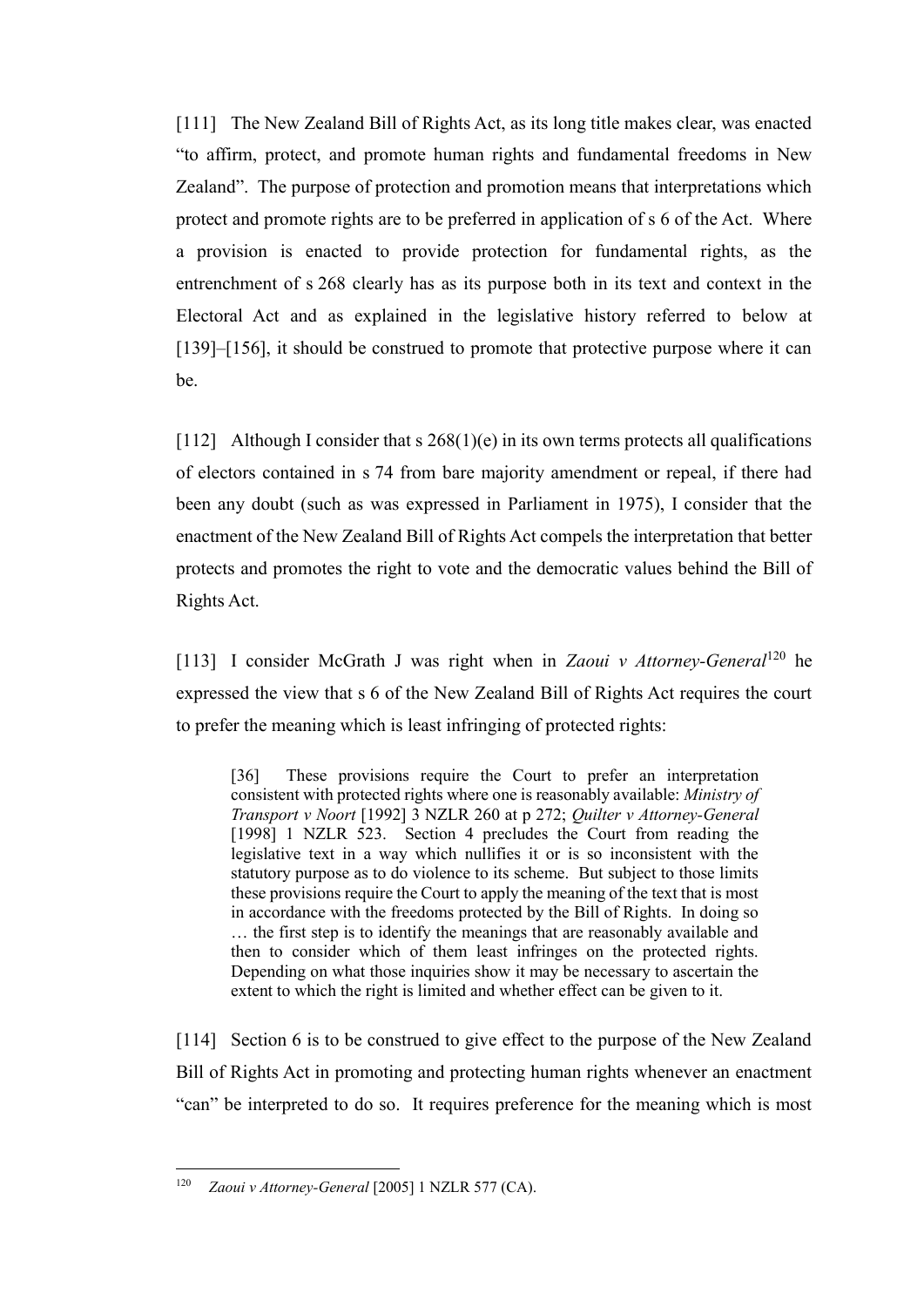[111] The New Zealand Bill of Rights Act, as its long title makes clear, was enacted "to affirm, protect, and promote human rights and fundamental freedoms in New Zealand". The purpose of protection and promotion means that interpretations which protect and promote rights are to be preferred in application of s 6 of the Act. Where a provision is enacted to provide protection for fundamental rights, as the entrenchment of s 268 clearly has as its purpose both in its text and context in the Electoral Act and as explained in the legislative history referred to below at [139]–[156], it should be construed to promote that protective purpose where it can be.

[112] Although I consider that s 268(1)(e) in its own terms protects all qualifications of electors contained in s 74 from bare majority amendment or repeal, if there had been any doubt (such as was expressed in Parliament in 1975), I consider that the enactment of the New Zealand Bill of Rights Act compels the interpretation that better protects and promotes the right to vote and the democratic values behind the Bill of Rights Act.

[113] I consider McGrath J was right when in *Zaoui v Attorney-General*[120] he expressed the view that s 6 of the New Zealand Bill of Rights Act requires the court to prefer the meaning which is least infringing of protected rights:

> [36] These provisions require the Court to prefer an interpretation consistent with protected rights where one is reasonably available: *Ministry of Transport v Noort* [1992] 3 NZLR 260 at p 272; *Quilter v Attorney-General* [1998] 1 NZLR 523. Section 4 precludes the Court from reading the legislative text in a way which nullifies it or is so inconsistent with the statutory purpose as to do violence to its scheme. But subject to those limits these provisions require the Court to apply the meaning of the text that is most in accordance with the freedoms protected by the Bill of Rights. In doing so … the first step is to identify the meanings that are reasonably available and then to consider which of them least infringes on the protected rights. Depending on what those inquiries show it may be necessary to ascertain the extent to which the right is limited and whether effect can be given to it.

[114] Section 6 is to be construed to give effect to the purpose of the New Zealand Bill of Rights Act in promoting and protecting human rights whenever an enactment "can" be interpreted to do so. It requires preference for the meaning which is most

---

[120] *Zaoui v Attorney-General* [2005] 1 NZLR 577 (CA).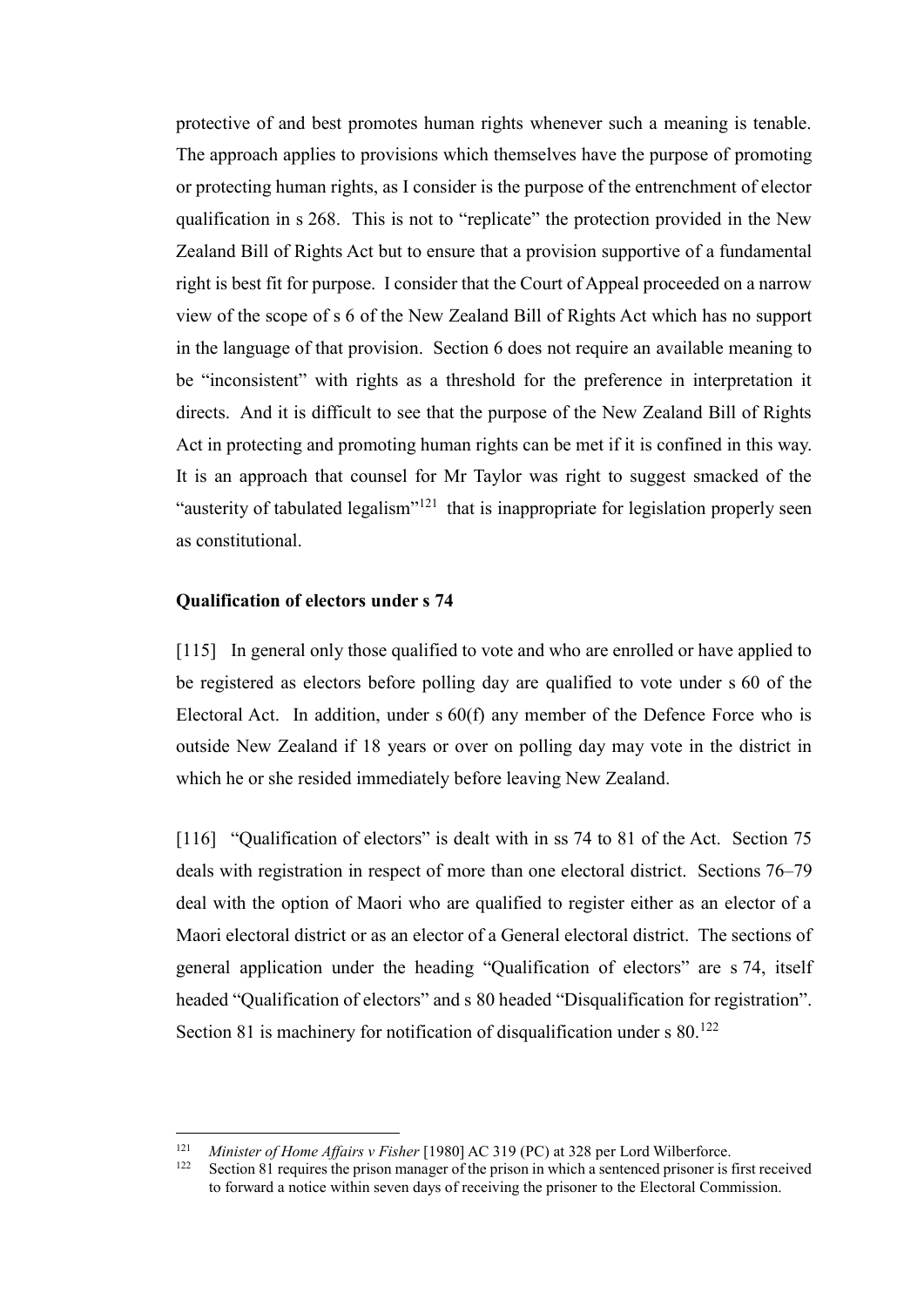protective of and best promotes human rights whenever such a meaning is tenable. The approach applies to provisions which themselves have the purpose of promoting or protecting human rights, as I consider is the purpose of the entrenchment of elector qualification in s 268. This is not to "replicate" the protection provided in the New Zealand Bill of Rights Act but to ensure that a provision supportive of a fundamental right is best fit for purpose. I consider that the Court of Appeal proceeded on a narrow view of the scope of s 6 of the New Zealand Bill of Rights Act which has no support in the language of that provision. Section 6 does not require an available meaning to be "inconsistent" with rights as a threshold for the preference in interpretation it directs. And it is difficult to see that the purpose of the New Zealand Bill of Rights Act in protecting and promoting human rights can be met if it is confined in this way. It is an approach that counsel for Mr Taylor was right to suggest smacked of the "austerity of tabulated legalism"[121] that is inappropriate for legislation properly seen as constitutional.

**Qualification of electors under s 74**

[115] In general only those qualified to vote and who are enrolled or have applied to be registered as electors before polling day are qualified to vote under s 60 of the Electoral Act. In addition, under s 60(f) any member of the Defence Force who is outside New Zealand if 18 years or over on polling day may vote in the district in which he or she resided immediately before leaving New Zealand.

[116] "Qualification of electors" is dealt with in ss 74 to 81 of the Act. Section 75 deals with registration in respect of more than one electoral district. Sections 76–79 deal with the option of Maori who are qualified to register either as an elector of a Maori electoral district or as an elector of a General electoral district. The sections of general application under the heading "Qualification of electors" are s 74, itself headed "Qualification of electors" and s 80 headed "Disqualification for registration". Section 81 is machinery for notification of disqualification under s 80.[122]

[121] *Minister of Home Affairs v Fisher* [1980] AC 319 (PC) at 328 per Lord Wilberforce.

[122] Section 81 requires the prison manager of the prison in which a sentenced prisoner is first received to forward a notice within seven days of receiving the prisoner to the Electoral Commission.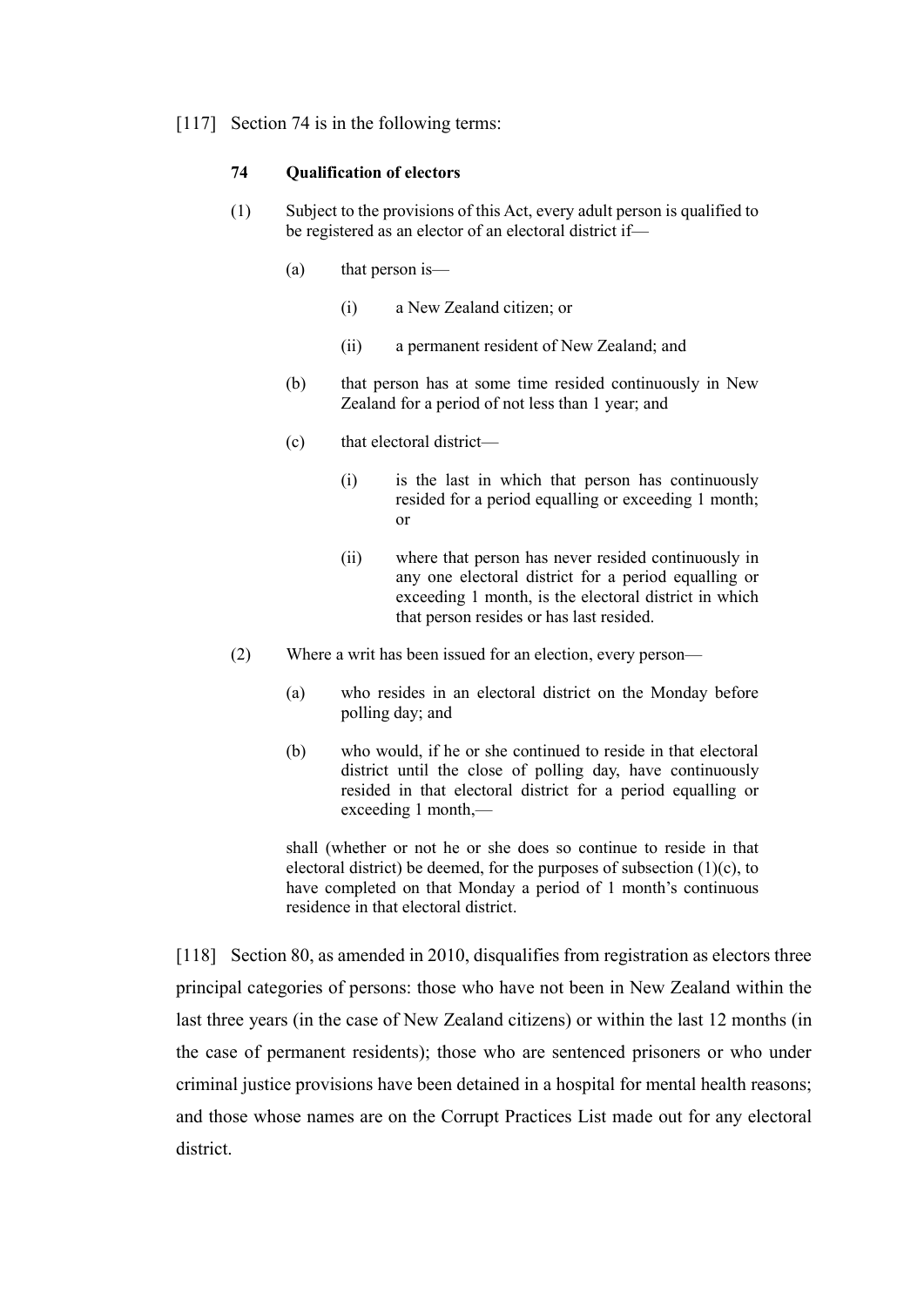[117] Section 74 is in the following terms:

> **74 Qualification of electors**
>
> (1) Subject to the provisions of this Act, every adult person is qualified to be registered as an elector of an electoral district if—
>
> > (a) that person is—
> >
> > > (i) a New Zealand citizen; or
> > >
> > > (ii) a permanent resident of New Zealand; and
> >
> > (b) that person has at some time resided continuously in New Zealand for a period of not less than 1 year; and
> >
> > (c) that electoral district—
> >
> > > (i) is the last in which that person has continuously resided for a period equalling or exceeding 1 month; or
> > >
> > > (ii) where that person has never resided continuously in any one electoral district for a period equalling or exceeding 1 month, is the electoral district in which that person resides or has last resided.
>
> (2) Where a writ has been issued for an election, every person—
>
> > (a) who resides in an electoral district on the Monday before polling day; and
> >
> > (b) who would, if he or she continued to reside in that electoral district until the close of polling day, have continuously resided in that electoral district for a period equalling or exceeding 1 month,—
>
> shall (whether or not he or she does so continue to reside in that electoral district) be deemed, for the purposes of subsection (1)(c), to have completed on that Monday a period of 1 month's continuous residence in that electoral district.

[118] Section 80, as amended in 2010, disqualifies from registration as electors three principal categories of persons: those who have not been in New Zealand within the last three years (in the case of New Zealand citizens) or within the last 12 months (in the case of permanent residents); those who are sentenced prisoners or who under criminal justice provisions have been detained in a hospital for mental health reasons; and those whose names are on the Corrupt Practices List made out for any electoral district.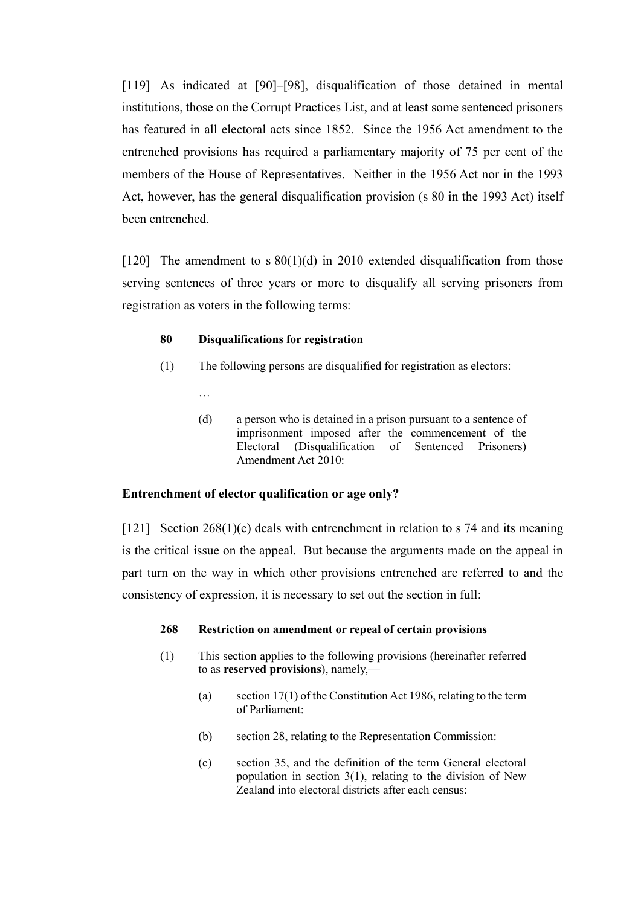[119] As indicated at [90]–[98], disqualification of those detained in mental institutions, those on the Corrupt Practices List, and at least some sentenced prisoners has featured in all electoral acts since 1852. Since the 1956 Act amendment to the entrenched provisions has required a parliamentary majority of 75 per cent of the members of the House of Representatives. Neither in the 1956 Act nor in the 1993 Act, however, has the general disqualification provision (s 80 in the 1993 Act) itself been entrenched.

[120] The amendment to s 80(1)(d) in 2010 extended disqualification from those serving sentences of three years or more to disqualify all serving prisoners from registration as voters in the following terms:

> **80 Disqualifications for registration**
>
> (1) The following persons are disqualified for registration as electors:
>
> …
>
> (d) a person who is detained in a prison pursuant to a sentence of imprisonment imposed after the commencement of the Electoral (Disqualification of Sentenced Prisoners) Amendment Act 2010:

### Entrenchment of elector qualification or age only?

[121] Section 268(1)(e) deals with entrenchment in relation to s 74 and its meaning is the critical issue on the appeal. But because the arguments made on the appeal in part turn on the way in which other provisions entrenched are referred to and the consistency of expression, it is necessary to set out the section in full:

> **268 Restriction on amendment or repeal of certain provisions**
>
> (1) This section applies to the following provisions (hereinafter referred to as **reserved provisions**), namely,—
>
> (a) section 17(1) of the Constitution Act 1986, relating to the term of Parliament:
>
> (b) section 28, relating to the Representation Commission:
>
> (c) section 35, and the definition of the term General electoral population in section 3(1), relating to the division of New Zealand into electoral districts after each census: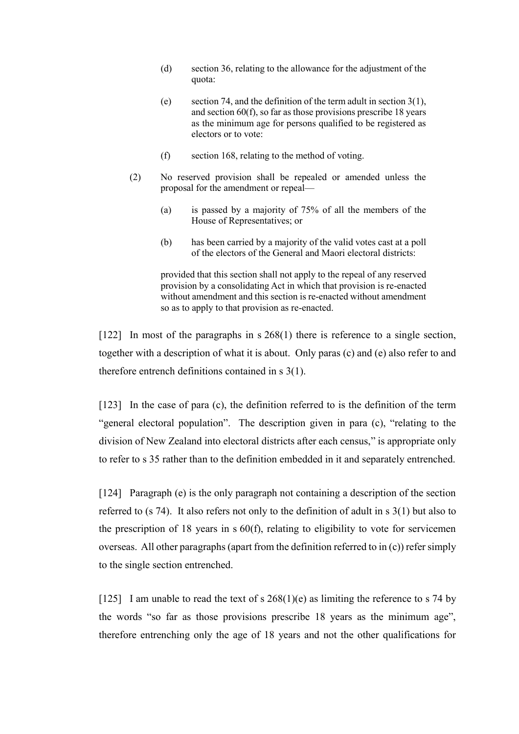> (d) section 36, relating to the allowance for the adjustment of the quota:
>
> (e) section 74, and the definition of the term adult in section 3(1), and section 60(f), so far as those provisions prescribe 18 years as the minimum age for persons qualified to be registered as electors or to vote:
>
> (f) section 168, relating to the method of voting.
>
> (2) No reserved provision shall be repealed or amended unless the proposal for the amendment or repeal—
>
> (a) is passed by a majority of 75% of all the members of the House of Representatives; or
>
> (b) has been carried by a majority of the valid votes cast at a poll of the electors of the General and Maori electoral districts:
>
> provided that this section shall not apply to the repeal of any reserved provision by a consolidating Act in which that provision is re-enacted without amendment and this section is re-enacted without amendment so as to apply to that provision as re-enacted.

[122] In most of the paragraphs in s 268(1) there is reference to a single section, together with a description of what it is about. Only paras (c) and (e) also refer to and therefore entrench definitions contained in s 3(1).

[123] In the case of para (c), the definition referred to is the definition of the term "general electoral population". The description given in para (c), "relating to the division of New Zealand into electoral districts after each census," is appropriate only to refer to s 35 rather than to the definition embedded in it and separately entrenched.

[124] Paragraph (e) is the only paragraph not containing a description of the section referred to (s 74). It also refers not only to the definition of adult in s 3(1) but also to the prescription of 18 years in s 60(f), relating to eligibility to vote for servicemen overseas. All other paragraphs (apart from the definition referred to in (c)) refer simply to the single section entrenched.

[125] I am unable to read the text of s 268(1)(e) as limiting the reference to s 74 by the words "so far as those provisions prescribe 18 years as the minimum age", therefore entrenching only the age of 18 years and not the other qualifications for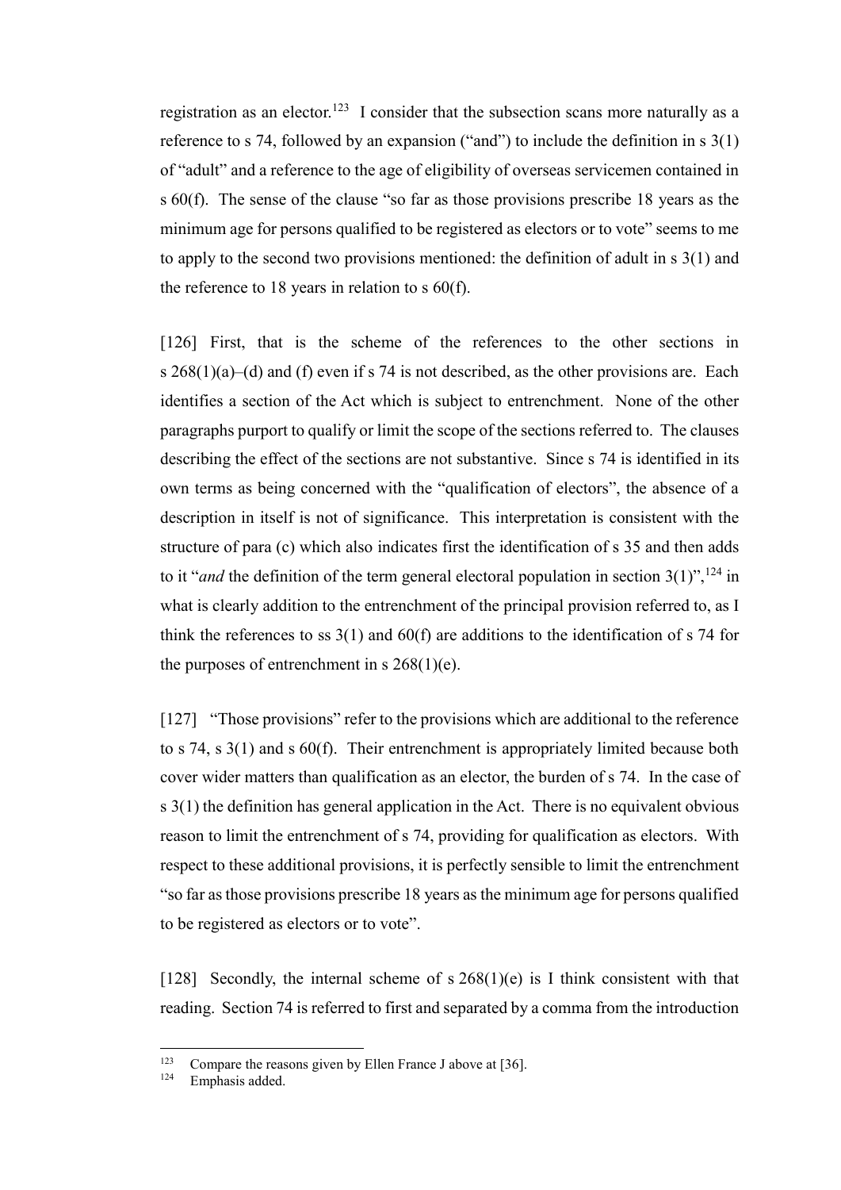registration as an elector.[123] I consider that the subsection scans more naturally as a reference to s 74, followed by an expansion ("and") to include the definition in s 3(1) of "adult" and a reference to the age of eligibility of overseas servicemen contained in s 60(f). The sense of the clause "so far as those provisions prescribe 18 years as the minimum age for persons qualified to be registered as electors or to vote" seems to me to apply to the second two provisions mentioned: the definition of adult in s 3(1) and the reference to 18 years in relation to s 60(f).

[126] First, that is the scheme of the references to the other sections in s 268(1)(a)–(d) and (f) even if s 74 is not described, as the other provisions are. Each identifies a section of the Act which is subject to entrenchment. None of the other paragraphs purport to qualify or limit the scope of the sections referred to. The clauses describing the effect of the sections are not substantive. Since s 74 is identified in its own terms as being concerned with the "qualification of electors", the absence of a description in itself is not of significance. This interpretation is consistent with the structure of para (c) which also indicates first the identification of s 35 and then adds to it "*and* the definition of the term general electoral population in section 3(1)",[124] in what is clearly addition to the entrenchment of the principal provision referred to, as I think the references to ss 3(1) and 60(f) are additions to the identification of s 74 for the purposes of entrenchment in s 268(1)(e).

[127] "Those provisions" refer to the provisions which are additional to the reference to s 74, s 3(1) and s 60(f). Their entrenchment is appropriately limited because both cover wider matters than qualification as an elector, the burden of s 74. In the case of s 3(1) the definition has general application in the Act. There is no equivalent obvious reason to limit the entrenchment of s 74, providing for qualification as electors. With respect to these additional provisions, it is perfectly sensible to limit the entrenchment "so far as those provisions prescribe 18 years as the minimum age for persons qualified to be registered as electors or to vote".

[128] Secondly, the internal scheme of s 268(1)(e) is I think consistent with that reading. Section 74 is referred to first and separated by a comma from the introduction

---

[123] Compare the reasons given by Ellen France J above at [36].

[124] Emphasis added.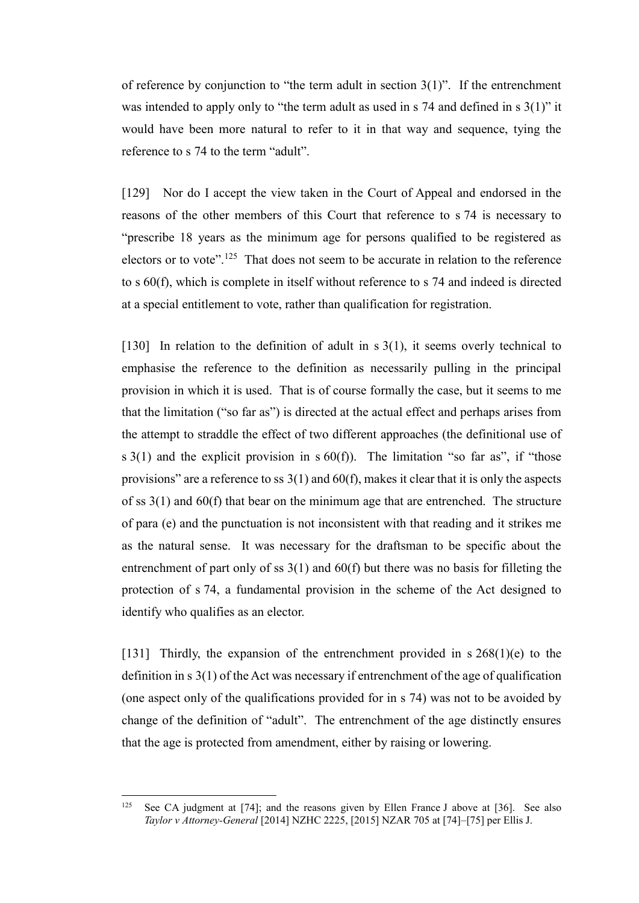of reference by conjunction to "the term adult in section 3(1)". If the entrenchment was intended to apply only to "the term adult as used in s 74 and defined in s 3(1)" it would have been more natural to refer to it in that way and sequence, tying the reference to s 74 to the term "adult".

[129] Nor do I accept the view taken in the Court of Appeal and endorsed in the reasons of the other members of this Court that reference to s 74 is necessary to "prescribe 18 years as the minimum age for persons qualified to be registered as electors or to vote".[125] That does not seem to be accurate in relation to the reference to s 60(f), which is complete in itself without reference to s 74 and indeed is directed at a special entitlement to vote, rather than qualification for registration.

[130] In relation to the definition of adult in s 3(1), it seems overly technical to emphasise the reference to the definition as necessarily pulling in the principal provision in which it is used. That is of course formally the case, but it seems to me that the limitation ("so far as") is directed at the actual effect and perhaps arises from the attempt to straddle the effect of two different approaches (the definitional use of s 3(1) and the explicit provision in s 60(f)). The limitation "so far as", if "those provisions" are a reference to ss 3(1) and 60(f), makes it clear that it is only the aspects of ss 3(1) and 60(f) that bear on the minimum age that are entrenched. The structure of para (e) and the punctuation is not inconsistent with that reading and it strikes me as the natural sense. It was necessary for the draftsman to be specific about the entrenchment of part only of ss 3(1) and 60(f) but there was no basis for filleting the protection of s 74, a fundamental provision in the scheme of the Act designed to identify who qualifies as an elector.

[131] Thirdly, the expansion of the entrenchment provided in s 268(1)(e) to the definition in s 3(1) of the Act was necessary if entrenchment of the age of qualification (one aspect only of the qualifications provided for in s 74) was not to be avoided by change of the definition of "adult". The entrenchment of the age distinctly ensures that the age is protected from amendment, either by raising or lowering.

---

[125] See CA judgment at [74]; and the reasons given by Ellen France J above at [36]. See also *Taylor v Attorney-General* [2014] NZHC 2225, [2015] NZAR 705 at [74]–[75] per Ellis J.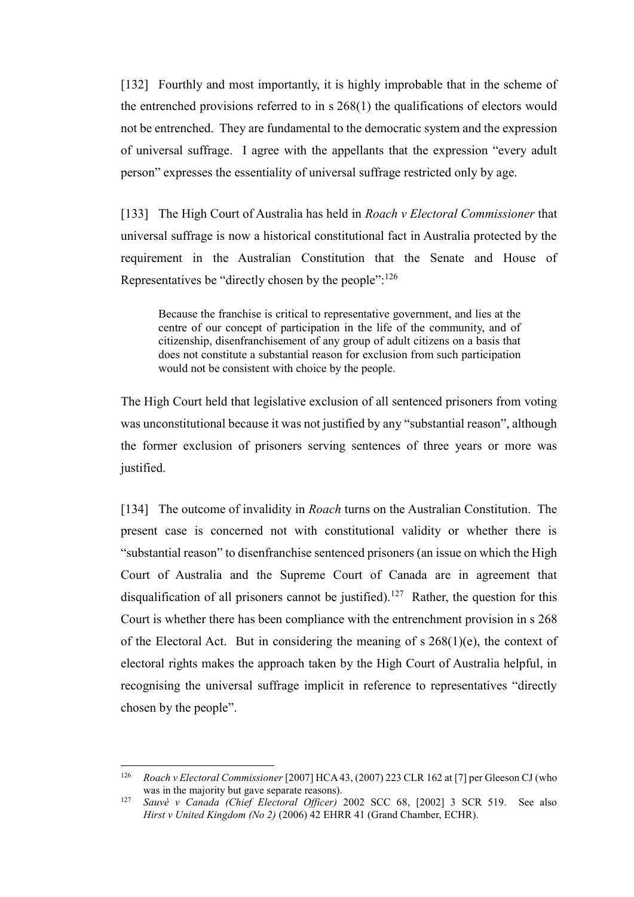[132] Fourthly and most importantly, it is highly improbable that in the scheme of the entrenched provisions referred to in s 268(1) the qualifications of electors would not be entrenched. They are fundamental to the democratic system and the expression of universal suffrage. I agree with the appellants that the expression "every adult person" expresses the essentiality of universal suffrage restricted only by age.

[133] The High Court of Australia has held in *Roach v Electoral Commissioner* that universal suffrage is now a historical constitutional fact in Australia protected by the requirement in the Australian Constitution that the Senate and House of Representatives be "directly chosen by the people":[126]

> Because the franchise is critical to representative government, and lies at the centre of our concept of participation in the life of the community, and of citizenship, disenfranchisement of any group of adult citizens on a basis that does not constitute a substantial reason for exclusion from such participation would not be consistent with choice by the people.

The High Court held that legislative exclusion of all sentenced prisoners from voting was unconstitutional because it was not justified by any "substantial reason", although the former exclusion of prisoners serving sentences of three years or more was justified.

[134] The outcome of invalidity in *Roach* turns on the Australian Constitution. The present case is concerned not with constitutional validity or whether there is "substantial reason" to disenfranchise sentenced prisoners (an issue on which the High Court of Australia and the Supreme Court of Canada are in agreement that disqualification of all prisoners cannot be justified).[127] Rather, the question for this Court is whether there has been compliance with the entrenchment provision in s 268 of the Electoral Act. But in considering the meaning of s 268(1)(e), the context of electoral rights makes the approach taken by the High Court of Australia helpful, in recognising the universal suffrage implicit in reference to representatives "directly chosen by the people".

---

[126] *Roach v Electoral Commissioner* [2007] HCA 43, (2007) 223 CLR 162 at [7] per Gleeson CJ (who was in the majority but gave separate reasons).

[127] *Sauvé v Canada (Chief Electoral Officer)* 2002 SCC 68, [2002] 3 SCR 519. See also *Hirst v United Kingdom (No 2)* (2006) 42 EHRR 41 (Grand Chamber, ECHR).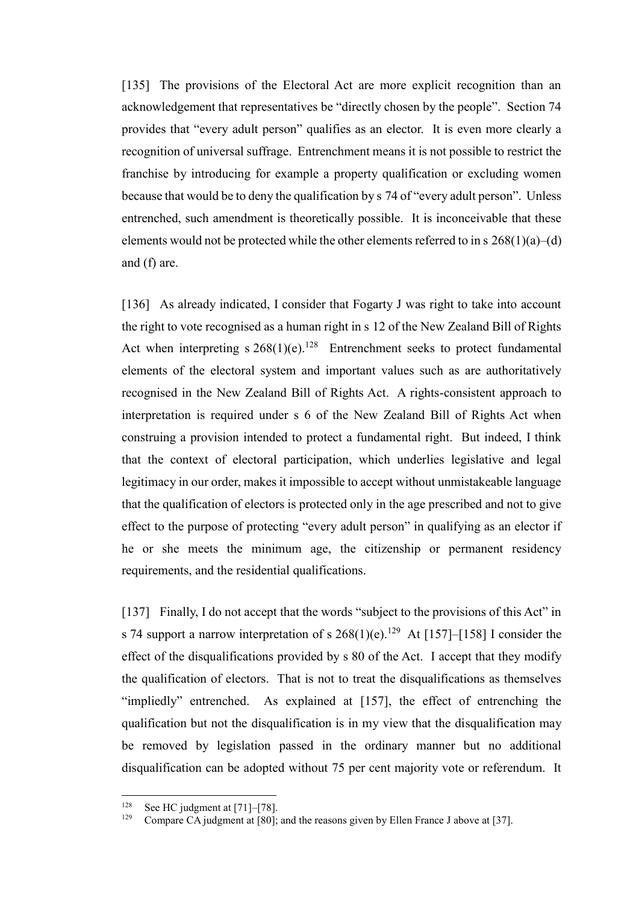[135] The provisions of the Electoral Act are more explicit recognition than an acknowledgement that representatives be "directly chosen by the people". Section 74 provides that "every adult person" qualifies as an elector. It is even more clearly a recognition of universal suffrage. Entrenchment means it is not possible to restrict the franchise by introducing for example a property qualification or excluding women because that would be to deny the qualification by s 74 of "every adult person". Unless entrenched, such amendment is theoretically possible. It is inconceivable that these elements would not be protected while the other elements referred to in s 268(1)(a)–(d) and (f) are.

[136] As already indicated, I consider that Fogarty J was right to take into account the right to vote recognised as a human right in s 12 of the New Zealand Bill of Rights Act when interpreting s 268(1)(e).[128] Entrenchment seeks to protect fundamental elements of the electoral system and important values such as are authoritatively recognised in the New Zealand Bill of Rights Act. A rights-consistent approach to interpretation is required under s 6 of the New Zealand Bill of Rights Act when construing a provision intended to protect a fundamental right. But indeed, I think that the context of electoral participation, which underlies legislative and legal legitimacy in our order, makes it impossible to accept without unmistakeable language that the qualification of electors is protected only in the age prescribed and not to give effect to the purpose of protecting "every adult person" in qualifying as an elector if he or she meets the minimum age, the citizenship or permanent residency requirements, and the residential qualifications.

[137] Finally, I do not accept that the words "subject to the provisions of this Act" in s 74 support a narrow interpretation of s 268(1)(e).[129] At [157]–[158] I consider the effect of the disqualifications provided by s 80 of the Act. I accept that they modify the qualification of electors. That is not to treat the disqualifications as themselves "impliedly" entrenched. As explained at [157], the effect of entrenching the qualification but not the disqualification is in my view that the disqualification may be removed by legislation passed in the ordinary manner but no additional disqualification can be adopted without 75 per cent majority vote or referendum. It

---

[128] See HC judgment at [71]–[78].

[129] Compare CA judgment at [80]; and the reasons given by Ellen France J above at [37].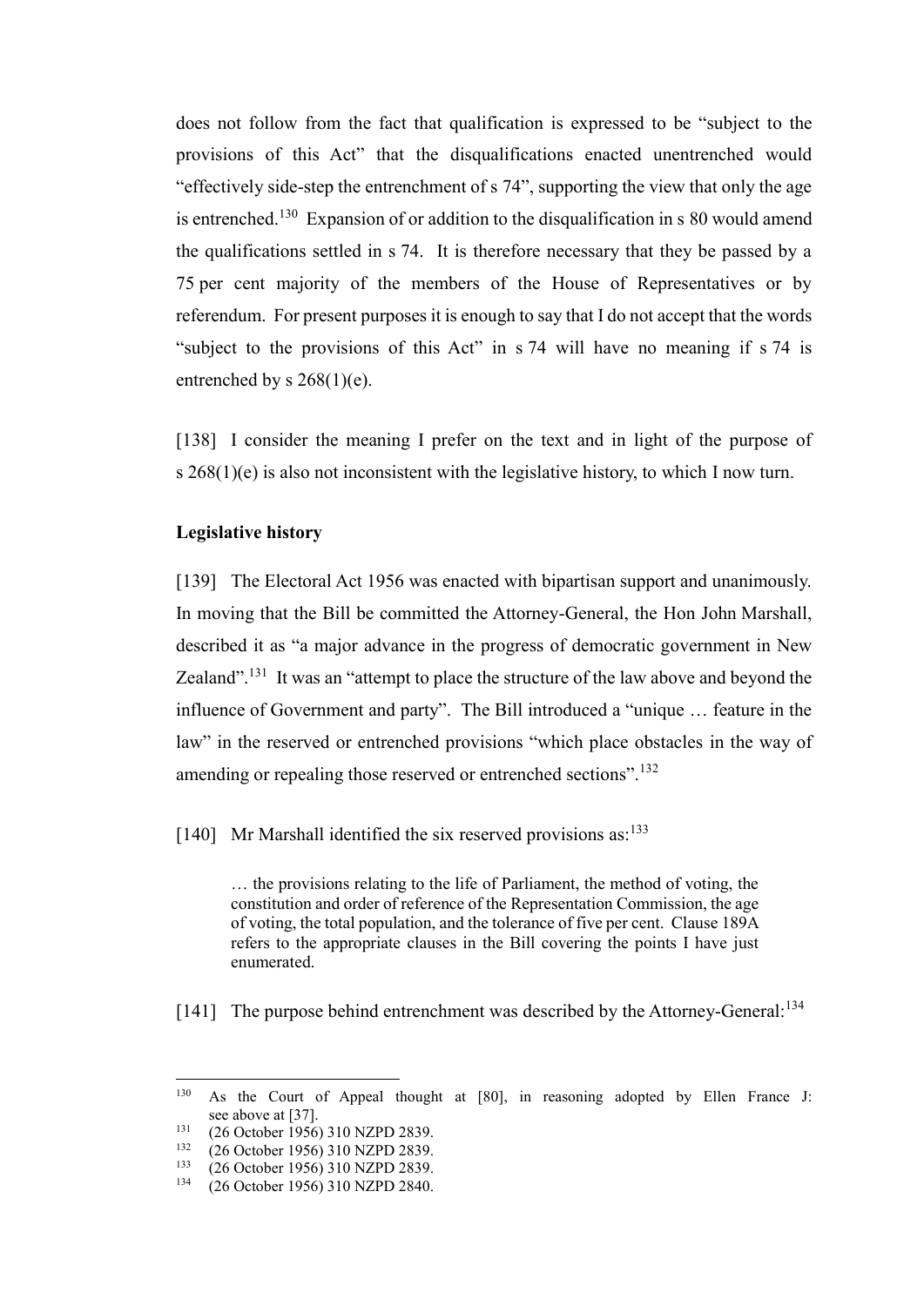does not follow from the fact that qualification is expressed to be "subject to the provisions of this Act" that the disqualifications enacted unentrenched would "effectively side-step the entrenchment of s 74", supporting the view that only the age is entrenched.[130] Expansion of or addition to the disqualification in s 80 would amend the qualifications settled in s 74. It is therefore necessary that they be passed by a 75 per cent majority of the members of the House of Representatives or by referendum. For present purposes it is enough to say that I do not accept that the words "subject to the provisions of this Act" in s 74 will have no meaning if s 74 is entrenched by s 268(1)(e).

[138] I consider the meaning I prefer on the text and in light of the purpose of s 268(1)(e) is also not inconsistent with the legislative history, to which I now turn.

**Legislative history**

[139] The Electoral Act 1956 was enacted with bipartisan support and unanimously. In moving that the Bill be committed the Attorney-General, the Hon John Marshall, described it as "a major advance in the progress of democratic government in New Zealand".[131] It was an "attempt to place the structure of the law above and beyond the influence of Government and party". The Bill introduced a "unique … feature in the law" in the reserved or entrenched provisions "which place obstacles in the way of amending or repealing those reserved or entrenched sections".[132]

[140] Mr Marshall identified the six reserved provisions as:[133]

> … the provisions relating to the life of Parliament, the method of voting, the constitution and order of reference of the Representation Commission, the age of voting, the total population, and the tolerance of five per cent. Clause 189A refers to the appropriate clauses in the Bill covering the points I have just enumerated.

[141] The purpose behind entrenchment was described by the Attorney-General:[134]

---

[130] As the Court of Appeal thought at [80], in reasoning adopted by Ellen France J: see above at [37].

[131] (26 October 1956) 310 NZPD 2839.

[132] (26 October 1956) 310 NZPD 2839.

[133] (26 October 1956) 310 NZPD 2839.

[134] (26 October 1956) 310 NZPD 2840.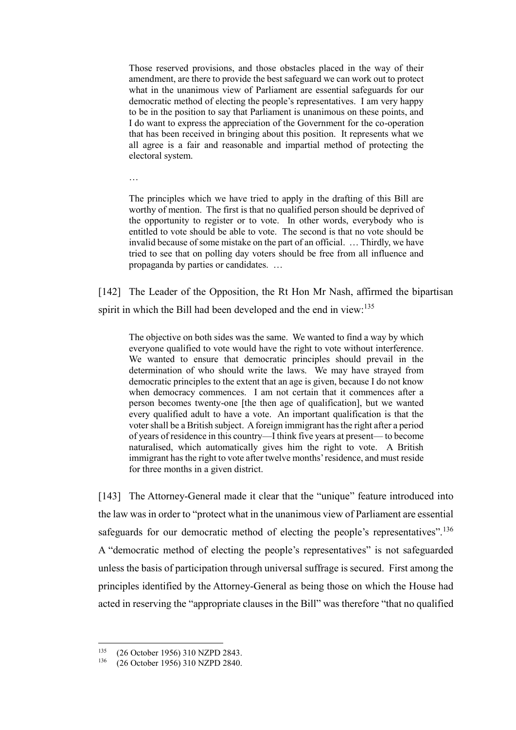> Those reserved provisions, and those obstacles placed in the way of their amendment, are there to provide the best safeguard we can work out to protect what in the unanimous view of Parliament are essential safeguards for our democratic method of electing the people's representatives. I am very happy to be in the position to say that Parliament is unanimous on these points, and I do want to express the appreciation of the Government for the co-operation that has been received in bringing about this position. It represents what we all agree is a fair and reasonable and impartial method of protecting the electoral system.
>
> …
>
> The principles which we have tried to apply in the drafting of this Bill are worthy of mention. The first is that no qualified person should be deprived of the opportunity to register or to vote. In other words, everybody who is entitled to vote should be able to vote. The second is that no vote should be invalid because of some mistake on the part of an official. … Thirdly, we have tried to see that on polling day voters should be free from all influence and propaganda by parties or candidates. …

[142] The Leader of the Opposition, the Rt Hon Mr Nash, affirmed the bipartisan spirit in which the Bill had been developed and the end in view:[135]

> The objective on both sides was the same. We wanted to find a way by which everyone qualified to vote would have the right to vote without interference. We wanted to ensure that democratic principles should prevail in the determination of who should write the laws. We may have strayed from democratic principles to the extent that an age is given, because I do not know when democracy commences. I am not certain that it commences after a person becomes twenty-one [the then age of qualification], but we wanted every qualified adult to have a vote. An important qualification is that the voter shall be a British subject. A foreign immigrant has the right after a period of years of residence in this country—I think five years at present— to become naturalised, which automatically gives him the right to vote. A British immigrant has the right to vote after twelve months' residence, and must reside for three months in a given district.

[143] The Attorney-General made it clear that the "unique" feature introduced into the law was in order to "protect what in the unanimous view of Parliament are essential safeguards for our democratic method of electing the people's representatives".[136] A "democratic method of electing the people's representatives" is not safeguarded unless the basis of participation through universal suffrage is secured. First among the principles identified by the Attorney-General as being those on which the House had acted in reserving the "appropriate clauses in the Bill" was therefore "that no qualified

---

[135] (26 October 1956) 310 NZPD 2843.

[136] (26 October 1956) 310 NZPD 2840.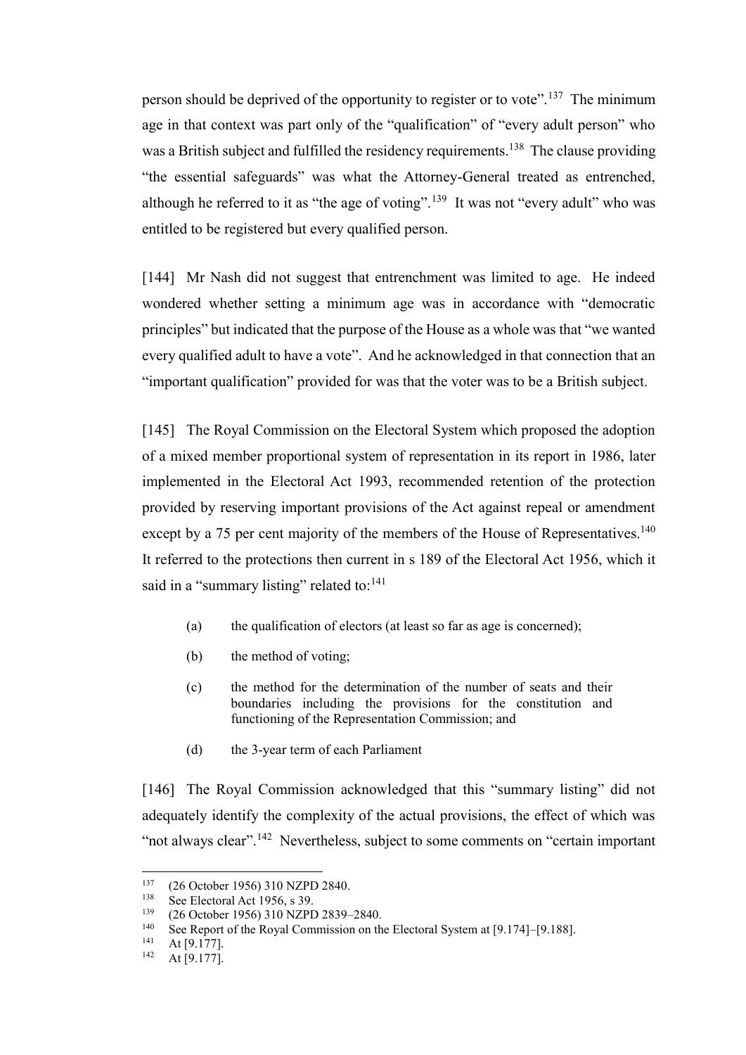person should be deprived of the opportunity to register or to vote".[137] The minimum age in that context was part only of the "qualification" of "every adult person" who was a British subject and fulfilled the residency requirements.[138] The clause providing "the essential safeguards" was what the Attorney-General treated as entrenched, although he referred to it as "the age of voting".[139] It was not "every adult" who was entitled to be registered but every qualified person.

[144] Mr Nash did not suggest that entrenchment was limited to age. He indeed wondered whether setting a minimum age was in accordance with "democratic principles" but indicated that the purpose of the House as a whole was that "we wanted every qualified adult to have a vote". And he acknowledged in that connection that an "important qualification" provided for was that the voter was to be a British subject.

[145] The Royal Commission on the Electoral System which proposed the adoption of a mixed member proportional system of representation in its report in 1986, later implemented in the Electoral Act 1993, recommended retention of the protection provided by reserving important provisions of the Act against repeal or amendment except by a 75 per cent majority of the members of the House of Representatives.[140] It referred to the protections then current in s 189 of the Electoral Act 1956, which it said in a "summary listing" related to:[141]

> (a) the qualification of electors (at least so far as age is concerned);
>
> (b) the method of voting;
>
> (c) the method for the determination of the number of seats and their boundaries including the provisions for the constitution and functioning of the Representation Commission; and
>
> (d) the 3-year term of each Parliament

[146] The Royal Commission acknowledged that this "summary listing" did not adequately identify the complexity of the actual provisions, the effect of which was "not always clear".[142] Nevertheless, subject to some comments on "certain important

---

[137] (26 October 1956) 310 NZPD 2840.

[138] See Electoral Act 1956, s 39.

[139] (26 October 1956) 310 NZPD 2839–2840.

[140] See Report of the Royal Commission on the Electoral System at [9.174]–[9.188].

[141] At [9.177].

[142] At [9.177].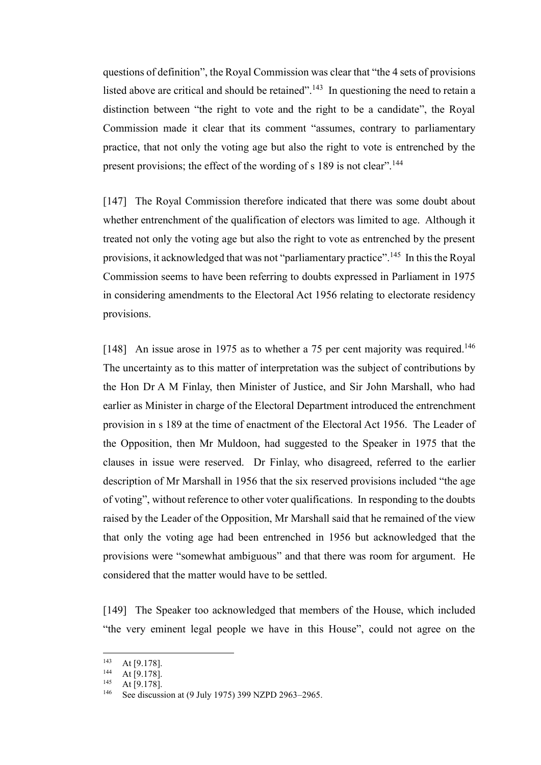questions of definition", the Royal Commission was clear that "the 4 sets of provisions listed above are critical and should be retained".[143] In questioning the need to retain a distinction between "the right to vote and the right to be a candidate", the Royal Commission made it clear that its comment "assumes, contrary to parliamentary practice, that not only the voting age but also the right to vote is entrenched by the present provisions; the effect of the wording of s 189 is not clear".[144]

[147] The Royal Commission therefore indicated that there was some doubt about whether entrenchment of the qualification of electors was limited to age. Although it treated not only the voting age but also the right to vote as entrenched by the present provisions, it acknowledged that was not "parliamentary practice".[145] In this the Royal Commission seems to have been referring to doubts expressed in Parliament in 1975 in considering amendments to the Electoral Act 1956 relating to electorate residency provisions.

[148] An issue arose in 1975 as to whether a 75 per cent majority was required.[146] The uncertainty as to this matter of interpretation was the subject of contributions by the Hon Dr A M Finlay, then Minister of Justice, and Sir John Marshall, who had earlier as Minister in charge of the Electoral Department introduced the entrenchment provision in s 189 at the time of enactment of the Electoral Act 1956. The Leader of the Opposition, then Mr Muldoon, had suggested to the Speaker in 1975 that the clauses in issue were reserved. Dr Finlay, who disagreed, referred to the earlier description of Mr Marshall in 1956 that the six reserved provisions included "the age of voting", without reference to other voter qualifications. In responding to the doubts raised by the Leader of the Opposition, Mr Marshall said that he remained of the view that only the voting age had been entrenched in 1956 but acknowledged that the provisions were "somewhat ambiguous" and that there was room for argument. He considered that the matter would have to be settled.

[149] The Speaker too acknowledged that members of the House, which included "the very eminent legal people we have in this House", could not agree on the

---

[143] At [9.178].

[144] At [9.178].

[145] At [9.178].

[146] See discussion at (9 July 1975) 399 NZPD 2963–2965.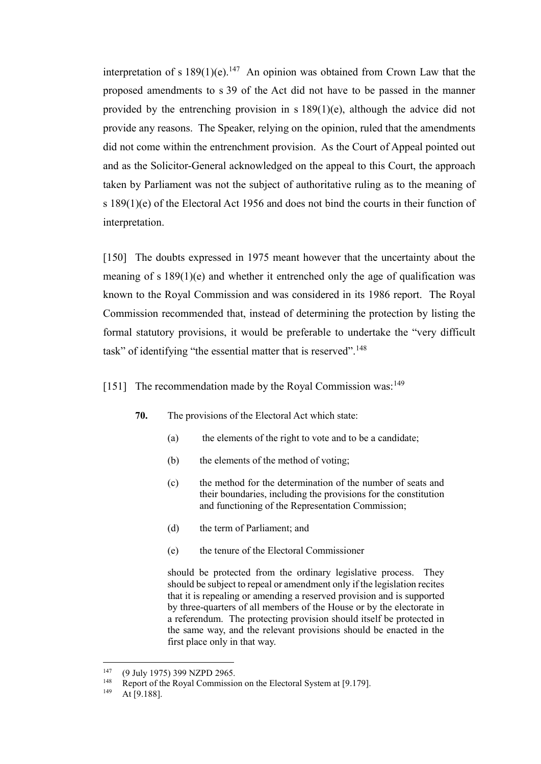interpretation of s 189(1)(e).[147] An opinion was obtained from Crown Law that the proposed amendments to s 39 of the Act did not have to be passed in the manner provided by the entrenching provision in s 189(1)(e), although the advice did not provide any reasons. The Speaker, relying on the opinion, ruled that the amendments did not come within the entrenchment provision. As the Court of Appeal pointed out and as the Solicitor-General acknowledged on the appeal to this Court, the approach taken by Parliament was not the subject of authoritative ruling as to the meaning of s 189(1)(e) of the Electoral Act 1956 and does not bind the courts in their function of interpretation.

[150] The doubts expressed in 1975 meant however that the uncertainty about the meaning of s 189(1)(e) and whether it entrenched only the age of qualification was known to the Royal Commission and was considered in its 1986 report. The Royal Commission recommended that, instead of determining the protection by listing the formal statutory provisions, it would be preferable to undertake the "very difficult task" of identifying "the essential matter that is reserved".[148]

[151] The recommendation made by the Royal Commission was:[149]

> **70.** The provisions of the Electoral Act which state:
>
> (a) the elements of the right to vote and to be a candidate;
>
> (b) the elements of the method of voting;
>
> (c) the method for the determination of the number of seats and their boundaries, including the provisions for the constitution and functioning of the Representation Commission;
>
> (d) the term of Parliament; and
>
> (e) the tenure of the Electoral Commissioner
>
> should be protected from the ordinary legislative process. They should be subject to repeal or amendment only if the legislation recites that it is repealing or amending a reserved provision and is supported by three-quarters of all members of the House or by the electorate in a referendum. The protecting provision should itself be protected in the same way, and the relevant provisions should be enacted in the first place only in that way.

---

[147] (9 July 1975) 399 NZPD 2965.

[148] Report of the Royal Commission on the Electoral System at [9.179].

[149] At [9.188].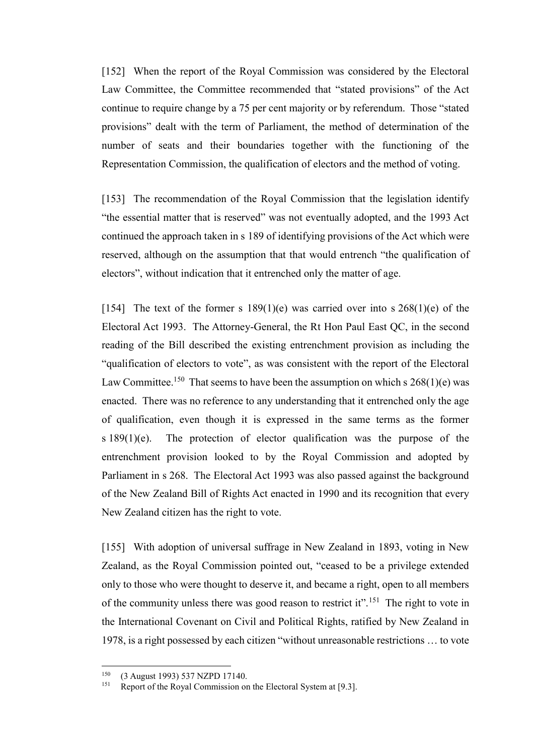[152] When the report of the Royal Commission was considered by the Electoral Law Committee, the Committee recommended that "stated provisions" of the Act continue to require change by a 75 per cent majority or by referendum. Those "stated provisions" dealt with the term of Parliament, the method of determination of the number of seats and their boundaries together with the functioning of the Representation Commission, the qualification of electors and the method of voting.

[153] The recommendation of the Royal Commission that the legislation identify "the essential matter that is reserved" was not eventually adopted, and the 1993 Act continued the approach taken in s 189 of identifying provisions of the Act which were reserved, although on the assumption that that would entrench "the qualification of electors", without indication that it entrenched only the matter of age.

[154] The text of the former s 189(1)(e) was carried over into s 268(1)(e) of the Electoral Act 1993. The Attorney-General, the Rt Hon Paul East QC, in the second reading of the Bill described the existing entrenchment provision as including the "qualification of electors to vote", as was consistent with the report of the Electoral Law Committee.[150] That seems to have been the assumption on which s 268(1)(e) was enacted. There was no reference to any understanding that it entrenched only the age of qualification, even though it is expressed in the same terms as the former s 189(1)(e). The protection of elector qualification was the purpose of the entrenchment provision looked to by the Royal Commission and adopted by Parliament in s 268. The Electoral Act 1993 was also passed against the background of the New Zealand Bill of Rights Act enacted in 1990 and its recognition that every New Zealand citizen has the right to vote.

[155] With adoption of universal suffrage in New Zealand in 1893, voting in New Zealand, as the Royal Commission pointed out, "ceased to be a privilege extended only to those who were thought to deserve it, and became a right, open to all members of the community unless there was good reason to restrict it".[151] The right to vote in the International Covenant on Civil and Political Rights, ratified by New Zealand in 1978, is a right possessed by each citizen "without unreasonable restrictions … to vote

[150] (3 August 1993) 537 NZPD 17140.

[151] Report of the Royal Commission on the Electoral System at [9.3].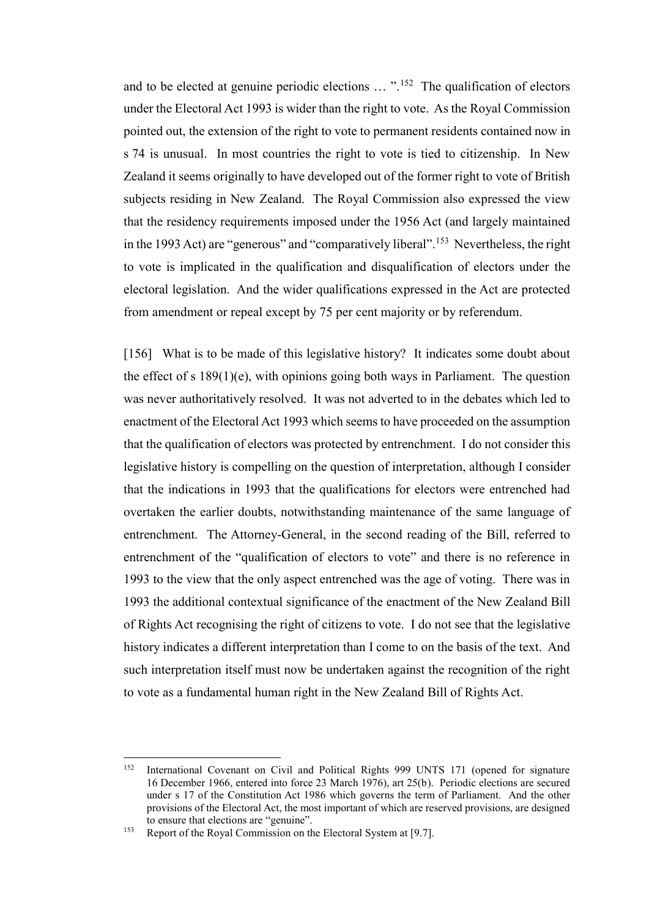and to be elected at genuine periodic elections … ”.[152] The qualification of electors under the Electoral Act 1993 is wider than the right to vote. As the Royal Commission pointed out, the extension of the right to vote to permanent residents contained now in s 74 is unusual. In most countries the right to vote is tied to citizenship. In New Zealand it seems originally to have developed out of the former right to vote of British subjects residing in New Zealand. The Royal Commission also expressed the view that the residency requirements imposed under the 1956 Act (and largely maintained in the 1993 Act) are "generous" and "comparatively liberal".[153] Nevertheless, the right to vote is implicated in the qualification and disqualification of electors under the electoral legislation. And the wider qualifications expressed in the Act are protected from amendment or repeal except by 75 per cent majority or by referendum.

[156] What is to be made of this legislative history? It indicates some doubt about the effect of s 189(1)(e), with opinions going both ways in Parliament. The question was never authoritatively resolved. It was not adverted to in the debates which led to enactment of the Electoral Act 1993 which seems to have proceeded on the assumption that the qualification of electors was protected by entrenchment. I do not consider this legislative history is compelling on the question of interpretation, although I consider that the indications in 1993 that the qualifications for electors were entrenched had overtaken the earlier doubts, notwithstanding maintenance of the same language of entrenchment. The Attorney-General, in the second reading of the Bill, referred to entrenchment of the "qualification of electors to vote" and there is no reference in 1993 to the view that the only aspect entrenched was the age of voting. There was in 1993 the additional contextual significance of the enactment of the New Zealand Bill of Rights Act recognising the right of citizens to vote. I do not see that the legislative history indicates a different interpretation than I come to on the basis of the text. And such interpretation itself must now be undertaken against the recognition of the right to vote as a fundamental human right in the New Zealand Bill of Rights Act.

---

[152] International Covenant on Civil and Political Rights 999 UNTS 171 (opened for signature 16 December 1966, entered into force 23 March 1976), art 25(b). Periodic elections are secured under s 17 of the Constitution Act 1986 which governs the term of Parliament. And the other provisions of the Electoral Act, the most important of which are reserved provisions, are designed to ensure that elections are "genuine".

[153] Report of the Royal Commission on the Electoral System at [9.7].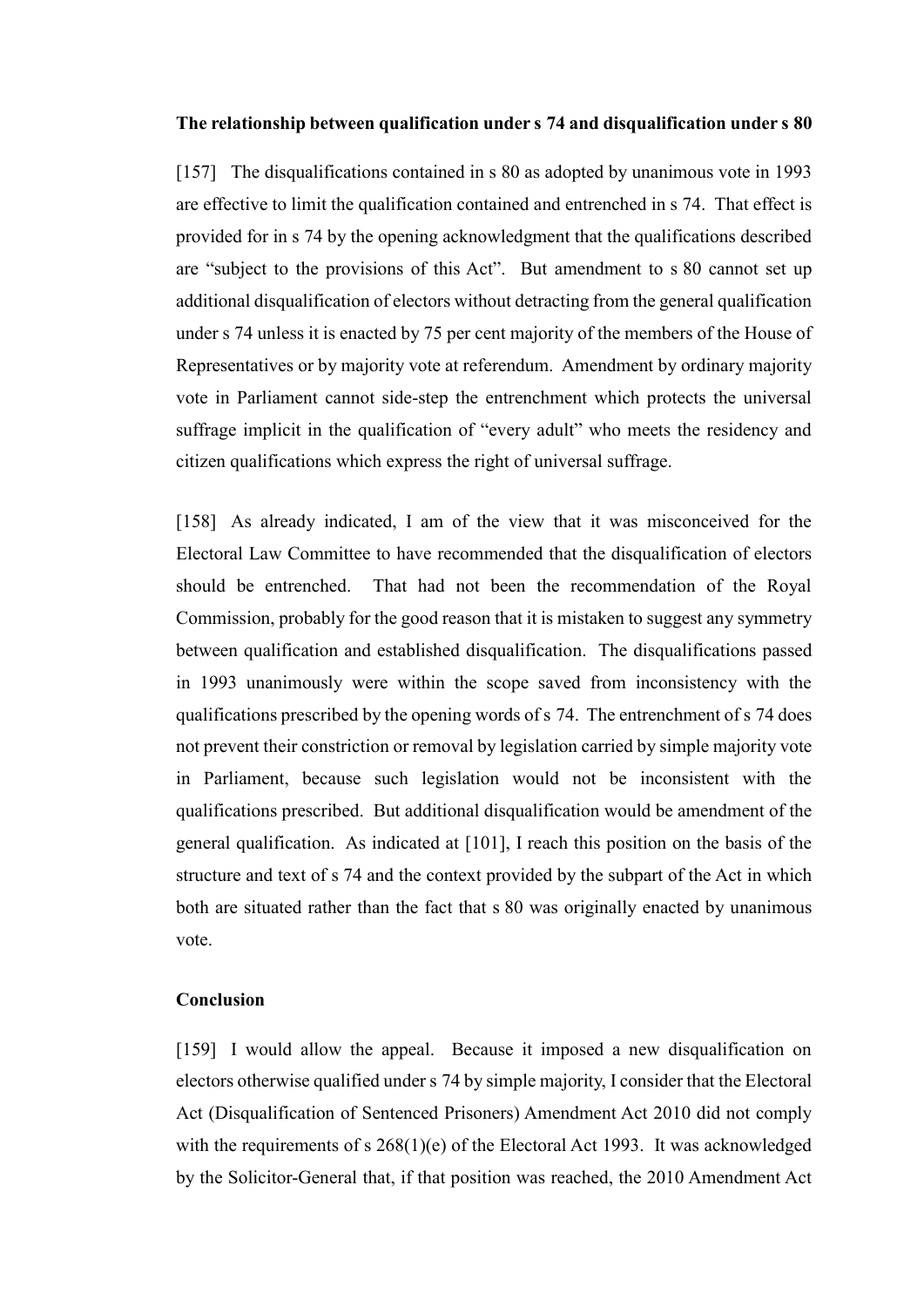**The relationship between qualification under s 74 and disqualification under s 80**

[157] The disqualifications contained in s 80 as adopted by unanimous vote in 1993 are effective to limit the qualification contained and entrenched in s 74. That effect is provided for in s 74 by the opening acknowledgment that the qualifications described are "subject to the provisions of this Act". But amendment to s 80 cannot set up additional disqualification of electors without detracting from the general qualification under s 74 unless it is enacted by 75 per cent majority of the members of the House of Representatives or by majority vote at referendum. Amendment by ordinary majority vote in Parliament cannot side-step the entrenchment which protects the universal suffrage implicit in the qualification of "every adult" who meets the residency and citizen qualifications which express the right of universal suffrage.

[158] As already indicated, I am of the view that it was misconceived for the Electoral Law Committee to have recommended that the disqualification of electors should be entrenched. That had not been the recommendation of the Royal Commission, probably for the good reason that it is mistaken to suggest any symmetry between qualification and established disqualification. The disqualifications passed in 1993 unanimously were within the scope saved from inconsistency with the qualifications prescribed by the opening words of s 74. The entrenchment of s 74 does not prevent their constriction or removal by legislation carried by simple majority vote in Parliament, because such legislation would not be inconsistent with the qualifications prescribed. But additional disqualification would be amendment of the general qualification. As indicated at [101], I reach this position on the basis of the structure and text of s 74 and the context provided by the subpart of the Act in which both are situated rather than the fact that s 80 was originally enacted by unanimous vote.

**Conclusion**

[159] I would allow the appeal. Because it imposed a new disqualification on electors otherwise qualified under s 74 by simple majority, I consider that the Electoral Act (Disqualification of Sentenced Prisoners) Amendment Act 2010 did not comply with the requirements of s 268(1)(e) of the Electoral Act 1993. It was acknowledged by the Solicitor-General that, if that position was reached, the 2010 Amendment Act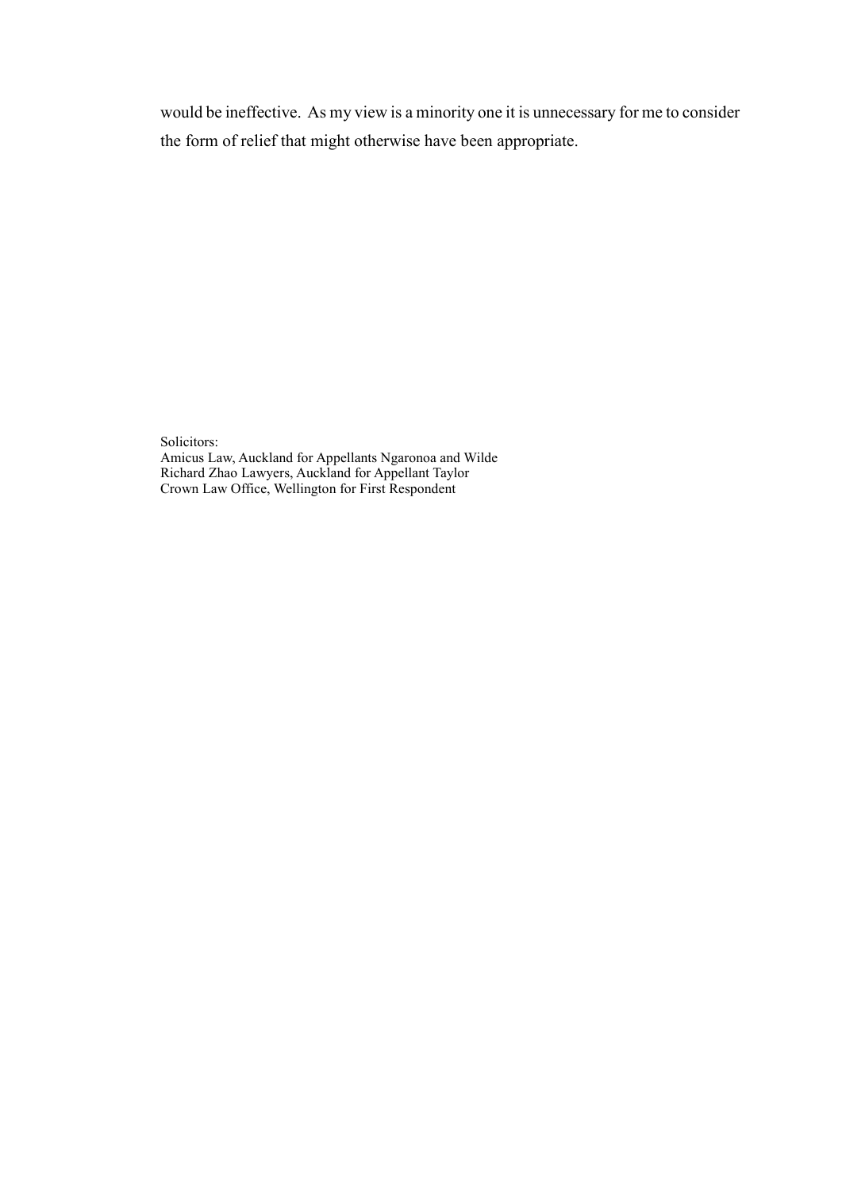would be ineffective. As my view is a minority one it is unnecessary for me to consider the form of relief that might otherwise have been appropriate.

Solicitors:
Amicus Law, Auckland for Appellants Ngaronoa and Wilde
Richard Zhao Lawyers, Auckland for Appellant Taylor
Crown Law Office, Wellington for First Respondent